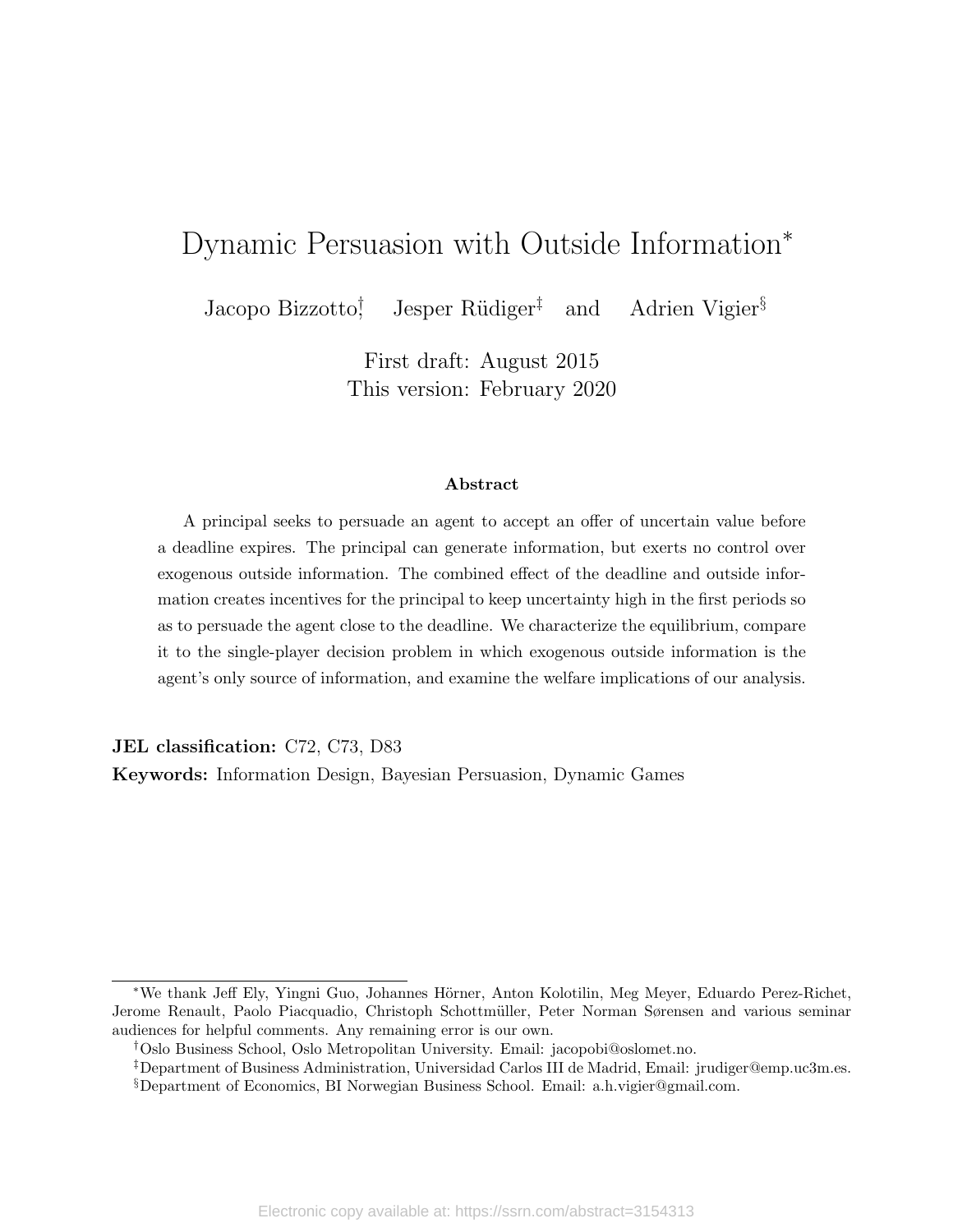# Dynamic Persuasion with Outside Information*

Jacopo Bizzotto[†], Jesper Rüdiger[‡] and Adrien Vigier[§]

First draft: August 2015
This version: February 2020

### Abstract

A principal seeks to persuade an agent to accept an offer of uncertain value before a deadline expires. The principal can generate information, but exerts no control over exogenous outside information. The combined effect of the deadline and outside information creates incentives for the principal to keep uncertainty high in the first periods so as to persuade the agent close to the deadline. We characterize the equilibrium, compare it to the single-player decision problem in which exogenous outside information is the agent's only source of information, and examine the welfare implications of our analysis.

**JEL classification:** C72, C73, D83

**Keywords:** Information Design, Bayesian Persuasion, Dynamic Games

---

*We thank Jeff Ely, Yingni Guo, Johannes Hörner, Anton Kolotilin, Meg Meyer, Eduardo Perez-Richet, Jerome Renault, Paolo Piacquadio, Christoph Schottmüller, Peter Norman Sørensen and various seminar audiences for helpful comments. Any remaining error is our own.

[†]Oslo Business School, Oslo Metropolitan University. Email: jacopobi@oslomet.no.

[‡]Department of Business Administration, Universidad Carlos III de Madrid, Email: jrudiger@emp.uc3m.es.

[§]Department of Economics, BI Norwegian Business School. Email: a.h.vigier@gmail.com.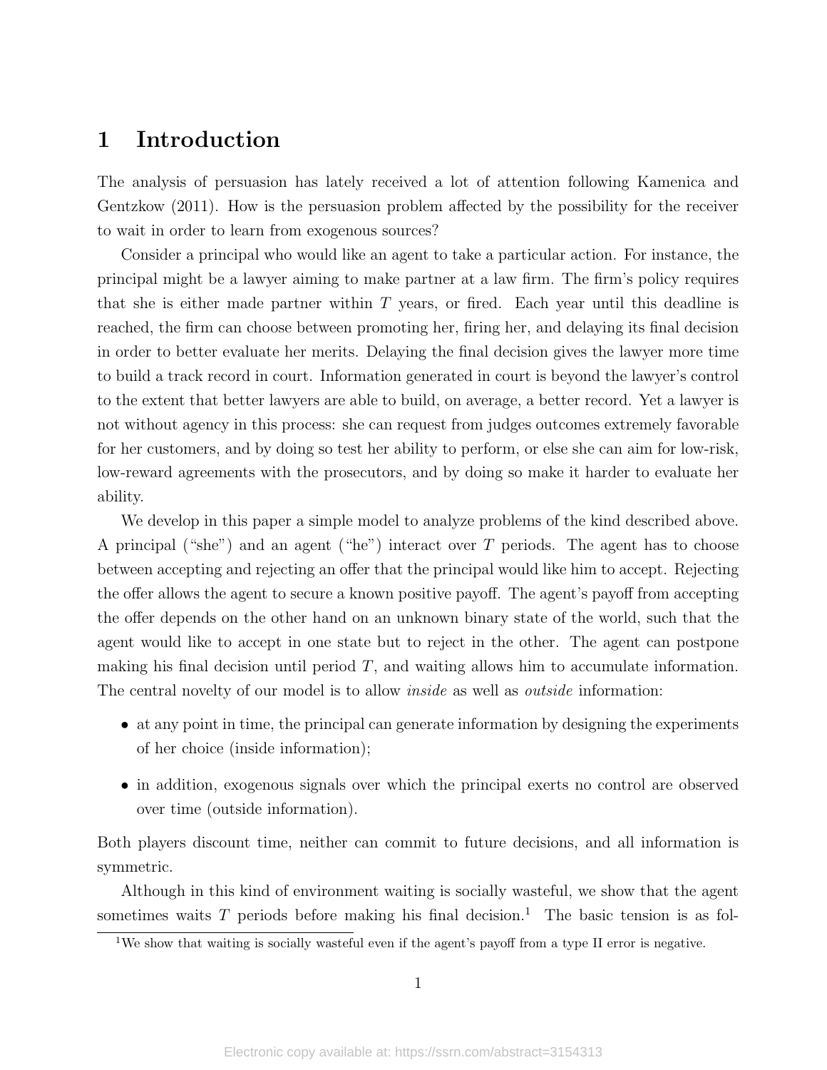# 1 Introduction

The analysis of persuasion has lately received a lot of attention following Kamenica and Gentzkow (2011). How is the persuasion problem affected by the possibility for the receiver to wait in order to learn from exogenous sources?

Consider a principal who would like an agent to take a particular action. For instance, the principal might be a lawyer aiming to make partner at a law firm. The firm's policy requires that she is either made partner within $T$ years, or fired. Each year until this deadline is reached, the firm can choose between promoting her, firing her, and delaying its final decision in order to better evaluate her merits. Delaying the final decision gives the lawyer more time to build a track record in court. Information generated in court is beyond the lawyer's control to the extent that better lawyers are able to build, on average, a better record. Yet a lawyer is not without agency in this process: she can request from judges outcomes extremely favorable for her customers, and by doing so test her ability to perform, or else she can aim for low-risk, low-reward agreements with the prosecutors, and by doing so make it harder to evaluate her ability.

We develop in this paper a simple model to analyze problems of the kind described above. A principal ("she") and an agent ("he") interact over $T$ periods. The agent has to choose between accepting and rejecting an offer that the principal would like him to accept. Rejecting the offer allows the agent to secure a known positive payoff. The agent's payoff from accepting the offer depends on the other hand on an unknown binary state of the world, such that the agent would like to accept in one state but to reject in the other. The agent can postpone making his final decision until period $T$, and waiting allows him to accumulate information. The central novelty of our model is to allow *inside* as well as *outside* information:

- at any point in time, the principal can generate information by designing the experiments of her choice (inside information);
- in addition, exogenous signals over which the principal exerts no control are observed over time (outside information).

Both players discount time, neither can commit to future decisions, and all information is symmetric.

Although in this kind of environment waiting is socially wasteful, we show that the agent sometimes waits $T$ periods before making his final decision.[1] The basic tension is as fol-

[1] We show that waiting is socially wasteful even if the agent's payoff from a type II error is negative.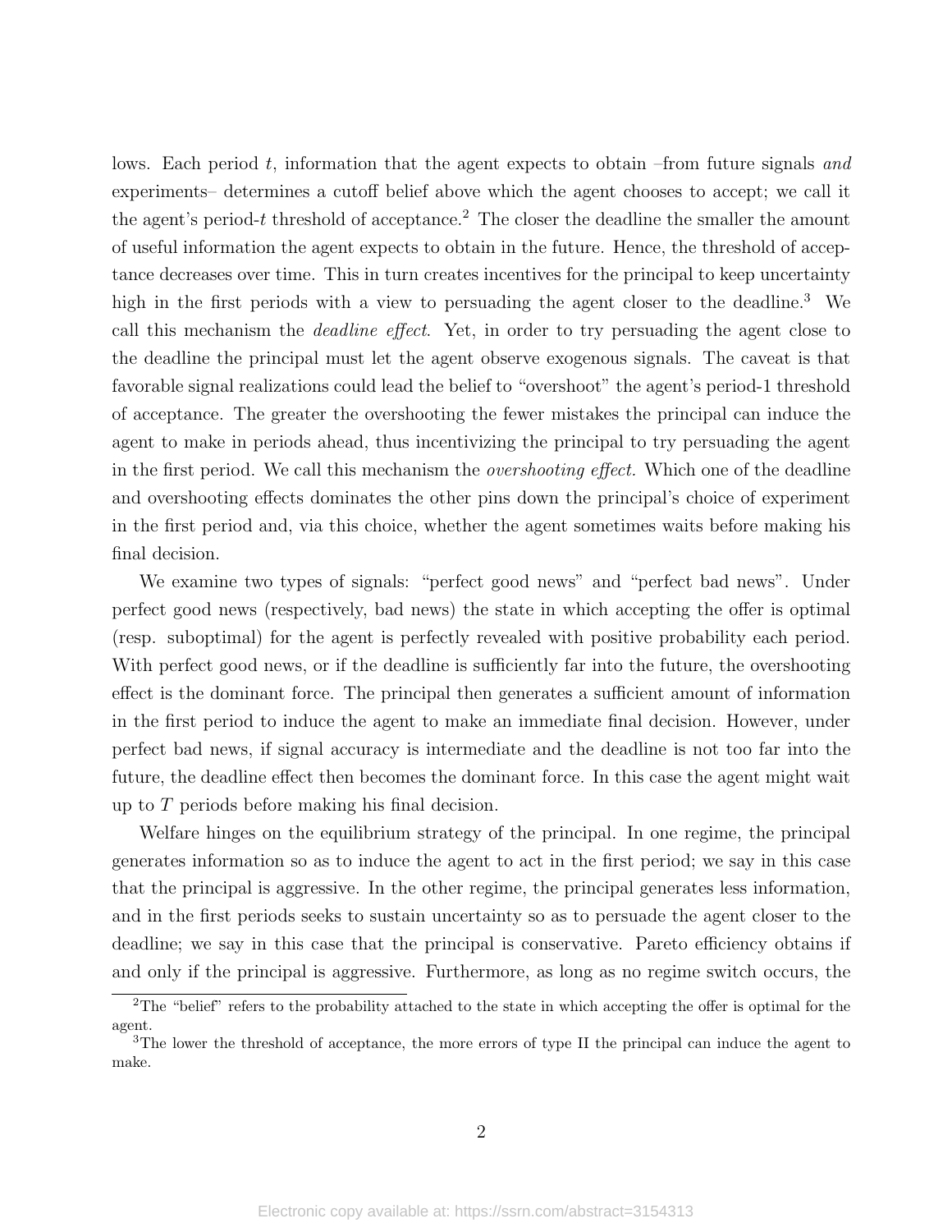lows. Each period $t$, information that the agent expects to obtain –from future signals *and* experiments– determines a cutoff belief above which the agent chooses to accept; we call it the agent's period-$t$ threshold of acceptance.[2] The closer the deadline the smaller the amount of useful information the agent expects to obtain in the future. Hence, the threshold of acceptance decreases over time. This in turn creates incentives for the principal to keep uncertainty high in the first periods with a view to persuading the agent closer to the deadline.[3] We call this mechanism the *deadline effect*. Yet, in order to try persuading the agent close to the deadline the principal must let the agent observe exogenous signals. The caveat is that favorable signal realizations could lead the belief to "overshoot" the agent's period-1 threshold of acceptance. The greater the overshooting the fewer mistakes the principal can induce the agent to make in periods ahead, thus incentivizing the principal to try persuading the agent in the first period. We call this mechanism the *overshooting effect*. Which one of the deadline and overshooting effects dominates the other pins down the principal's choice of experiment in the first period and, via this choice, whether the agent sometimes waits before making his final decision.

We examine two types of signals: "perfect good news" and "perfect bad news". Under perfect good news (respectively, bad news) the state in which accepting the offer is optimal (resp. suboptimal) for the agent is perfectly revealed with positive probability each period. With perfect good news, or if the deadline is sufficiently far into the future, the overshooting effect is the dominant force. The principal then generates a sufficient amount of information in the first period to induce the agent to make an immediate final decision. However, under perfect bad news, if signal accuracy is intermediate and the deadline is not too far into the future, the deadline effect then becomes the dominant force. In this case the agent might wait up to $T$ periods before making his final decision.

Welfare hinges on the equilibrium strategy of the principal. In one regime, the principal generates information so as to induce the agent to act in the first period; we say in this case that the principal is aggressive. In the other regime, the principal generates less information, and in the first periods seeks to sustain uncertainty so as to persuade the agent closer to the deadline; we say in this case that the principal is conservative. Pareto efficiency obtains if and only if the principal is aggressive. Furthermore, as long as no regime switch occurs, the

[2] The "belief" refers to the probability attached to the state in which accepting the offer is optimal for the agent.

[3] The lower the threshold of acceptance, the more errors of type II the principal can induce the agent to make.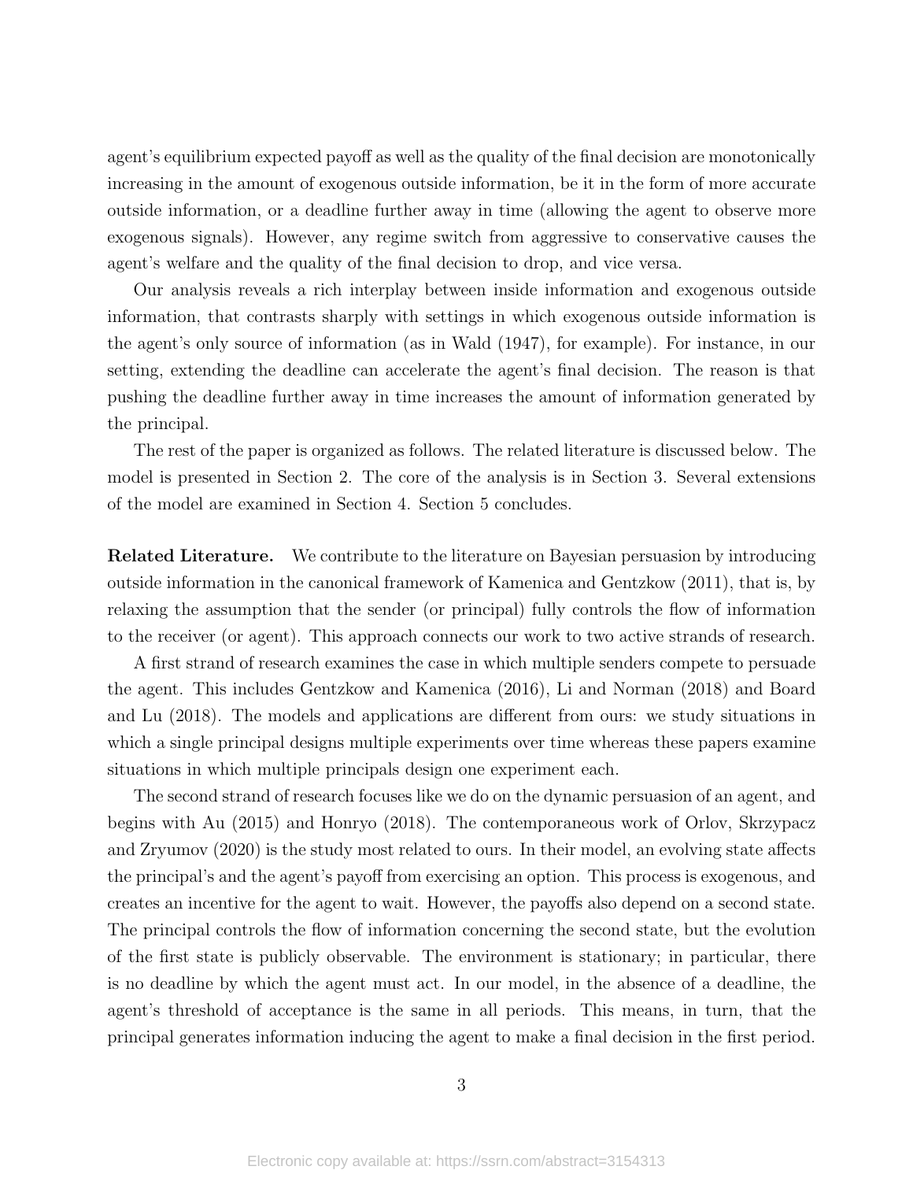agent's equilibrium expected payoff as well as the quality of the final decision are monotonically increasing in the amount of exogenous outside information, be it in the form of more accurate outside information, or a deadline further away in time (allowing the agent to observe more exogenous signals). However, any regime switch from aggressive to conservative causes the agent's welfare and the quality of the final decision to drop, and vice versa.

Our analysis reveals a rich interplay between inside information and exogenous outside information, that contrasts sharply with settings in which exogenous outside information is the agent's only source of information (as in Wald (1947), for example). For instance, in our setting, extending the deadline can accelerate the agent's final decision. The reason is that pushing the deadline further away in time increases the amount of information generated by the principal.

The rest of the paper is organized as follows. The related literature is discussed below. The model is presented in Section 2. The core of the analysis is in Section 3. Several extensions of the model are examined in Section 4. Section 5 concludes.

**Related Literature.** We contribute to the literature on Bayesian persuasion by introducing outside information in the canonical framework of Kamenica and Gentzkow (2011), that is, by relaxing the assumption that the sender (or principal) fully controls the flow of information to the receiver (or agent). This approach connects our work to two active strands of research.

A first strand of research examines the case in which multiple senders compete to persuade the agent. This includes Gentzkow and Kamenica (2016), Li and Norman (2018) and Board and Lu (2018). The models and applications are different from ours: we study situations in which a single principal designs multiple experiments over time whereas these papers examine situations in which multiple principals design one experiment each.

The second strand of research focuses like we do on the dynamic persuasion of an agent, and begins with Au (2015) and Honryo (2018). The contemporaneous work of Orlov, Skrzypacz and Zryumov (2020) is the study most related to ours. In their model, an evolving state affects the principal's and the agent's payoff from exercising an option. This process is exogenous, and creates an incentive for the agent to wait. However, the payoffs also depend on a second state. The principal controls the flow of information concerning the second state, but the evolution of the first state is publicly observable. The environment is stationary; in particular, there is no deadline by which the agent must act. In our model, in the absence of a deadline, the agent's threshold of acceptance is the same in all periods. This means, in turn, that the principal generates information inducing the agent to make a final decision in the first period.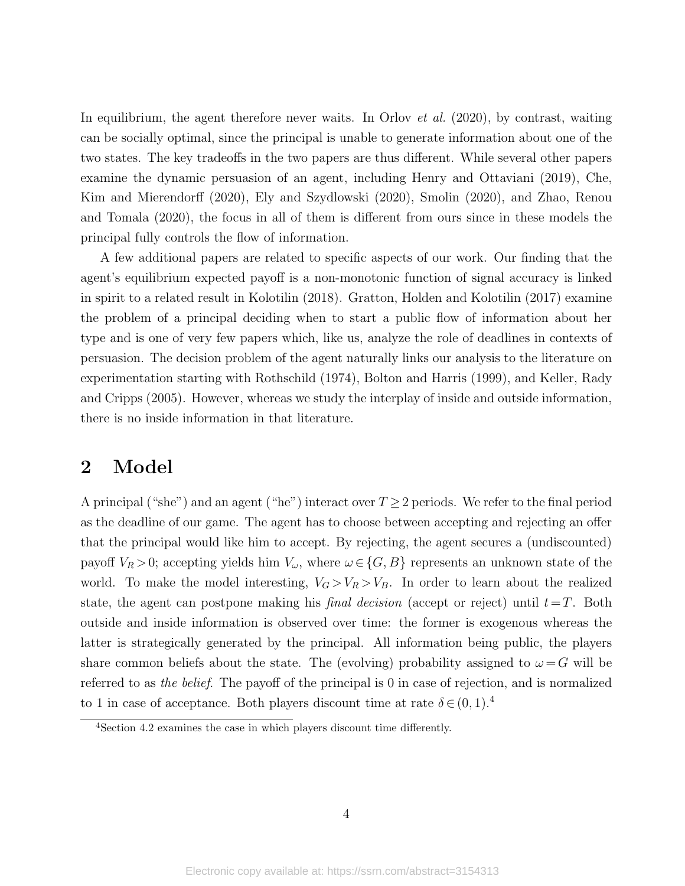In equilibrium, the agent therefore never waits. In Orlov *et al.* (2020), by contrast, waiting can be socially optimal, since the principal is unable to generate information about one of the two states. The key tradeoffs in the two papers are thus different. While several other papers examine the dynamic persuasion of an agent, including Henry and Ottaviani (2019), Che, Kim and Mierendorff (2020), Ely and Szydlowski (2020), Smolin (2020), and Zhao, Renou and Tomala (2020), the focus in all of them is different from ours since in these models the principal fully controls the flow of information.

A few additional papers are related to specific aspects of our work. Our finding that the agent's equilibrium expected payoff is a non-monotonic function of signal accuracy is linked in spirit to a related result in Kolotilin (2018). Gratton, Holden and Kolotilin (2017) examine the problem of a principal deciding when to start a public flow of information about her type and is one of very few papers which, like us, analyze the role of deadlines in contexts of persuasion. The decision problem of the agent naturally links our analysis to the literature on experimentation starting with Rothschild (1974), Bolton and Harris (1999), and Keller, Rady and Cripps (2005). However, whereas we study the interplay of inside and outside information, there is no inside information in that literature.

## 2 Model

A principal ("she") and an agent ("he") interact over $T \geq 2$ periods. We refer to the final period as the deadline of our game. The agent has to choose between accepting and rejecting an offer that the principal would like him to accept. By rejecting, the agent secures a (undiscounted) payoff $V_R > 0$; accepting yields him $V_\omega$, where $\omega \in \{G, B\}$ represents an unknown state of the world. To make the model interesting, $V_G > V_R > V_B$. In order to learn about the realized state, the agent can postpone making his *final decision* (accept or reject) until $t = T$. Both outside and inside information is observed over time: the former is exogenous whereas the latter is strategically generated by the principal. All information being public, the players share common beliefs about the state. The (evolving) probability assigned to $\omega = G$ will be referred to as *the belief*. The payoff of the principal is 0 in case of rejection, and is normalized to 1 in case of acceptance. Both players discount time at rate $\delta \in (0, 1)$.[4]

[4] Section 4.2 examines the case in which players discount time differently.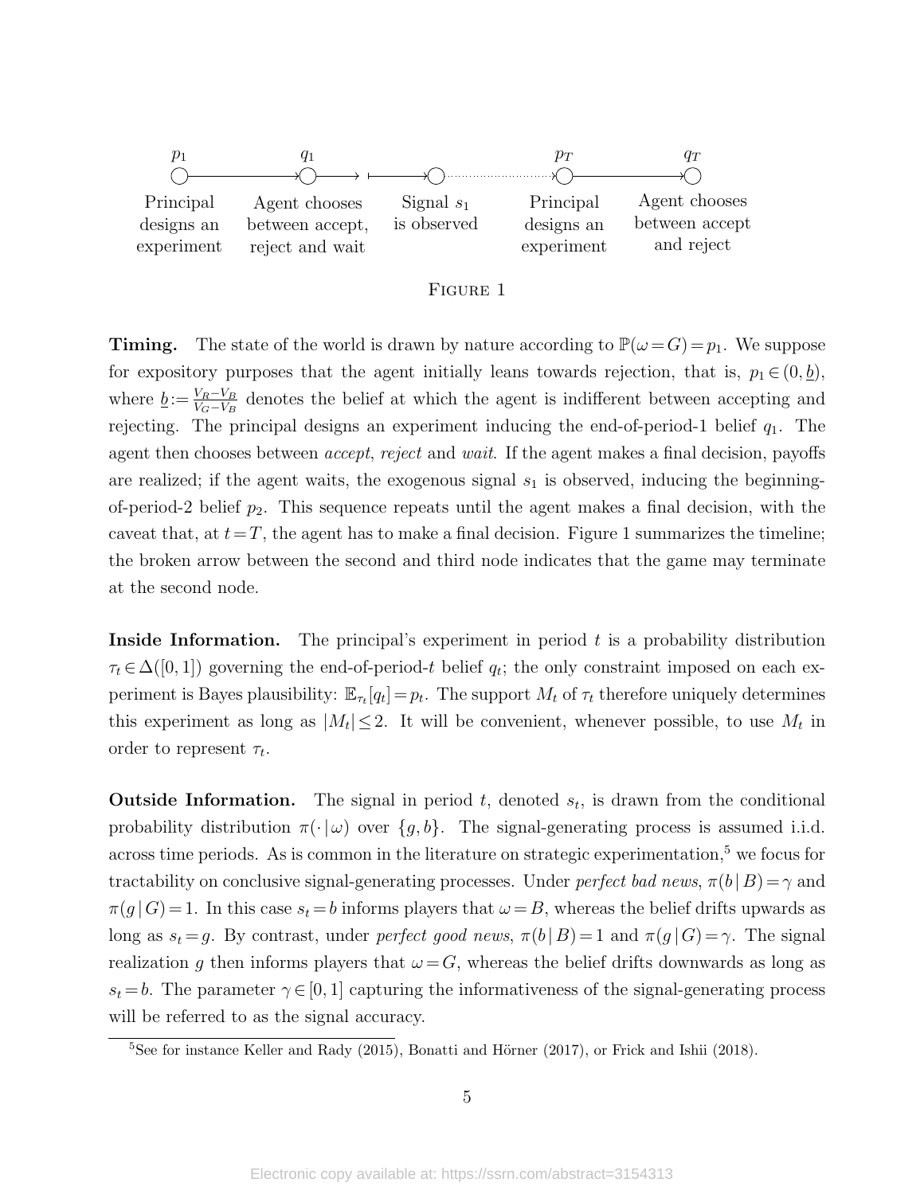FIGURE 1

**Timing.** The state of the world is drawn by nature according to $\mathbb{P}(\omega = G) = p_1$. We suppose for expository purposes that the agent initially leans towards rejection, that is, $p_1 \in (0, \underline{b})$, where $\underline{b} := \frac{V_R - V_B}{V_G - V_B}$ denotes the belief at which the agent is indifferent between accepting and rejecting. The principal designs an experiment inducing the end-of-period-1 belief $q_1$. The agent then chooses between *accept*, *reject* and *wait*. If the agent makes a final decision, payoffs are realized; if the agent waits, the exogenous signal $s_1$ is observed, inducing the beginning-of-period-2 belief $p_2$. This sequence repeats until the agent makes a final decision, with the caveat that, at $t = T$, the agent has to make a final decision. Figure 1 summarizes the timeline; the broken arrow between the second and third node indicates that the game may terminate at the second node.

**Inside Information.** The principal's experiment in period $t$ is a probability distribution $\tau_t \in \Delta([0,1])$ governing the end-of-period-$t$ belief $q_t$; the only constraint imposed on each experiment is Bayes plausibility: $\mathbb{E}_{\tau_t}[q_t] = p_t$. The support $M_t$ of $\tau_t$ therefore uniquely determines this experiment as long as $|M_t| \leq 2$. It will be convenient, whenever possible, to use $M_t$ in order to represent $\tau_t$.

**Outside Information.** The signal in period $t$, denoted $s_t$, is drawn from the conditional probability distribution $\pi(\cdot \mid \omega)$ over $\{g, b\}$. The signal-generating process is assumed i.i.d. across time periods. As is common in the literature on strategic experimentation,[5] we focus for tractability on conclusive signal-generating processes. Under *perfect bad news*, $\pi(b \mid B) = \gamma$ and $\pi(g \mid G) = 1$. In this case $s_t = b$ informs players that $\omega = B$, whereas the belief drifts upwards as long as $s_t = g$. By contrast, under *perfect good news*, $\pi(b \mid B) = 1$ and $\pi(g \mid G) = \gamma$. The signal realization $g$ then informs players that $\omega = G$, whereas the belief drifts downwards as long as $s_t = b$. The parameter $\gamma \in [0,1]$ capturing the informativeness of the signal-generating process will be referred to as the signal accuracy.

[5] See for instance Keller and Rady (2015), Bonatti and Hörner (2017), or Frick and Ishii (2018).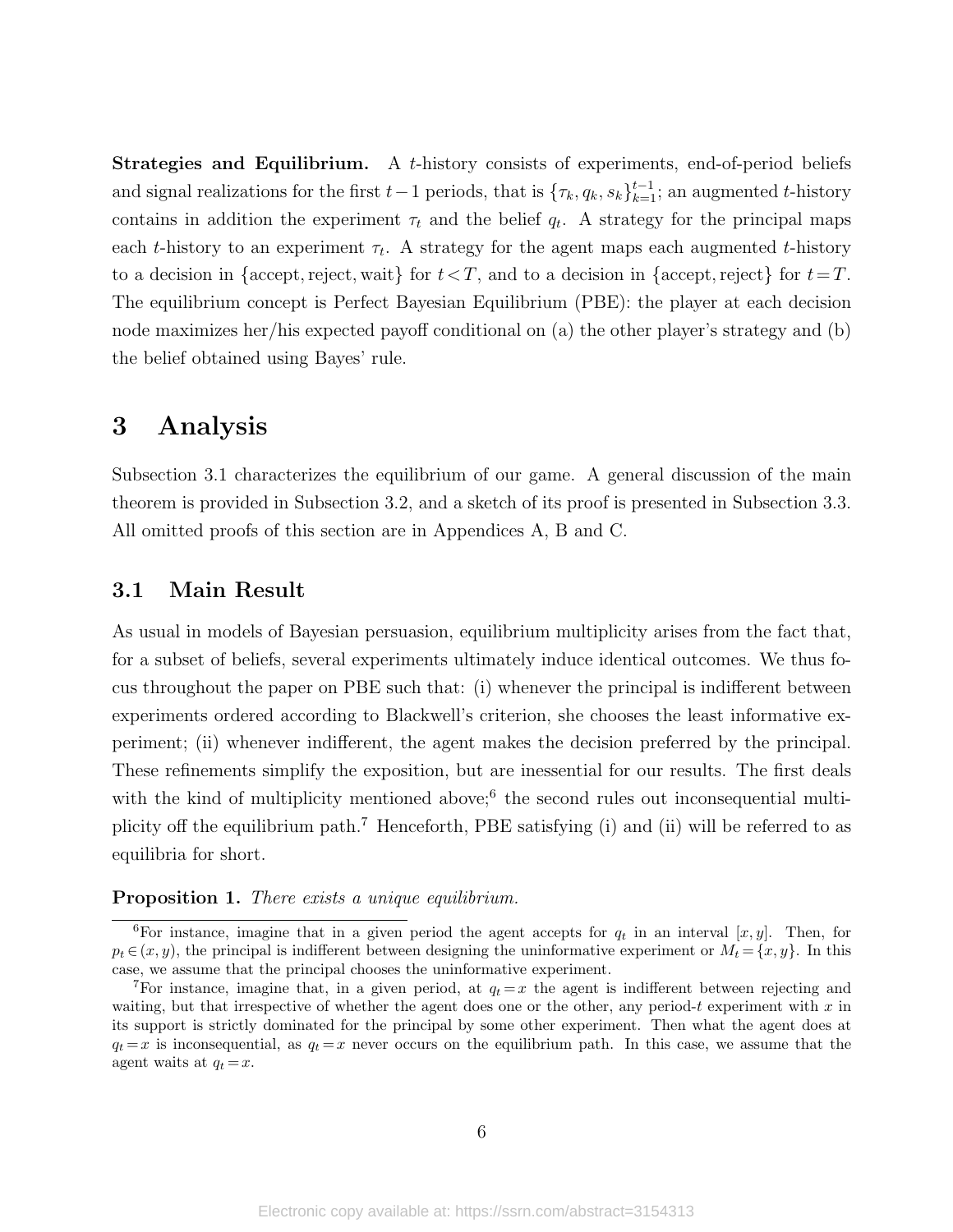**Strategies and Equilibrium.** A $t$-history consists of experiments, end-of-period beliefs and signal realizations for the first $t-1$ periods, that is $\{\tau_k, q_k, s_k\}_{k=1}^{t-1}$; an augmented $t$-history contains in addition the experiment $\tau_t$ and the belief $q_t$. A strategy for the principal maps each $t$-history to an experiment $\tau_t$. A strategy for the agent maps each augmented $t$-history to a decision in $\{\text{accept}, \text{reject}, \text{wait}\}$ for $t<T$, and to a decision in $\{\text{accept}, \text{reject}\}$ for $t=T$. The equilibrium concept is Perfect Bayesian Equilibrium (PBE): the player at each decision node maximizes her/his expected payoff conditional on (a) the other player's strategy and (b) the belief obtained using Bayes' rule.

# 3 Analysis

Subsection 3.1 characterizes the equilibrium of our game. A general discussion of the main theorem is provided in Subsection 3.2, and a sketch of its proof is presented in Subsection 3.3. All omitted proofs of this section are in Appendices A, B and C.

## 3.1 Main Result

As usual in models of Bayesian persuasion, equilibrium multiplicity arises from the fact that, for a subset of beliefs, several experiments ultimately induce identical outcomes. We thus focus throughout the paper on PBE such that: (i) whenever the principal is indifferent between experiments ordered according to Blackwell's criterion, she chooses the least informative experiment; (ii) whenever indifferent, the agent makes the decision preferred by the principal. These refinements simplify the exposition, but are inessential for our results. The first deals with the kind of multiplicity mentioned above;[6] the second rules out inconsequential multiplicity off the equilibrium path.[7] Henceforth, PBE satisfying (i) and (ii) will be referred to as equilibria for short.

**Proposition 1.** *There exists a unique equilibrium.*

[6] For instance, imagine that in a given period the agent accepts for $q_t$ in an interval $[x, y]$. Then, for $p_t \in (x, y)$, the principal is indifferent between designing the uninformative experiment or $M_t = \{x, y\}$. In this case, we assume that the principal chooses the uninformative experiment.

[7] For instance, imagine that, in a given period, at $q_t = x$ the agent is indifferent between rejecting and waiting, but that irrespective of whether the agent does one or the other, any period-$t$ experiment with $x$ in its support is strictly dominated for the principal by some other experiment. Then what the agent does at $q_t = x$ is inconsequential, as $q_t = x$ never occurs on the equilibrium path. In this case, we assume that the agent waits at $q_t = x$.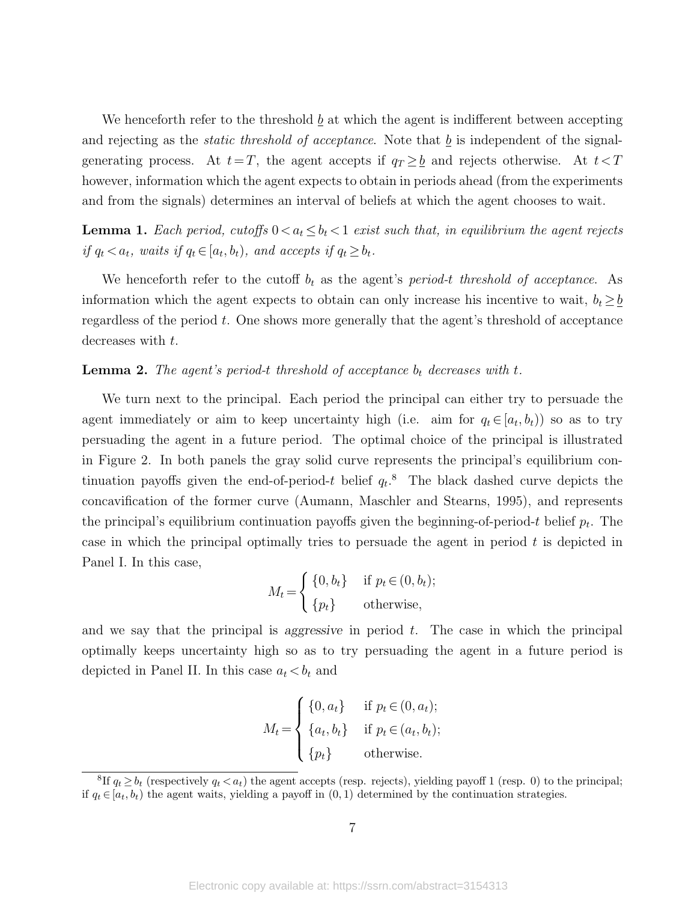We henceforth refer to the threshold $\underline{b}$ at which the agent is indifferent between accepting and rejecting as the *static threshold of acceptance*. Note that $\underline{b}$ is independent of the signal-generating process. At $t = T$, the agent accepts if $q_T \geq \underline{b}$ and rejects otherwise. At $t < T$ however, information which the agent expects to obtain in periods ahead (from the experiments and from the signals) determines an interval of beliefs at which the agent chooses to wait.

**Lemma 1.** *Each period, cutoffs $0 < a_t \leq b_t < 1$ exist such that, in equilibrium the agent rejects if $q_t < a_t$, waits if $q_t \in [a_t, b_t)$, and accepts if $q_t \geq b_t$.*

We henceforth refer to the cutoff $b_t$ as the agent's *period-t threshold of acceptance.* As information which the agent expects to obtain can only increase his incentive to wait, $b_t \geq \underline{b}$ regardless of the period $t$. One shows more generally that the agent's threshold of acceptance decreases with $t$.

**Lemma 2.** *The agent's period-t threshold of acceptance $b_t$ decreases with $t$.*

We turn next to the principal. Each period the principal can either try to persuade the agent immediately or aim to keep uncertainty high (i.e. aim for $q_t \in [a_t, b_t)$) so as to try persuading the agent in a future period. The optimal choice of the principal is illustrated in Figure 2. In both panels the gray solid curve represents the principal's equilibrium continuation payoffs given the end-of-period-$t$ belief $q_t$.[8] The black dashed curve depicts the concavification of the former curve (Aumann, Maschler and Stearns, 1995), and represents the principal's equilibrium continuation payoffs given the beginning-of-period-$t$ belief $p_t$. The case in which the principal optimally tries to persuade the agent in period $t$ is depicted in Panel I. In this case,

$$M_t = \begin{cases} \{0, b_t\} & \text{if } p_t \in (0, b_t); \\ \{p_t\} & \text{otherwise,} \end{cases}$$

and we say that the principal is *aggressive* in period $t$. The case in which the principal optimally keeps uncertainty high so as to try persuading the agent in a future period is depicted in Panel II. In this case $a_t < b_t$ and

$$M_t = \begin{cases} \{0, a_t\} & \text{if } p_t \in (0, a_t); \\ \{a_t, b_t\} & \text{if } p_t \in (a_t, b_t); \\ \{p_t\} & \text{otherwise.} \end{cases}$$

[8] If $q_t \geq b_t$ (respectively $q_t < a_t$) the agent accepts (resp. rejects), yielding payoff 1 (resp. 0) to the principal; if $q_t \in [a_t, b_t)$ the agent waits, yielding a payoff in $(0, 1)$ determined by the continuation strategies.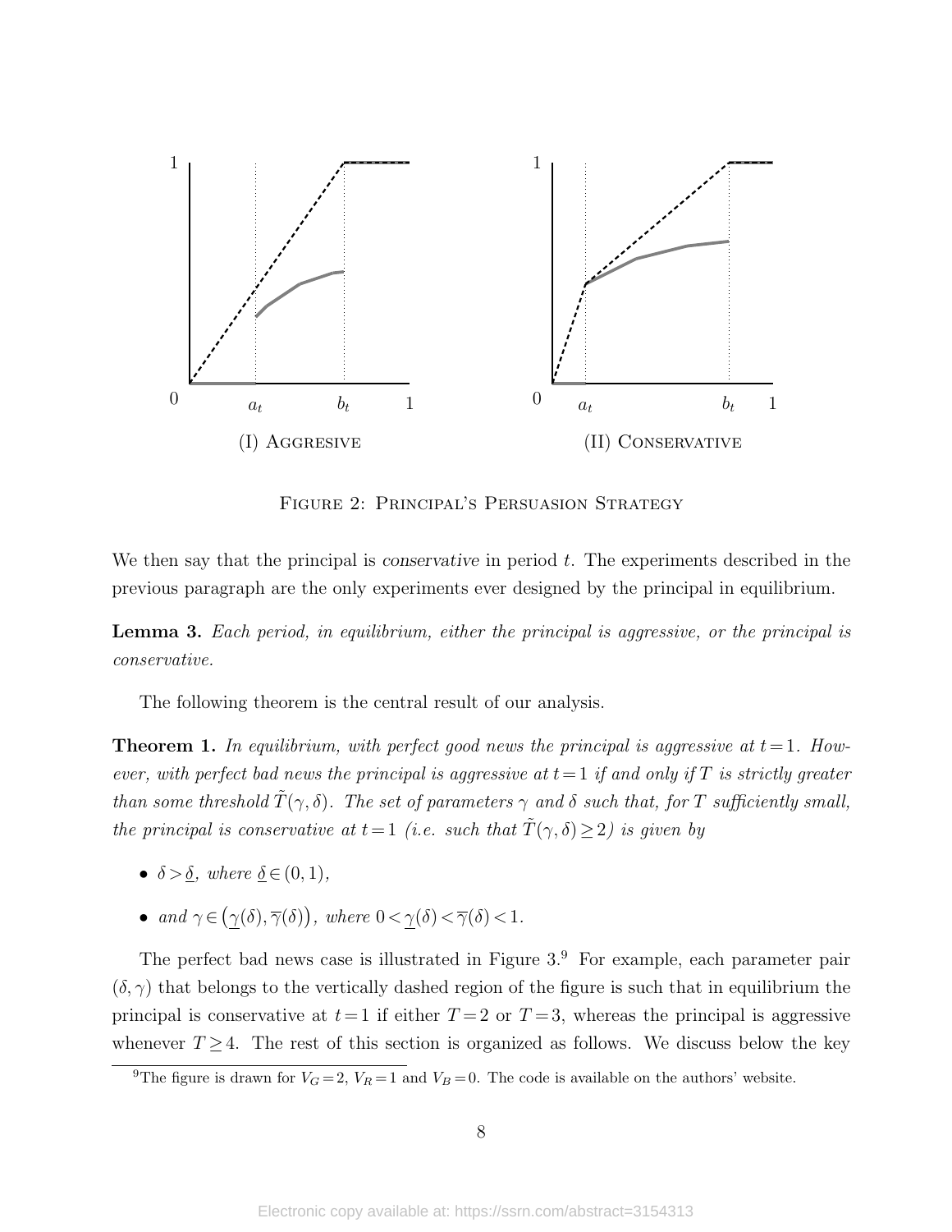(I) Aggresive

(II) Conservative

Figure 2: Principal's Persuasion Strategy

We then say that the principal is *conservative* in period $t$. The experiments described in the previous paragraph are the only experiments ever designed by the principal in equilibrium.

**Lemma 3.** *Each period, in equilibrium, either the principal is aggressive, or the principal is conservative.*

The following theorem is the central result of our analysis.

**Theorem 1.** *In equilibrium, with perfect good news the principal is aggressive at $t = 1$. However, with perfect bad news the principal is aggressive at $t = 1$ if and only if $T$ is strictly greater than some threshold $\tilde{T}(\gamma, \delta)$. The set of parameters $\gamma$ and $\delta$ such that, for $T$ sufficiently small, the principal is conservative at $t = 1$ (i.e. such that $\tilde{T}(\gamma, \delta) \geq 2$) is given by*

- *$\delta > \underline{\delta}$, where $\underline{\delta} \in (0, 1)$,*
- *and $\gamma \in \left(\underline{\gamma}(\delta), \overline{\gamma}(\delta)\right)$, where $0 < \underline{\gamma}(\delta) < \overline{\gamma}(\delta) < 1$.*

The perfect bad news case is illustrated in Figure 3.[9] For example, each parameter pair $(\delta, \gamma)$ that belongs to the vertically dashed region of the figure is such that in equilibrium the principal is conservative at $t = 1$ if either $T = 2$ or $T = 3$, whereas the principal is aggressive whenever $T \geq 4$. The rest of this section is organized as follows. We discuss below the key

[9] The figure is drawn for $V_G = 2$, $V_R = 1$ and $V_B = 0$. The code is available on the authors' website.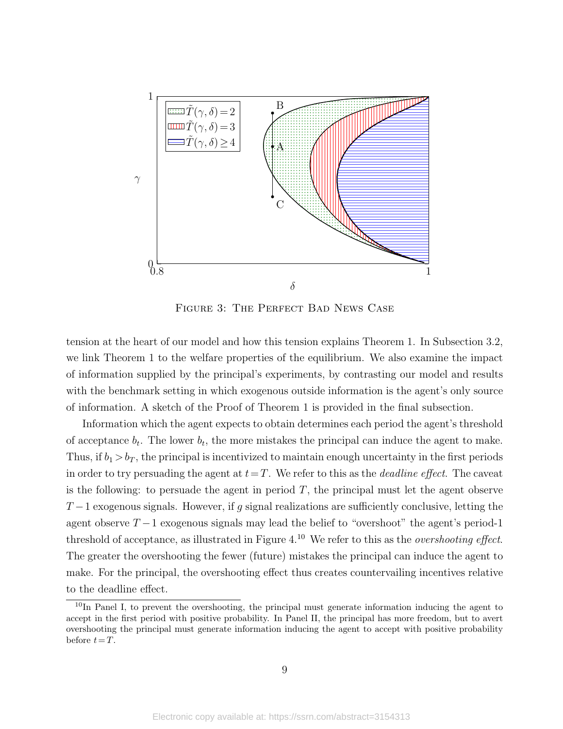FIGURE 3: THE PERFECT BAD NEWS CASE

tension at the heart of our model and how this tension explains Theorem 1. In Subsection 3.2, we link Theorem 1 to the welfare properties of the equilibrium. We also examine the impact of information supplied by the principal's experiments, by contrasting our model and results with the benchmark setting in which exogenous outside information is the agent's only source of information. A sketch of the Proof of Theorem 1 is provided in the final subsection.

Information which the agent expects to obtain determines each period the agent's threshold of acceptance $b_t$. The lower $b_t$, the more mistakes the principal can induce the agent to make. Thus, if $b_1 > b_T$, the principal is incentivized to maintain enough uncertainty in the first periods in order to try persuading the agent at $t = T$. We refer to this as the *deadline effect*. The caveat is the following: to persuade the agent in period $T$, the principal must let the agent observe $T - 1$ exogenous signals. However, if $g$ signal realizations are sufficiently conclusive, letting the agent observe $T - 1$ exogenous signals may lead the belief to "overshoot" the agent's period-1 threshold of acceptance, as illustrated in Figure 4.[10] We refer to this as the *overshooting effect*. The greater the overshooting the fewer (future) mistakes the principal can induce the agent to make. For the principal, the overshooting effect thus creates countervailing incentives relative to the deadline effect.

[10] In Panel I, to prevent the overshooting, the principal must generate information inducing the agent to accept in the first period with positive probability. In Panel II, the principal has more freedom, but to avert overshooting the principal must generate information inducing the agent to accept with positive probability before $t = T$.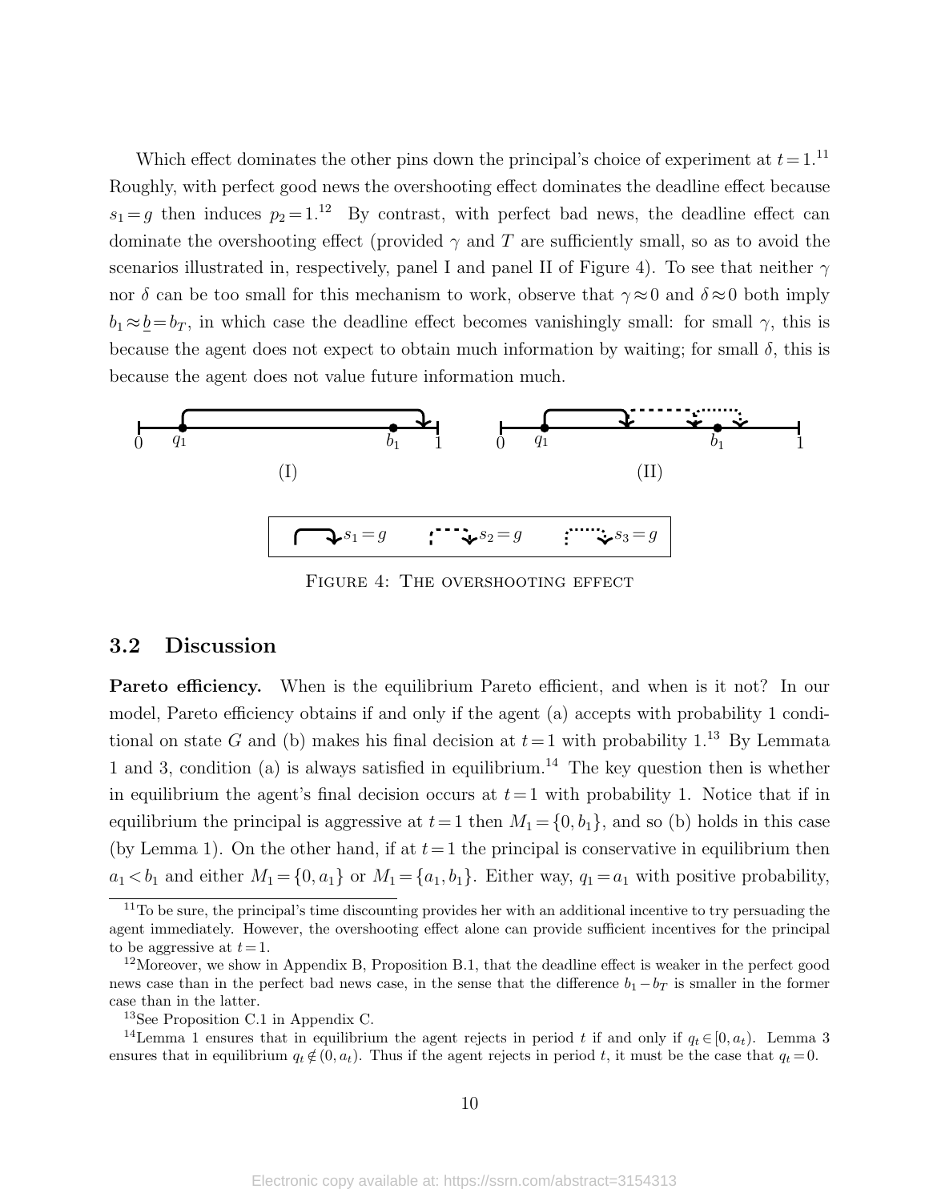Which effect dominates the other pins down the principal's choice of experiment at $t=1$.[11] Roughly, with perfect good news the overshooting effect dominates the deadline effect because $s_1=g$ then induces $p_2=1$.[12] By contrast, with perfect bad news, the deadline effect can dominate the overshooting effect (provided $\gamma$ and $T$ are sufficiently small, so as to avoid the scenarios illustrated in, respectively, panel I and panel II of Figure 4). To see that neither $\gamma$ nor $\delta$ can be too small for this mechanism to work, observe that $\gamma \approx 0$ and $\delta \approx 0$ both imply $b_1 \approx \underline{b} = b_T$, in which case the deadline effect becomes vanishingly small: for small $\gamma$, this is because the agent does not expect to obtain much information by waiting; for small $\delta$, this is because the agent does not value future information much.

Figure 4: The overshooting effect

## 3.2 Discussion

**Pareto efficiency.** When is the equilibrium Pareto efficient, and when is it not? In our model, Pareto efficiency obtains if and only if the agent (a) accepts with probability 1 conditional on state $G$ and (b) makes his final decision at $t=1$ with probability 1.[13] By Lemmata 1 and 3, condition (a) is always satisfied in equilibrium.[14] The key question then is whether in equilibrium the agent's final decision occurs at $t=1$ with probability 1. Notice that if in equilibrium the principal is aggressive at $t=1$ then $M_1=\{0,b_1\}$, and so (b) holds in this case (by Lemma 1). On the other hand, if at $t=1$ the principal is conservative in equilibrium then $a_1<b_1$ and either $M_1=\{0,a_1\}$ or $M_1=\{a_1,b_1\}$. Either way, $q_1=a_1$ with positive probability,

[11] To be sure, the principal's time discounting provides her with an additional incentive to try persuading the agent immediately. However, the overshooting effect alone can provide sufficient incentives for the principal to be aggressive at $t=1$.

[12] Moreover, we show in Appendix B, Proposition B.1, that the deadline effect is weaker in the perfect good news case than in the perfect bad news case, in the sense that the difference $b_1-b_T$ is smaller in the former case than in the latter.

[13] See Proposition C.1 in Appendix C.

[14] Lemma 1 ensures that in equilibrium the agent rejects in period $t$ if and only if $q_t\in[0,a_t)$. Lemma 3 ensures that in equilibrium $q_t\notin(0,a_t)$. Thus if the agent rejects in period $t$, it must be the case that $q_t=0$.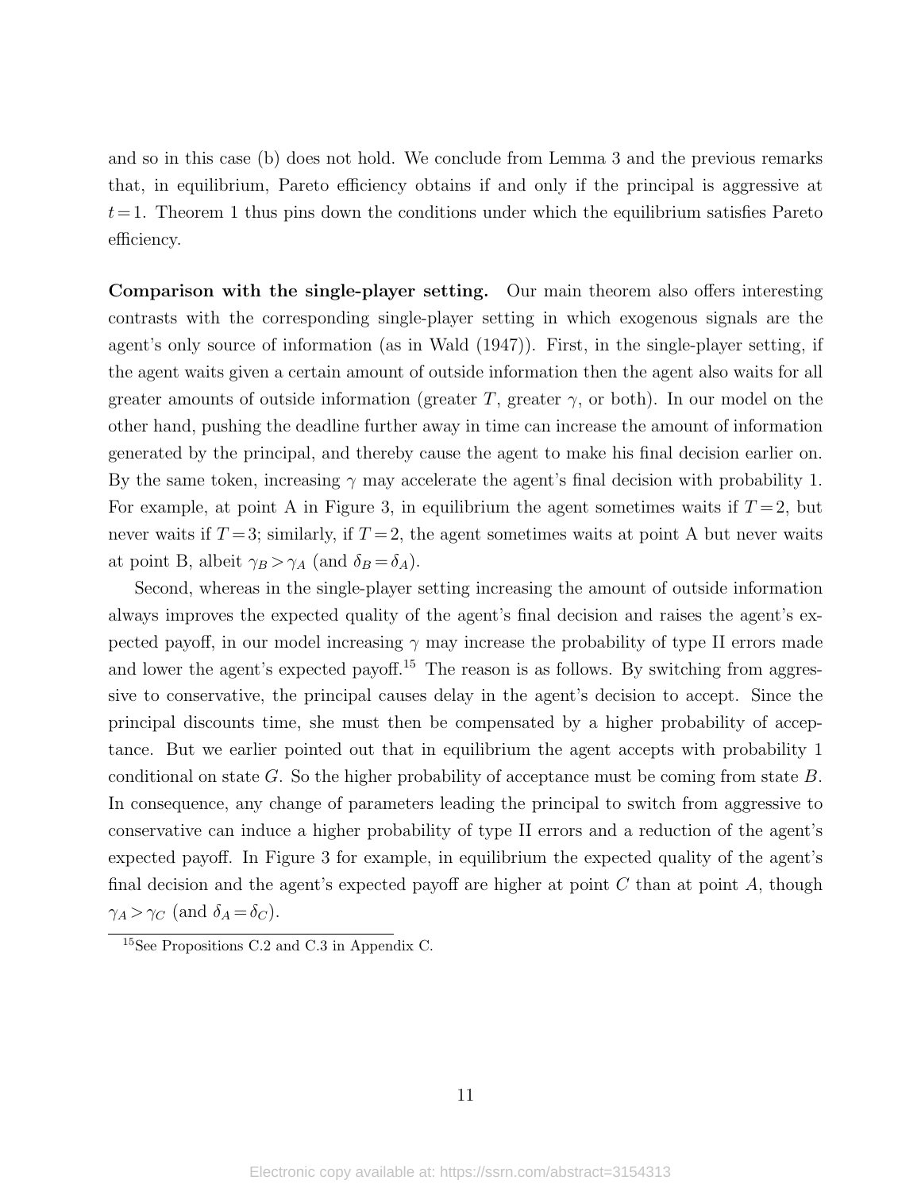and so in this case (b) does not hold. We conclude from Lemma 3 and the previous remarks that, in equilibrium, Pareto efficiency obtains if and only if the principal is aggressive at $t=1$. Theorem 1 thus pins down the conditions under which the equilibrium satisfies Pareto efficiency.

**Comparison with the single-player setting.** Our main theorem also offers interesting contrasts with the corresponding single-player setting in which exogenous signals are the agent's only source of information (as in Wald (1947)). First, in the single-player setting, if the agent waits given a certain amount of outside information then the agent also waits for all greater amounts of outside information (greater $T$, greater $\gamma$, or both). In our model on the other hand, pushing the deadline further away in time can increase the amount of information generated by the principal, and thereby cause the agent to make his final decision earlier on. By the same token, increasing $\gamma$ may accelerate the agent's final decision with probability 1. For example, at point A in Figure 3, in equilibrium the agent sometimes waits if $T=2$, but never waits if $T=3$; similarly, if $T=2$, the agent sometimes waits at point A but never waits at point B, albeit $\gamma_B > \gamma_A$ (and $\delta_B = \delta_A$).

Second, whereas in the single-player setting increasing the amount of outside information always improves the expected quality of the agent's final decision and raises the agent's expected payoff, in our model increasing $\gamma$ may increase the probability of type II errors made and lower the agent's expected payoff.[15] The reason is as follows. By switching from aggressive to conservative, the principal causes delay in the agent's decision to accept. Since the principal discounts time, she must then be compensated by a higher probability of acceptance. But we earlier pointed out that in equilibrium the agent accepts with probability 1 conditional on state $G$. So the higher probability of acceptance must be coming from state $B$. In consequence, any change of parameters leading the principal to switch from aggressive to conservative can induce a higher probability of type II errors and a reduction of the agent's expected payoff. In Figure 3 for example, in equilibrium the expected quality of the agent's final decision and the agent's expected payoff are higher at point $C$ than at point $A$, though $\gamma_A > \gamma_C$ (and $\delta_A = \delta_C$).

[15] See Propositions C.2 and C.3 in Appendix C.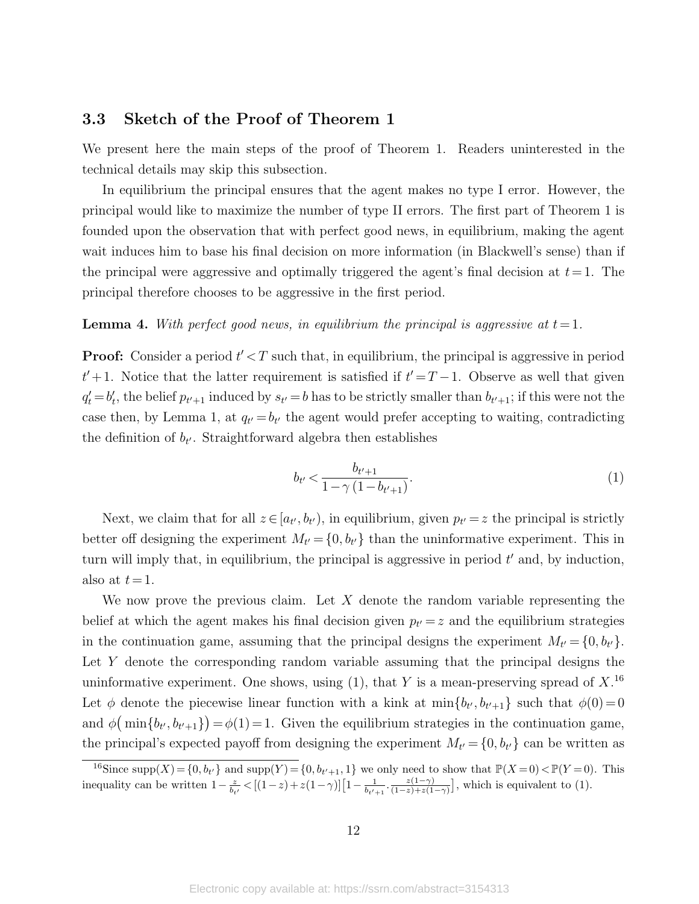### 3.3 Sketch of the Proof of Theorem 1

We present here the main steps of the proof of Theorem 1. Readers uninterested in the technical details may skip this subsection.

In equilibrium the principal ensures that the agent makes no type I error. However, the principal would like to maximize the number of type II errors. The first part of Theorem 1 is founded upon the observation that with perfect good news, in equilibrium, making the agent wait induces him to base his final decision on more information (in Blackwell's sense) than if the principal were aggressive and optimally triggered the agent's final decision at $t=1$. The principal therefore chooses to be aggressive in the first period.

**Lemma 4.** *With perfect good news, in equilibrium the principal is aggressive at $t=1$.*

**Proof:** Consider a period $t'<T$ such that, in equilibrium, the principal is aggressive in period $t'+1$. Notice that the latter requirement is satisfied if $t'=T-1$. Observe as well that given $q_t'=b_t'$, the belief $p_{t'+1}$ induced by $s_{t'}=b$ has to be strictly smaller than $b_{t'+1}$; if this were not the case then, by Lemma 1, at $q_{t'}=b_{t'}$ the agent would prefer accepting to waiting, contradicting the definition of $b_{t'}$. Straightforward algebra then establishes

$$b_{t'} < \frac{b_{t'+1}}{1-\gamma\,(1-b_{t'+1})}. \tag{1}$$

Next, we claim that for all $z\in[a_{t'},b_{t'})$, in equilibrium, given $p_{t'}=z$ the principal is strictly better off designing the experiment $M_{t'}=\{0,b_{t'}\}$ than the uninformative experiment. This in turn will imply that, in equilibrium, the principal is aggressive in period $t'$ and, by induction, also at $t=1$.

We now prove the previous claim. Let $X$ denote the random variable representing the belief at which the agent makes his final decision given $p_{t'}=z$ and the equilibrium strategies in the continuation game, assuming that the principal designs the experiment $M_{t'}=\{0,b_{t'}\}$. Let $Y$ denote the corresponding random variable assuming that the principal designs the uninformative experiment. One shows, using (1), that $Y$ is a mean-preserving spread of $X$.[16] Let $\phi$ denote the piecewise linear function with a kink at $\min\{b_{t'},b_{t'+1}\}$ such that $\phi(0)=0$ and $\phi\big(\min\{b_{t'},b_{t'+1}\}\big)=\phi(1)=1$. Given the equilibrium strategies in the continuation game, the principal's expected payoff from designing the experiment $M_{t'}=\{0,b_{t'}\}$ can be written as

[16] Since $\text{supp}(X)=\{0,b_{t'}\}$ and $\text{supp}(Y)=\{0,b_{t'+1},1\}$ we only need to show that $\mathbb{P}(X=0)<\mathbb{P}(Y=0)$. This inequality can be written $1-\frac{z}{b_{t'}}<[(1-z)+z(1-\gamma)]\big[1-\frac{1}{b_{t'+1}}\cdot\frac{z(1-\gamma)}{(1-z)+z(1-\gamma)}\big]$, which is equivalent to (1).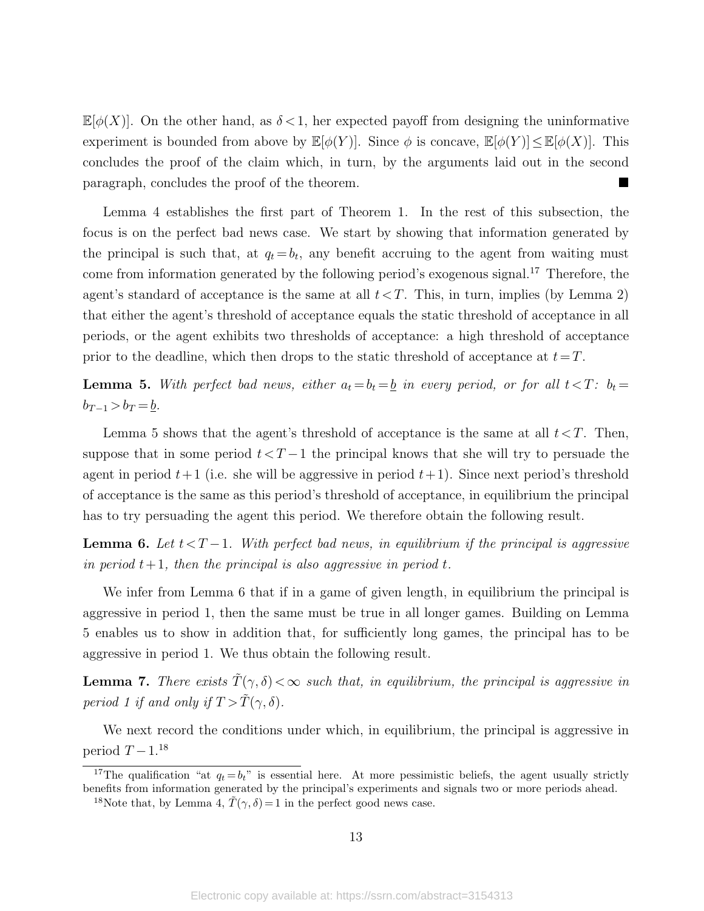$\mathbb{E}[\phi(X)]$. On the other hand, as $\delta < 1$, her expected payoff from designing the uninformative experiment is bounded from above by $\mathbb{E}[\phi(Y)]$. Since $\phi$ is concave, $\mathbb{E}[\phi(Y)] \leq \mathbb{E}[\phi(X)]$. This concludes the proof of the claim which, in turn, by the arguments laid out in the second paragraph, concludes the proof of the theorem. ■

Lemma 4 establishes the first part of Theorem 1. In the rest of this subsection, the focus is on the perfect bad news case. We start by showing that information generated by the principal is such that, at $q_t = b_t$, any benefit accruing to the agent from waiting must come from information generated by the following period's exogenous signal.[17] Therefore, the agent's standard of acceptance is the same at all $t < T$. This, in turn, implies (by Lemma 2) that either the agent's threshold of acceptance equals the static threshold of acceptance in all periods, or the agent exhibits two thresholds of acceptance: a high threshold of acceptance prior to the deadline, which then drops to the static threshold of acceptance at $t = T$.

**Lemma 5.** *With perfect bad news, either $a_t = b_t = \underline{b}$ in every period, or for all $t < T$: $b_t = b_{T-1} > b_T = \underline{b}$.*

Lemma 5 shows that the agent's threshold of acceptance is the same at all $t < T$. Then, suppose that in some period $t < T-1$ the principal knows that she will try to persuade the agent in period $t+1$ (i.e. she will be aggressive in period $t+1$). Since next period's threshold of acceptance is the same as this period's threshold of acceptance, in equilibrium the principal has to try persuading the agent this period. We therefore obtain the following result.

**Lemma 6.** *Let $t < T-1$. With perfect bad news, in equilibrium if the principal is aggressive in period $t+1$, then the principal is also aggressive in period $t$.*

We infer from Lemma 6 that if in a game of given length, in equilibrium the principal is aggressive in period 1, then the same must be true in all longer games. Building on Lemma 5 enables us to show in addition that, for sufficiently long games, the principal has to be aggressive in period 1. We thus obtain the following result.

**Lemma 7.** *There exists $\tilde{T}(\gamma, \delta) < \infty$ such that, in equilibrium, the principal is aggressive in period 1 if and only if $T > \tilde{T}(\gamma, \delta)$.*

We next record the conditions under which, in equilibrium, the principal is aggressive in period $T-1$.[18]

---

[17] The qualification "at $q_t = b_t$" is essential here. At more pessimistic beliefs, the agent usually strictly benefits from information generated by the principal's experiments and signals two or more periods ahead.

[18] Note that, by Lemma 4, $\tilde{T}(\gamma, \delta) = 1$ in the perfect good news case.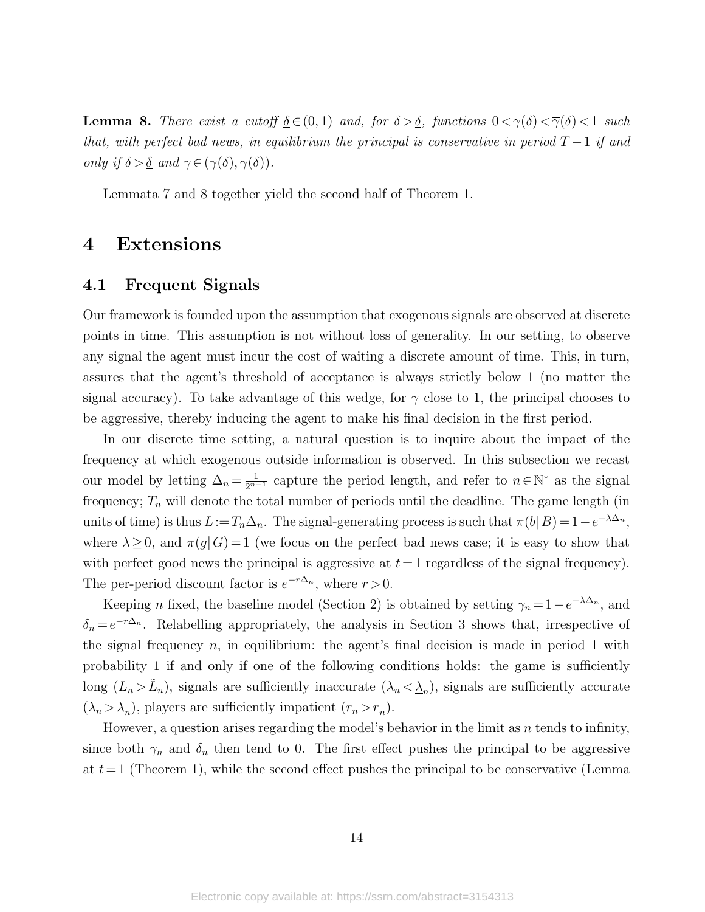**Lemma 8.** *There exist a cutoff $\underline{\delta} \in (0,1)$ and, for $\delta > \underline{\delta}$, functions $0 < \underline{\gamma}(\delta) < \overline{\gamma}(\delta) < 1$ such that, with perfect bad news, in equilibrium the principal is conservative in period $T-1$ if and only if $\delta > \underline{\delta}$ and $\gamma \in (\underline{\gamma}(\delta), \overline{\gamma}(\delta))$.*

Lemmata 7 and 8 together yield the second half of Theorem 1.

# 4 Extensions

## 4.1 Frequent Signals

Our framework is founded upon the assumption that exogenous signals are observed at discrete points in time. This assumption is not without loss of generality. In our setting, to observe any signal the agent must incur the cost of waiting a discrete amount of time. This, in turn, assures that the agent's threshold of acceptance is always strictly below 1 (no matter the signal accuracy). To take advantage of this wedge, for $\gamma$ close to 1, the principal chooses to be aggressive, thereby inducing the agent to make his final decision in the first period.

In our discrete time setting, a natural question is to inquire about the impact of the frequency at which exogenous outside information is observed. In this subsection we recast our model by letting $\Delta_n = \frac{1}{2^{n-1}}$ capture the period length, and refer to $n \in \mathbb{N}^*$ as the signal frequency; $T_n$ will denote the total number of periods until the deadline. The game length (in units of time) is thus $L := T_n \Delta_n$. The signal-generating process is such that $\pi(b|B) = 1 - e^{-\lambda \Delta_n}$, where $\lambda \geq 0$, and $\pi(g|G) = 1$ (we focus on the perfect bad news case; it is easy to show that with perfect good news the principal is aggressive at $t=1$ regardless of the signal frequency). The per-period discount factor is $e^{-r\Delta_n}$, where $r > 0$.

Keeping $n$ fixed, the baseline model (Section 2) is obtained by setting $\gamma_n = 1 - e^{-\lambda \Delta_n}$, and $\delta_n = e^{-r\Delta_n}$. Relabelling appropriately, the analysis in Section 3 shows that, irrespective of the signal frequency $n$, in equilibrium: the agent's final decision is made in period 1 with probability 1 if and only if one of the following conditions holds: the game is sufficiently long ($L_n > \tilde{L}_n$), signals are sufficiently inaccurate ($\lambda_n < \underline{\lambda}_n$), signals are sufficiently accurate ($\lambda_n > \underline{\lambda}_n$), players are sufficiently impatient ($r_n > \underline{r}_n$).

However, a question arises regarding the model's behavior in the limit as $n$ tends to infinity, since both $\gamma_n$ and $\delta_n$ then tend to 0. The first effect pushes the principal to be aggressive at $t=1$ (Theorem 1), while the second effect pushes the principal to be conservative (Lemma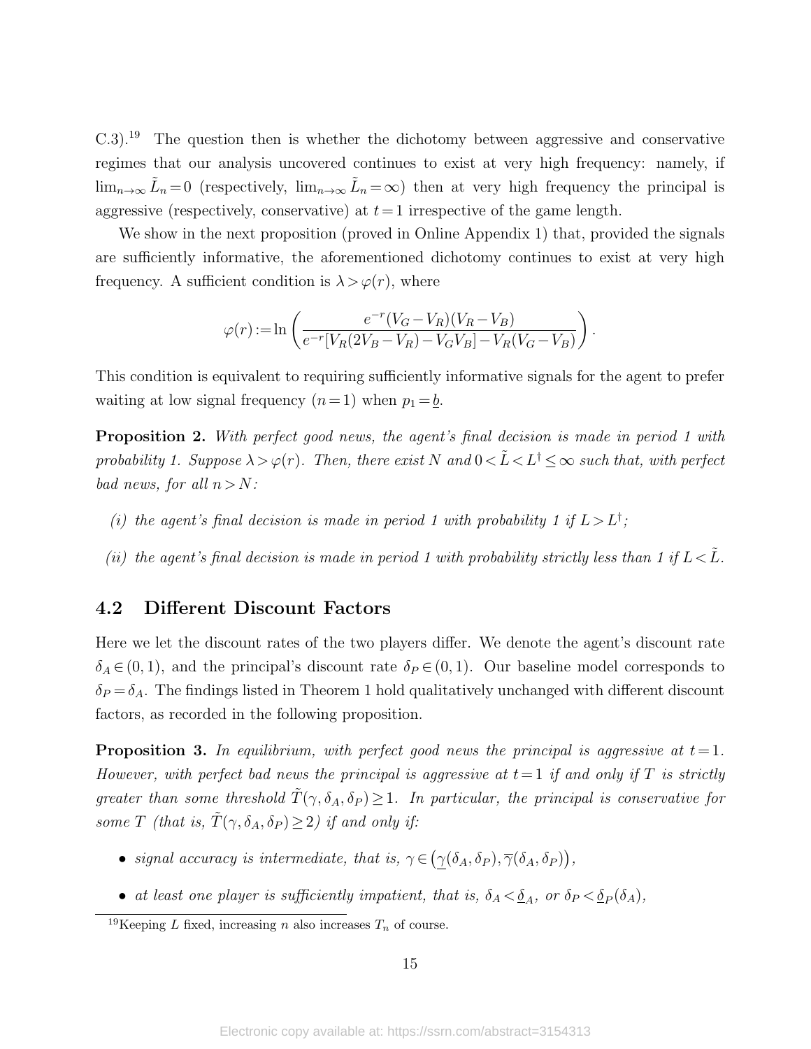C.3).[19] The question then is whether the dichotomy between aggressive and conservative regimes that our analysis uncovered continues to exist at very high frequency: namely, if $\lim_{n\to\infty} \tilde{L}_n = 0$ (respectively, $\lim_{n\to\infty} \tilde{L}_n = \infty$) then at very high frequency the principal is aggressive (respectively, conservative) at $t=1$ irrespective of the game length.

We show in the next proposition (proved in Online Appendix 1) that, provided the signals are sufficiently informative, the aforementioned dichotomy continues to exist at very high frequency. A sufficient condition is $\lambda > \varphi(r)$, where

$$\varphi(r) := \ln\left(\frac{e^{-r}(V_G - V_R)(V_R - V_B)}{e^{-r}[V_R(2V_B - V_R) - V_G V_B] - V_R(V_G - V_B)}\right).$$

This condition is equivalent to requiring sufficiently informative signals for the agent to prefer waiting at low signal frequency ($n=1$) when $p_1 = \underline{b}$.

**Proposition 2.** *With perfect good news, the agent's final decision is made in period 1 with probability 1. Suppose $\lambda > \varphi(r)$. Then, there exist $N$ and $0 < \tilde{L} < L^\dagger \leq \infty$ such that, with perfect bad news, for all $n > N$:*

- *(i) the agent's final decision is made in period 1 with probability 1 if $L > L^\dagger$;*
- *(ii) the agent's final decision is made in period 1 with probability strictly less than 1 if $L < \tilde{L}$.*

## 4.2 Different Discount Factors

Here we let the discount rates of the two players differ. We denote the agent's discount rate $\delta_A \in (0,1)$, and the principal's discount rate $\delta_P \in (0,1)$. Our baseline model corresponds to $\delta_P = \delta_A$. The findings listed in Theorem 1 hold qualitatively unchanged with different discount factors, as recorded in the following proposition.

**Proposition 3.** *In equilibrium, with perfect good news the principal is aggressive at $t=1$. However, with perfect bad news the principal is aggressive at $t=1$ if and only if $T$ is strictly greater than some threshold $\tilde{T}(\gamma, \delta_A, \delta_P) \geq 1$. In particular, the principal is conservative for some $T$ (that is, $\tilde{T}(\gamma, \delta_A, \delta_P) \geq 2$) if and only if:*

- *signal accuracy is intermediate, that is, $\gamma \in \left(\underline{\gamma}(\delta_A, \delta_P), \overline{\gamma}(\delta_A, \delta_P)\right)$,*
- *at least one player is sufficiently impatient, that is, $\delta_A < \underline{\delta}_A$, or $\delta_P < \underline{\delta}_P(\delta_A)$,*

[19] Keeping $L$ fixed, increasing $n$ also increases $T_n$ of course.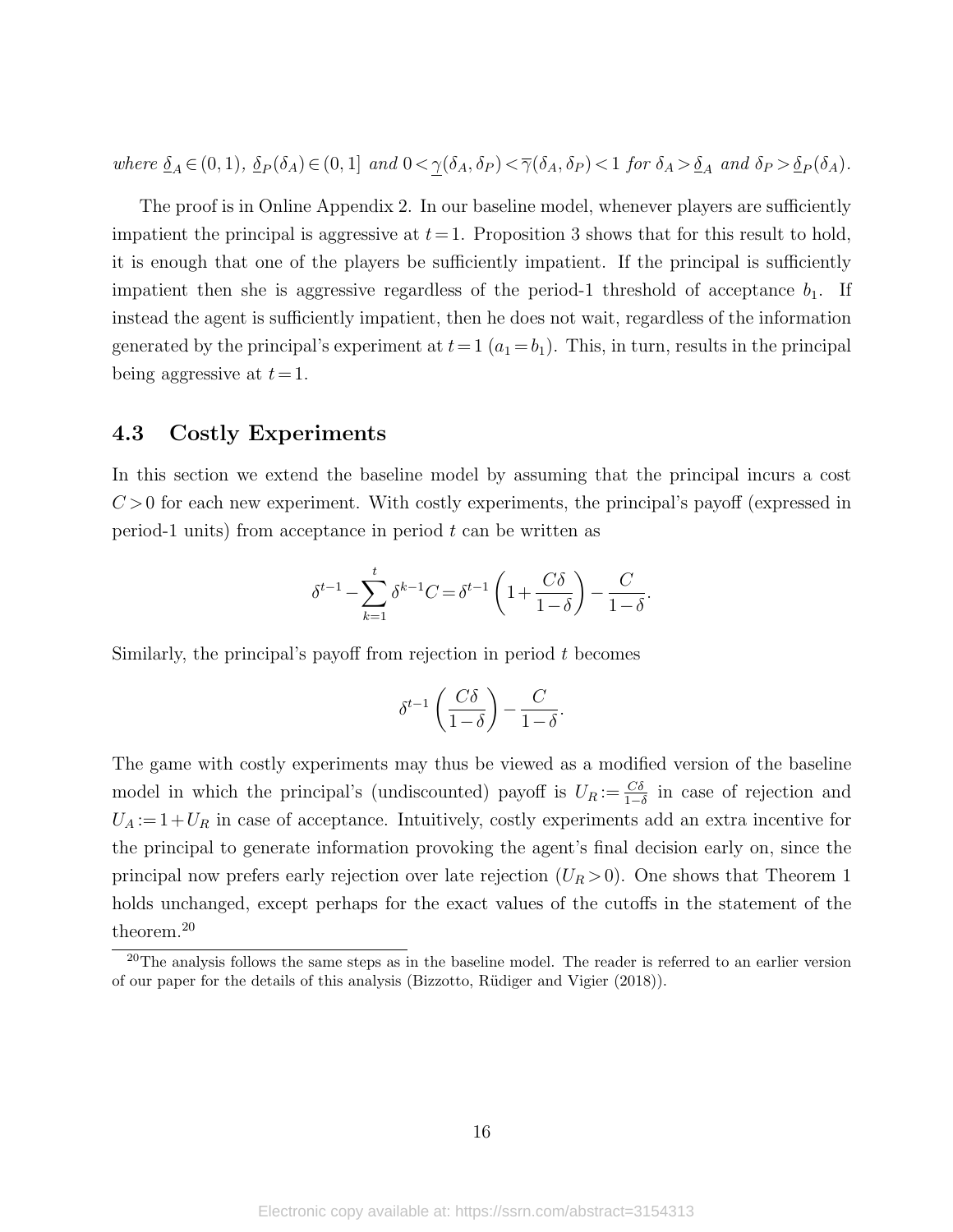*where* $\underline{\delta}_A \in (0,1)$*,* $\underline{\delta}_P(\delta_A) \in (0,1]$ *and* $0 < \underline{\gamma}(\delta_A, \delta_P) < \overline{\gamma}(\delta_A, \delta_P) < 1$ *for* $\delta_A > \underline{\delta}_A$ *and* $\delta_P > \underline{\delta}_P(\delta_A)$*.*

The proof is in Online Appendix 2. In our baseline model, whenever players are sufficiently impatient the principal is aggressive at $t=1$. Proposition 3 shows that for this result to hold, it is enough that one of the players be sufficiently impatient. If the principal is sufficiently impatient then she is aggressive regardless of the period-1 threshold of acceptance $b_1$. If instead the agent is sufficiently impatient, then he does not wait, regardless of the information generated by the principal's experiment at $t=1$ ($a_1 = b_1$). This, in turn, results in the principal being aggressive at $t=1$.

## 4.3 Costly Experiments

In this section we extend the baseline model by assuming that the principal incurs a cost $C > 0$ for each new experiment. With costly experiments, the principal's payoff (expressed in period-1 units) from acceptance in period $t$ can be written as

$$\delta^{t-1} - \sum_{k=1}^{t} \delta^{k-1} C = \delta^{t-1}\left(1 + \frac{C\delta}{1-\delta}\right) - \frac{C}{1-\delta}.$$

Similarly, the principal's payoff from rejection in period $t$ becomes

$$\delta^{t-1}\left(\frac{C\delta}{1-\delta}\right) - \frac{C}{1-\delta}.$$

The game with costly experiments may thus be viewed as a modified version of the baseline model in which the principal's (undiscounted) payoff is $U_R := \frac{C\delta}{1-\delta}$ in case of rejection and $U_A := 1 + U_R$ in case of acceptance. Intuitively, costly experiments add an extra incentive for the principal to generate information provoking the agent's final decision early on, since the principal now prefers early rejection over late rejection ($U_R > 0$). One shows that Theorem 1 holds unchanged, except perhaps for the exact values of the cutoffs in the statement of the theorem.[20]

[20] The analysis follows the same steps as in the baseline model. The reader is referred to an earlier version of our paper for the details of this analysis (Bizzotto, Rüdiger and Vigier (2018)).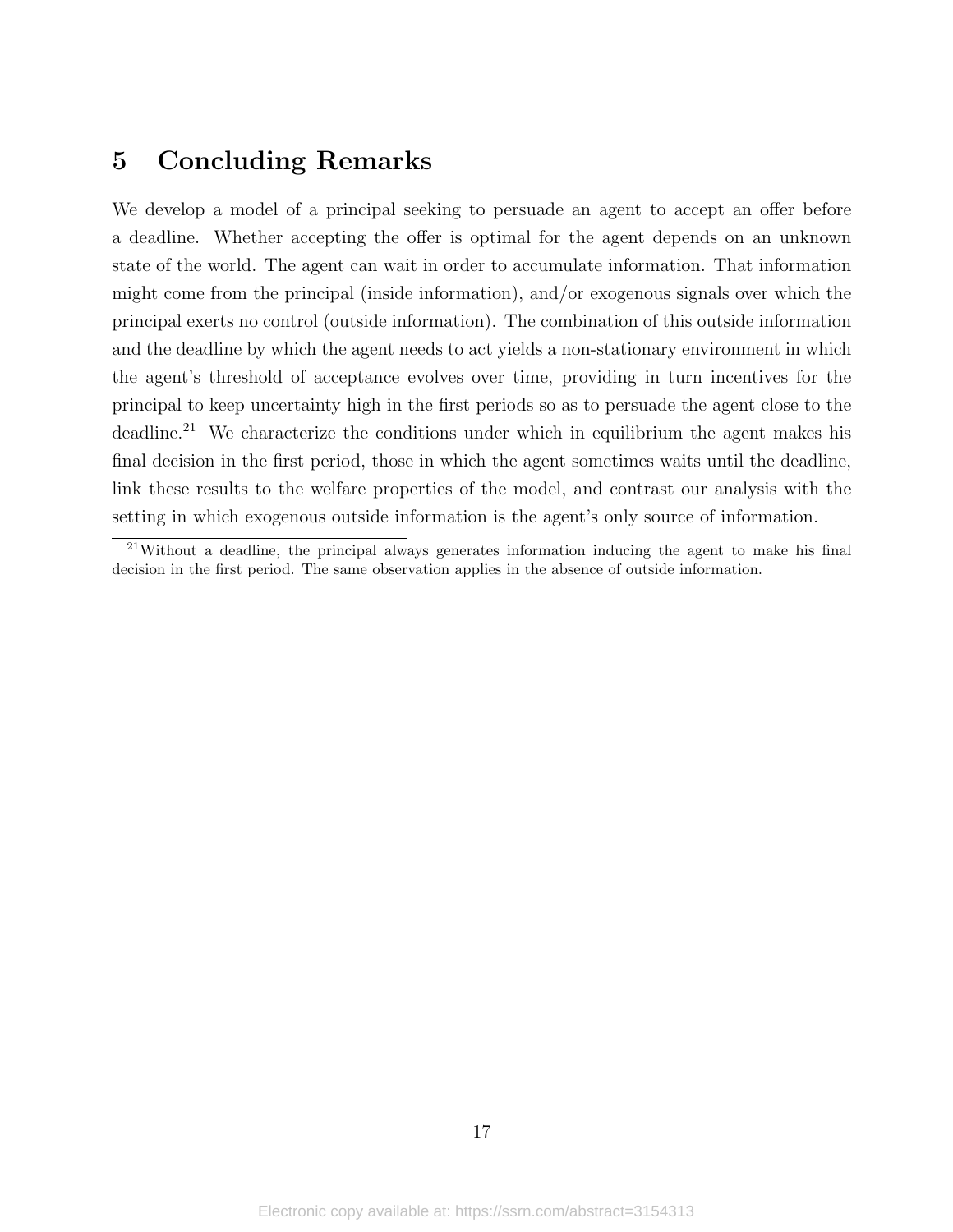## 5 Concluding Remarks

We develop a model of a principal seeking to persuade an agent to accept an offer before a deadline. Whether accepting the offer is optimal for the agent depends on an unknown state of the world. The agent can wait in order to accumulate information. That information might come from the principal (inside information), and/or exogenous signals over which the principal exerts no control (outside information). The combination of this outside information and the deadline by which the agent needs to act yields a non-stationary environment in which the agent's threshold of acceptance evolves over time, providing in turn incentives for the principal to keep uncertainty high in the first periods so as to persuade the agent close to the deadline.[21] We characterize the conditions under which in equilibrium the agent makes his final decision in the first period, those in which the agent sometimes waits until the deadline, link these results to the welfare properties of the model, and contrast our analysis with the setting in which exogenous outside information is the agent's only source of information.

[21] Without a deadline, the principal always generates information inducing the agent to make his final decision in the first period. The same observation applies in the absence of outside information.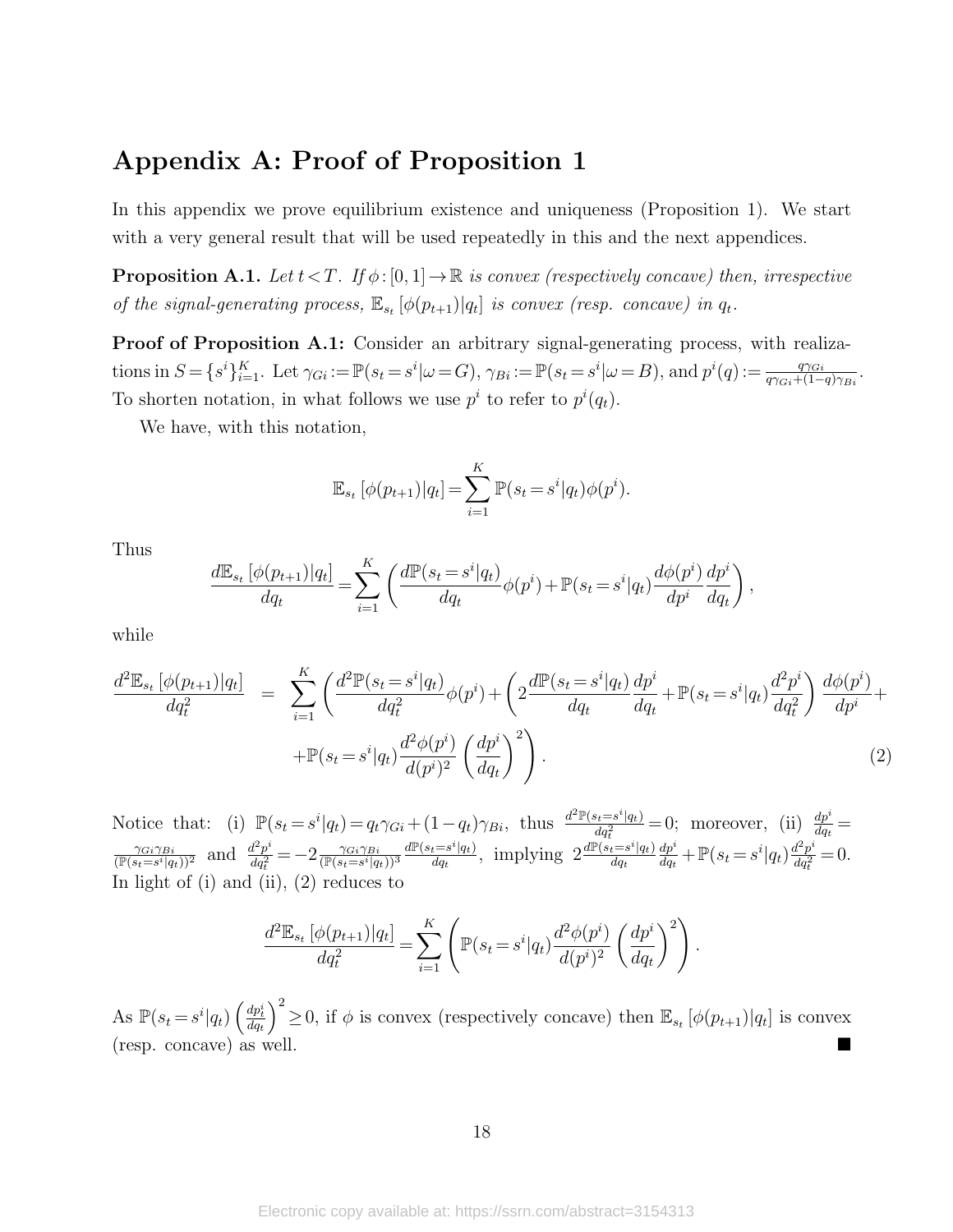# Appendix A: Proof of Proposition 1

In this appendix we prove equilibrium existence and uniqueness (Proposition 1). We start with a very general result that will be used repeatedly in this and the next appendices.

**Proposition A.1.** *Let $t < T$. If $\phi : [0,1] \to \mathbb{R}$ is convex (respectively concave) then, irrespective of the signal-generating process, $\mathbb{E}_{s_t}[\phi(p_{t+1})|q_t]$ is convex (resp. concave) in $q_t$.*

**Proof of Proposition A.1:** Consider an arbitrary signal-generating process, with realizations in $S = \{s^i\}_{i=1}^K$. Let $\gamma_{Gi} := \mathbb{P}(s_t = s^i|\omega = G)$, $\gamma_{Bi} := \mathbb{P}(s_t = s^i|\omega = B)$, and $p^i(q) := \frac{q\gamma_{Gi}}{q\gamma_{Gi}+(1-q)\gamma_{Bi}}$. To shorten notation, in what follows we use $p^i$ to refer to $p^i(q_t)$.

We have, with this notation,

$$\mathbb{E}_{s_t}[\phi(p_{t+1})|q_t] = \sum_{i=1}^{K} \mathbb{P}(s_t = s^i|q_t)\phi(p^i).$$

Thus

$$\frac{d\mathbb{E}_{s_t}[\phi(p_{t+1})|q_t]}{dq_t} = \sum_{i=1}^{K} \left( \frac{d\mathbb{P}(s_t = s^i|q_t)}{dq_t}\phi(p^i) + \mathbb{P}(s_t = s^i|q_t)\frac{d\phi(p^i)}{dp^i}\frac{dp^i}{dq_t} \right),$$

while

$$\begin{aligned}
\frac{d^2\mathbb{E}_{s_t}[\phi(p_{t+1})|q_t]}{dq_t^2} &= \sum_{i=1}^{K} \left( \frac{d^2\mathbb{P}(s_t = s^i|q_t)}{dq_t^2}\phi(p^i) + \left( 2\frac{d\mathbb{P}(s_t = s^i|q_t)}{dq_t}\frac{dp^i}{dq_t} + \mathbb{P}(s_t = s^i|q_t)\frac{d^2p^i}{dq_t^2} \right)\frac{d\phi(p^i)}{dp^i} + \right. \\
&\quad \left. + \mathbb{P}(s_t = s^i|q_t)\frac{d^2\phi(p^i)}{d(p^i)^2}\left(\frac{dp^i}{dq_t}\right)^2 \right). \qquad (2)
\end{aligned}$$

Notice that: (i) $\mathbb{P}(s_t = s^i|q_t) = q_t\gamma_{Gi} + (1-q_t)\gamma_{Bi}$, thus $\frac{d^2\mathbb{P}(s_t=s^i|q_t)}{dq_t^2} = 0$; moreover, (ii) $\frac{dp^i}{dq_t} = \frac{\gamma_{Gi}\gamma_{Bi}}{(\mathbb{P}(s_t=s^i|q_t))^2}$ and $\frac{d^2p^i}{dq_t^2} = -2\frac{\gamma_{Gi}\gamma_{Bi}}{(\mathbb{P}(s_t=s^i|q_t))^3}\frac{d\mathbb{P}(s_t=s^i|q_t)}{dq_t}$, implying $2\frac{d\mathbb{P}(s_t=s^i|q_t)}{dq_t}\frac{dp^i}{dq_t} + \mathbb{P}(s_t=s^i|q_t)\frac{d^2p^i}{dq_t^2} = 0$. In light of (i) and (ii), (2) reduces to

$$\frac{d^2\mathbb{E}_{s_t}[\phi(p_{t+1})|q_t]}{dq_t^2} = \sum_{i=1}^{K} \left( \mathbb{P}(s_t = s^i|q_t)\frac{d^2\phi(p^i)}{d(p^i)^2}\left(\frac{dp^i}{dq_t}\right)^2 \right).$$

As $\mathbb{P}(s_t = s^i|q_t)\left(\frac{dp_t^i}{dq_t}\right)^2 \geq 0$, if $\phi$ is convex (respectively concave) then $\mathbb{E}_{s_t}[\phi(p_{t+1})|q_t]$ is convex (resp. concave) as well. ■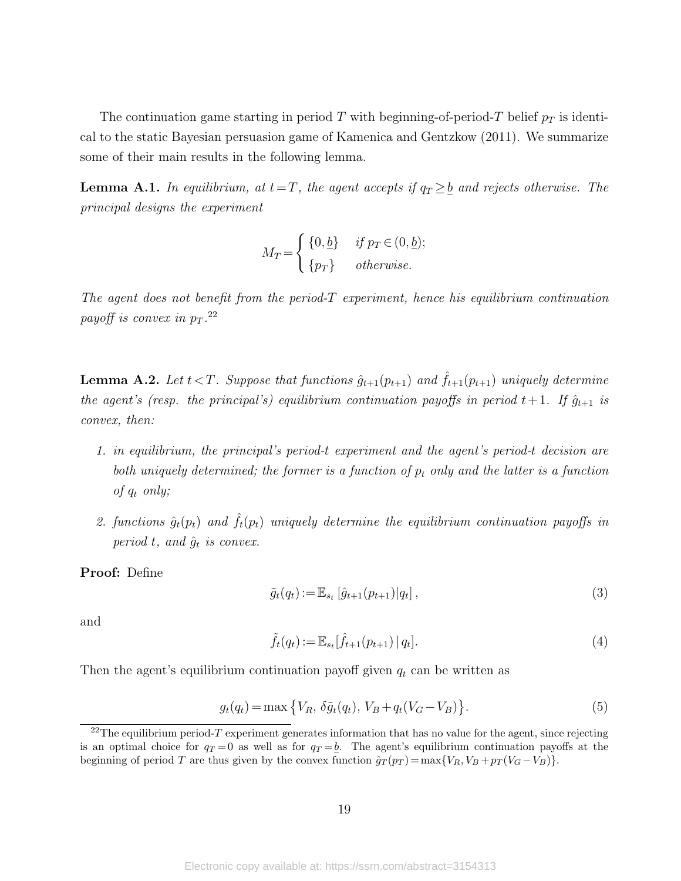The continuation game starting in period $T$ with beginning-of-period-$T$ belief $p_T$ is identical to the static Bayesian persuasion game of Kamenica and Gentzkow (2011). We summarize some of their main results in the following lemma.

**Lemma A.1.** *In equilibrium, at $t=T$, the agent accepts if $q_T \geq \underline{b}$ and rejects otherwise. The principal designs the experiment*

$$M_T = \begin{cases} \{0, \underline{b}\} & \text{if } p_T \in (0, \underline{b}); \\ \{p_T\} & \text{otherwise.} \end{cases}$$

*The agent does not benefit from the period-$T$ experiment, hence his equilibrium continuation payoff is convex in $p_T$.*[22]

**Lemma A.2.** *Let $t<T$. Suppose that functions $\hat{g}_{t+1}(p_{t+1})$ and $\hat{f}_{t+1}(p_{t+1})$ uniquely determine the agent's (resp. the principal's) equilibrium continuation payoffs in period $t+1$. If $\hat{g}_{t+1}$ is convex, then:*

1. *in equilibrium, the principal's period-$t$ experiment and the agent's period-$t$ decision are both uniquely determined; the former is a function of $p_t$ only and the latter is a function of $q_t$ only;*
2. *functions $\hat{g}_t(p_t)$ and $\hat{f}_t(p_t)$ uniquely determine the equilibrium continuation payoffs in period $t$, and $\hat{g}_t$ is convex.*

**Proof:** Define

$$\tilde{g}_t(q_t) := \mathbb{E}_{s_t}\left[\hat{g}_{t+1}(p_{t+1}) | q_t\right], \tag{3}$$

and

$$\tilde{f}_t(q_t) := \mathbb{E}_{s_t}[\hat{f}_{t+1}(p_{t+1}) \,|\, q_t]. \tag{4}$$

Then the agent's equilibrium continuation payoff given $q_t$ can be written as

$$g_t(q_t) = \max\left\{V_R,\, \delta\tilde{g}_t(q_t),\, V_B + q_t(V_G - V_B)\right\}. \tag{5}$$

[22] The equilibrium period-$T$ experiment generates information that has no value for the agent, since rejecting is an optimal choice for $q_T = 0$ as well as for $q_T = \underline{b}$. The agent's equilibrium continuation payoffs at the beginning of period $T$ are thus given by the convex function $\hat{g}_T(p_T) = \max\{V_R, V_B + p_T(V_G - V_B)\}$.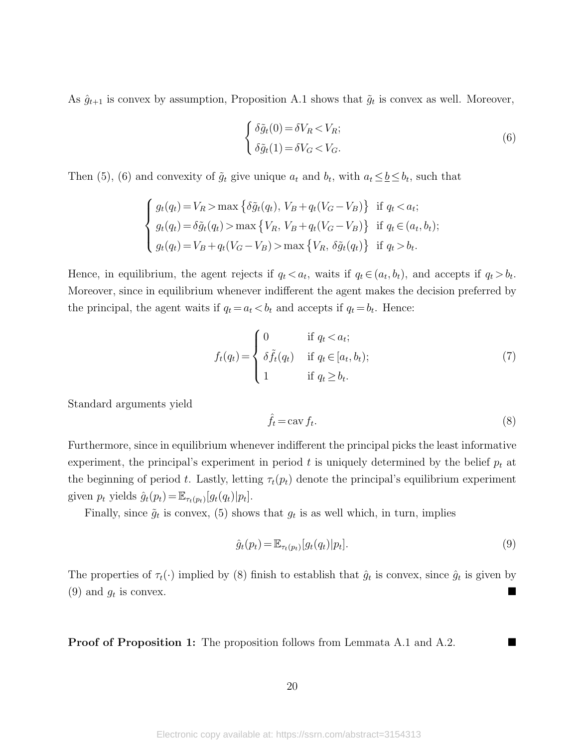As $\hat{g}_{t+1}$ is convex by assumption, Proposition A.1 shows that $\tilde{g}_t$ is convex as well. Moreover,

$$\begin{cases} \delta\tilde{g}_t(0) = \delta V_R < V_R; \\ \delta\tilde{g}_t(1) = \delta V_G < V_G. \end{cases} \tag{6}$$

Then (5), (6) and convexity of $\tilde{g}_t$ give unique $a_t$ and $b_t$, with $a_t \leq \underline{b} \leq b_t$, such that

$$\begin{cases} g_t(q_t) = V_R > \max\left\{\delta\tilde{g}_t(q_t),\, V_B + q_t(V_G - V_B)\right\} & \text{if } q_t < a_t; \\ g_t(q_t) = \delta\tilde{g}_t(q_t) > \max\left\{V_R,\, V_B + q_t(V_G - V_B)\right\} & \text{if } q_t \in (a_t, b_t); \\ g_t(q_t) = V_B + q_t(V_G - V_B) > \max\left\{V_R,\, \delta\tilde{g}_t(q_t)\right\} & \text{if } q_t > b_t. \end{cases}$$

Hence, in equilibrium, the agent rejects if $q_t < a_t$, waits if $q_t \in (a_t, b_t)$, and accepts if $q_t > b_t$. Moreover, since in equilibrium whenever indifferent the agent makes the decision preferred by the principal, the agent waits if $q_t = a_t < b_t$ and accepts if $q_t = b_t$. Hence:

$$f_t(q_t) = \begin{cases} 0 & \text{if } q_t < a_t; \\ \delta\tilde{f}_t(q_t) & \text{if } q_t \in [a_t, b_t); \\ 1 & \text{if } q_t \geq b_t. \end{cases} \tag{7}$$

Standard arguments yield

$$\hat{f}_t = \operatorname{cav} f_t. \tag{8}$$

Furthermore, since in equilibrium whenever indifferent the principal picks the least informative experiment, the principal's experiment in period $t$ is uniquely determined by the belief $p_t$ at the beginning of period $t$. Lastly, letting $\tau_t(p_t)$ denote the principal's equilibrium experiment given $p_t$ yields $\hat{g}_t(p_t) = \mathbb{E}_{\tau_t(p_t)}[g_t(q_t)|p_t]$.

Finally, since $\tilde{g}_t$ is convex, (5) shows that $g_t$ is as well which, in turn, implies

$$\hat{g}_t(p_t) = \mathbb{E}_{\tau_t(p_t)}[g_t(q_t)|p_t]. \tag{9}$$

The properties of $\tau_t(\cdot)$ implied by (8) finish to establish that $\hat{g}_t$ is convex, since $\hat{g}_t$ is given by (9) and $g_t$ is convex. ■

**Proof of Proposition 1:** The proposition follows from Lemmata A.1 and A.2. ■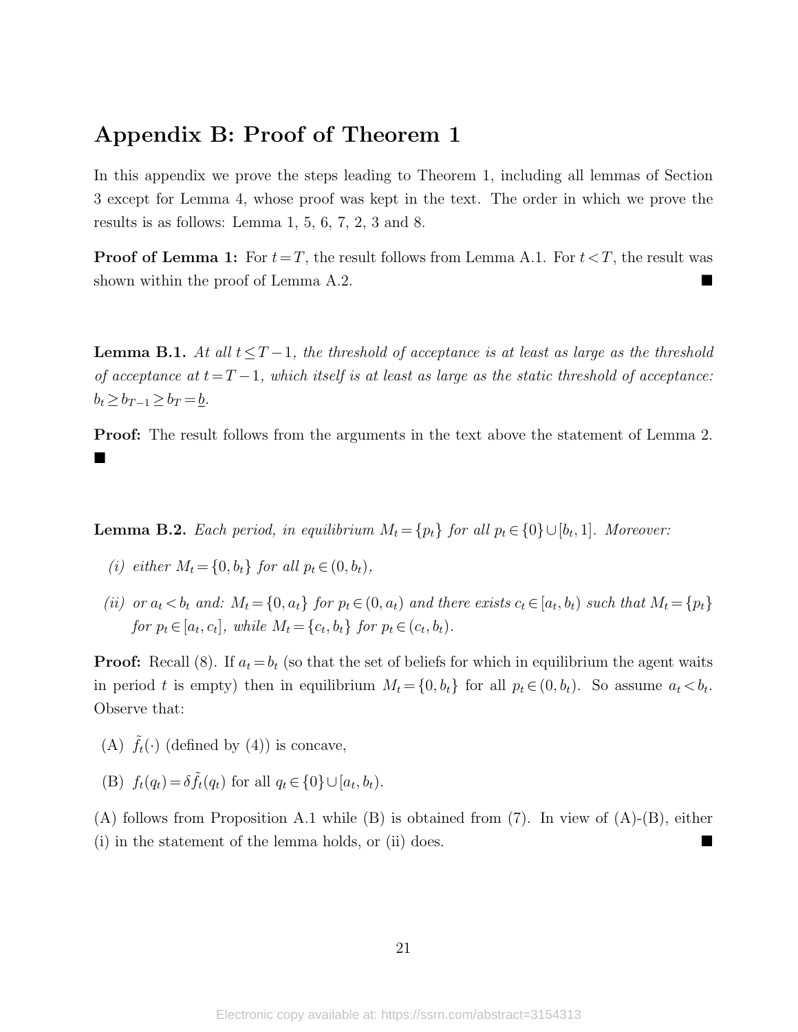# Appendix B: Proof of Theorem 1

In this appendix we prove the steps leading to Theorem 1, including all lemmas of Section 3 except for Lemma 4, whose proof was kept in the text. The order in which we prove the results is as follows: Lemma 1, 5, 6, 7, 2, 3 and 8.

**Proof of Lemma 1:** For $t=T$, the result follows from Lemma A.1. For $t<T$, the result was shown within the proof of Lemma A.2. ■

**Lemma B.1.** *At all $t \leq T-1$, the threshold of acceptance is at least as large as the threshold of acceptance at $t=T-1$, which itself is at least as large as the static threshold of acceptance: $b_t \geq b_{T-1} \geq b_T = \underline{b}$.*

**Proof:** The result follows from the arguments in the text above the statement of Lemma 2. ■

**Lemma B.2.** *Each period, in equilibrium $M_t = \{p_t\}$ for all $p_t \in \{0\} \cup [b_t, 1]$. Moreover:*

*(i) either $M_t = \{0, b_t\}$ for all $p_t \in (0, b_t)$,*

*(ii) or $a_t < b_t$ and: $M_t = \{0, a_t\}$ for $p_t \in (0, a_t)$ and there exists $c_t \in [a_t, b_t)$ such that $M_t = \{p_t\}$ for $p_t \in [a_t, c_t]$, while $M_t = \{c_t, b_t\}$ for $p_t \in (c_t, b_t)$.*

**Proof:** Recall (8). If $a_t = b_t$ (so that the set of beliefs for which in equilibrium the agent waits in period $t$ is empty) then in equilibrium $M_t = \{0, b_t\}$ for all $p_t \in (0, b_t)$. So assume $a_t < b_t$. Observe that:

(A) $\tilde{f}_t(\cdot)$ (defined by (4)) is concave,

(B) $f_t(q_t) = \delta \tilde{f}_t(q_t)$ for all $q_t \in \{0\} \cup [a_t, b_t)$.

(A) follows from Proposition A.1 while (B) is obtained from (7). In view of (A)-(B), either (i) in the statement of the lemma holds, or (ii) does. ■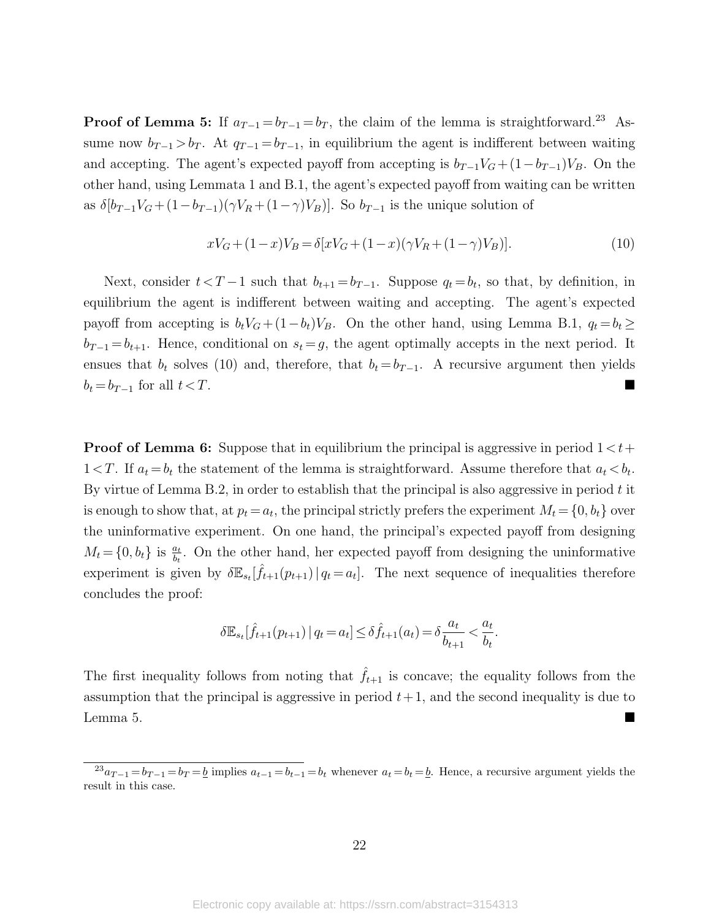**Proof of Lemma 5:** If $a_{T-1} = b_{T-1} = b_T$, the claim of the lemma is straightforward.[23] Assume now $b_{T-1} > b_T$. At $q_{T-1} = b_{T-1}$, in equilibrium the agent is indifferent between waiting and accepting. The agent's expected payoff from accepting is $b_{T-1}V_G + (1-b_{T-1})V_B$. On the other hand, using Lemmata 1 and B.1, the agent's expected payoff from waiting can be written as $\delta[b_{T-1}V_G + (1-b_{T-1})(\gamma V_R + (1-\gamma)V_B)]$. So $b_{T-1}$ is the unique solution of

$$xV_G + (1-x)V_B = \delta[xV_G + (1-x)(\gamma V_R + (1-\gamma)V_B)]. \tag{10}$$

Next, consider $t < T-1$ such that $b_{t+1} = b_{T-1}$. Suppose $q_t = b_t$, so that, by definition, in equilibrium the agent is indifferent between waiting and accepting. The agent's expected payoff from accepting is $b_tV_G + (1-b_t)V_B$. On the other hand, using Lemma B.1, $q_t = b_t \geq b_{T-1} = b_{t+1}$. Hence, conditional on $s_t = g$, the agent optimally accepts in the next period. It ensues that $b_t$ solves (10) and, therefore, that $b_t = b_{T-1}$. A recursive argument then yields $b_t = b_{T-1}$ for all $t < T$. ■

**Proof of Lemma 6:** Suppose that in equilibrium the principal is aggressive in period $1 < t + 1 < T$. If $a_t = b_t$ the statement of the lemma is straightforward. Assume therefore that $a_t < b_t$. By virtue of Lemma B.2, in order to establish that the principal is also aggressive in period $t$ it is enough to show that, at $p_t = a_t$, the principal strictly prefers the experiment $M_t = \{0, b_t\}$ over the uninformative experiment. On one hand, the principal's expected payoff from designing $M_t = \{0, b_t\}$ is $\frac{a_t}{b_t}$. On the other hand, her expected payoff from designing the uninformative experiment is given by $\delta\mathbb{E}_{s_t}[\hat{f}_{t+1}(p_{t+1}) \,|\, q_t = a_t]$. The next sequence of inequalities therefore concludes the proof:

$$\delta\mathbb{E}_{s_t}[\hat{f}_{t+1}(p_{t+1}) \,|\, q_t = a_t] \leq \delta\hat{f}_{t+1}(a_t) = \delta\frac{a_t}{b_{t+1}} < \frac{a_t}{b_t}.$$

The first inequality follows from noting that $\hat{f}_{t+1}$ is concave; the equality follows from the assumption that the principal is aggressive in period $t+1$, and the second inequality is due to Lemma 5. ■

[23] $a_{T-1} = b_{T-1} = b_T = \underline{b}$ implies $a_{t-1} = b_{t-1} = b_t$ whenever $a_t = b_t = \underline{b}$. Hence, a recursive argument yields the result in this case.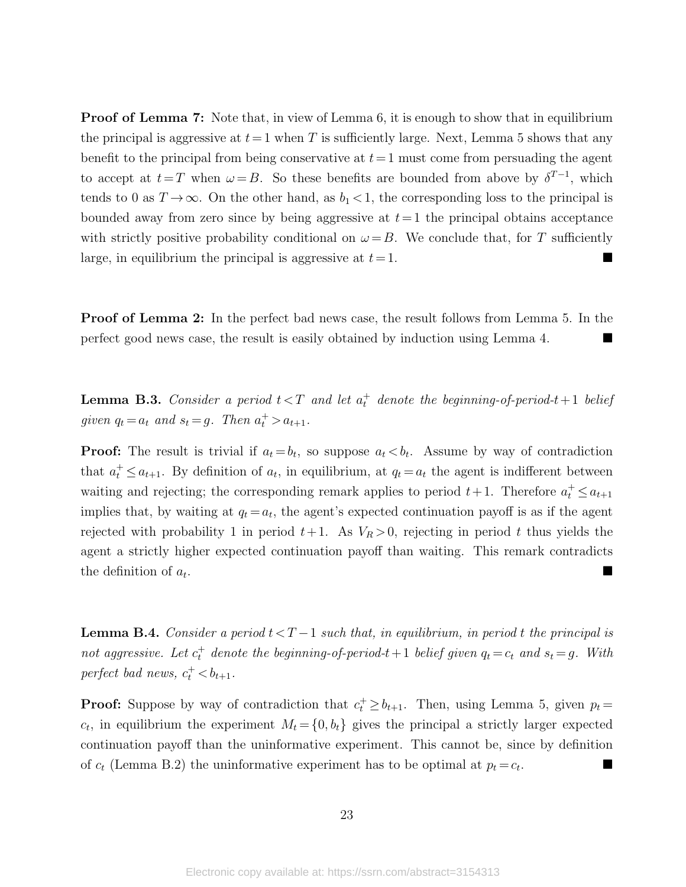**Proof of Lemma 7:** Note that, in view of Lemma 6, it is enough to show that in equilibrium the principal is aggressive at $t=1$ when $T$ is sufficiently large. Next, Lemma 5 shows that any benefit to the principal from being conservative at $t=1$ must come from persuading the agent to accept at $t=T$ when $\omega=B$. So these benefits are bounded from above by $\delta^{T-1}$, which tends to 0 as $T\to\infty$. On the other hand, as $b_1<1$, the corresponding loss to the principal is bounded away from zero since by being aggressive at $t=1$ the principal obtains acceptance with strictly positive probability conditional on $\omega=B$. We conclude that, for $T$ sufficiently large, in equilibrium the principal is aggressive at $t=1$. ■

**Proof of Lemma 2:** In the perfect bad news case, the result follows from Lemma 5. In the perfect good news case, the result is easily obtained by induction using Lemma 4. ■

**Lemma B.3.** *Consider a period $t<T$ and let $a_t^+$ denote the beginning-of-period-$t+1$ belief given $q_t=a_t$ and $s_t=g$. Then $a_t^+>a_{t+1}$.*

**Proof:** The result is trivial if $a_t=b_t$, so suppose $a_t<b_t$. Assume by way of contradiction that $a_t^+\leq a_{t+1}$. By definition of $a_t$, in equilibrium, at $q_t=a_t$ the agent is indifferent between waiting and rejecting; the corresponding remark applies to period $t+1$. Therefore $a_t^+\leq a_{t+1}$ implies that, by waiting at $q_t=a_t$, the agent's expected continuation payoff is as if the agent rejected with probability 1 in period $t+1$. As $V_R>0$, rejecting in period $t$ thus yields the agent a strictly higher expected continuation payoff than waiting. This remark contradicts the definition of $a_t$. ■

**Lemma B.4.** *Consider a period $t<T-1$ such that, in equilibrium, in period $t$ the principal is not aggressive. Let $c_t^+$ denote the beginning-of-period-$t+1$ belief given $q_t=c_t$ and $s_t=g$. With perfect bad news, $c_t^+<b_{t+1}$.*

**Proof:** Suppose by way of contradiction that $c_t^+\geq b_{t+1}$. Then, using Lemma 5, given $p_t=c_t$, in equilibrium the experiment $M_t=\{0,b_t\}$ gives the principal a strictly larger expected continuation payoff than the uninformative experiment. This cannot be, since by definition of $c_t$ (Lemma B.2) the uninformative experiment has to be optimal at $p_t=c_t$. ■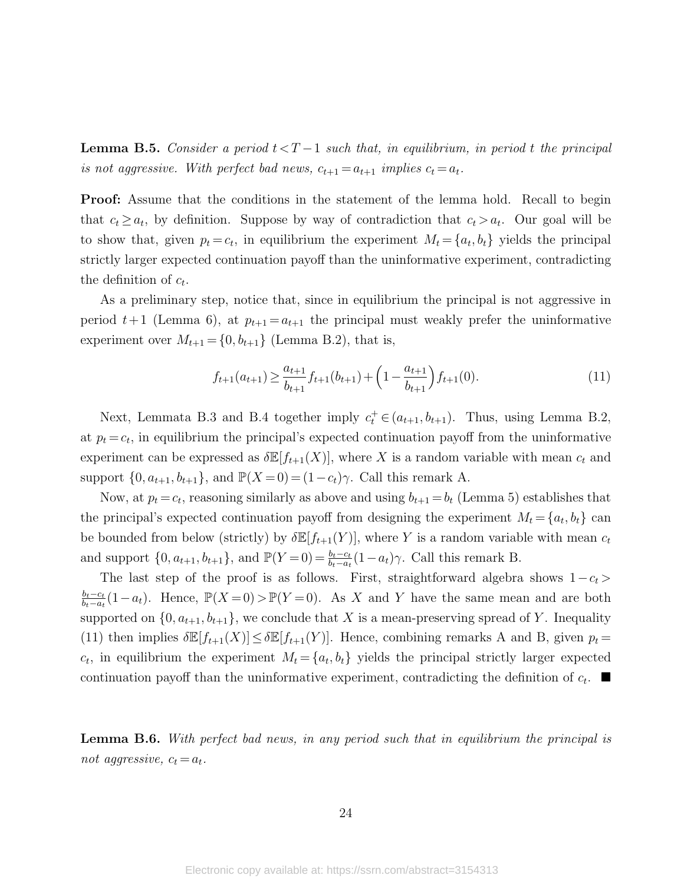**Lemma B.5.** *Consider a period $t < T-1$ such that, in equilibrium, in period $t$ the principal is not aggressive. With perfect bad news, $c_{t+1} = a_{t+1}$ implies $c_t = a_t$.*

**Proof:** Assume that the conditions in the statement of the lemma hold. Recall to begin that $c_t \geq a_t$, by definition. Suppose by way of contradiction that $c_t > a_t$. Our goal will be to show that, given $p_t = c_t$, in equilibrium the experiment $M_t = \{a_t, b_t\}$ yields the principal strictly larger expected continuation payoff than the uninformative experiment, contradicting the definition of $c_t$.

As a preliminary step, notice that, since in equilibrium the principal is not aggressive in period $t+1$ (Lemma 6), at $p_{t+1} = a_{t+1}$ the principal must weakly prefer the uninformative experiment over $M_{t+1} = \{0, b_{t+1}\}$ (Lemma B.2), that is,

$$f_{t+1}(a_{t+1}) \geq \frac{a_{t+1}}{b_{t+1}} f_{t+1}(b_{t+1}) + \Big(1 - \frac{a_{t+1}}{b_{t+1}}\Big) f_{t+1}(0). \tag{11}$$

Next, Lemmata B.3 and B.4 together imply $c_t^+ \in (a_{t+1}, b_{t+1})$. Thus, using Lemma B.2, at $p_t = c_t$, in equilibrium the principal's expected continuation payoff from the uninformative experiment can be expressed as $\delta\mathbb{E}[f_{t+1}(X)]$, where $X$ is a random variable with mean $c_t$ and support $\{0, a_{t+1}, b_{t+1}\}$, and $\mathbb{P}(X=0) = (1-c_t)\gamma$. Call this remark A.

Now, at $p_t = c_t$, reasoning similarly as above and using $b_{t+1} = b_t$ (Lemma 5) establishes that the principal's expected continuation payoff from designing the experiment $M_t = \{a_t, b_t\}$ can be bounded from below (strictly) by $\delta\mathbb{E}[f_{t+1}(Y)]$, where $Y$ is a random variable with mean $c_t$ and support $\{0, a_{t+1}, b_{t+1}\}$, and $\mathbb{P}(Y=0) = \frac{b_t - c_t}{b_t - a_t}(1-a_t)\gamma$. Call this remark B.

The last step of the proof is as follows. First, straightforward algebra shows $1 - c_t > \frac{b_t - c_t}{b_t - a_t}(1-a_t)$. Hence, $\mathbb{P}(X=0) > \mathbb{P}(Y=0)$. As $X$ and $Y$ have the same mean and are both supported on $\{0, a_{t+1}, b_{t+1}\}$, we conclude that $X$ is a mean-preserving spread of $Y$. Inequality (11) then implies $\delta\mathbb{E}[f_{t+1}(X)] \leq \delta\mathbb{E}[f_{t+1}(Y)]$. Hence, combining remarks A and B, given $p_t = c_t$, in equilibrium the experiment $M_t = \{a_t, b_t\}$ yields the principal strictly larger expected continuation payoff than the uninformative experiment, contradicting the definition of $c_t$. ■

**Lemma B.6.** *With perfect bad news, in any period such that in equilibrium the principal is not aggressive, $c_t = a_t$.*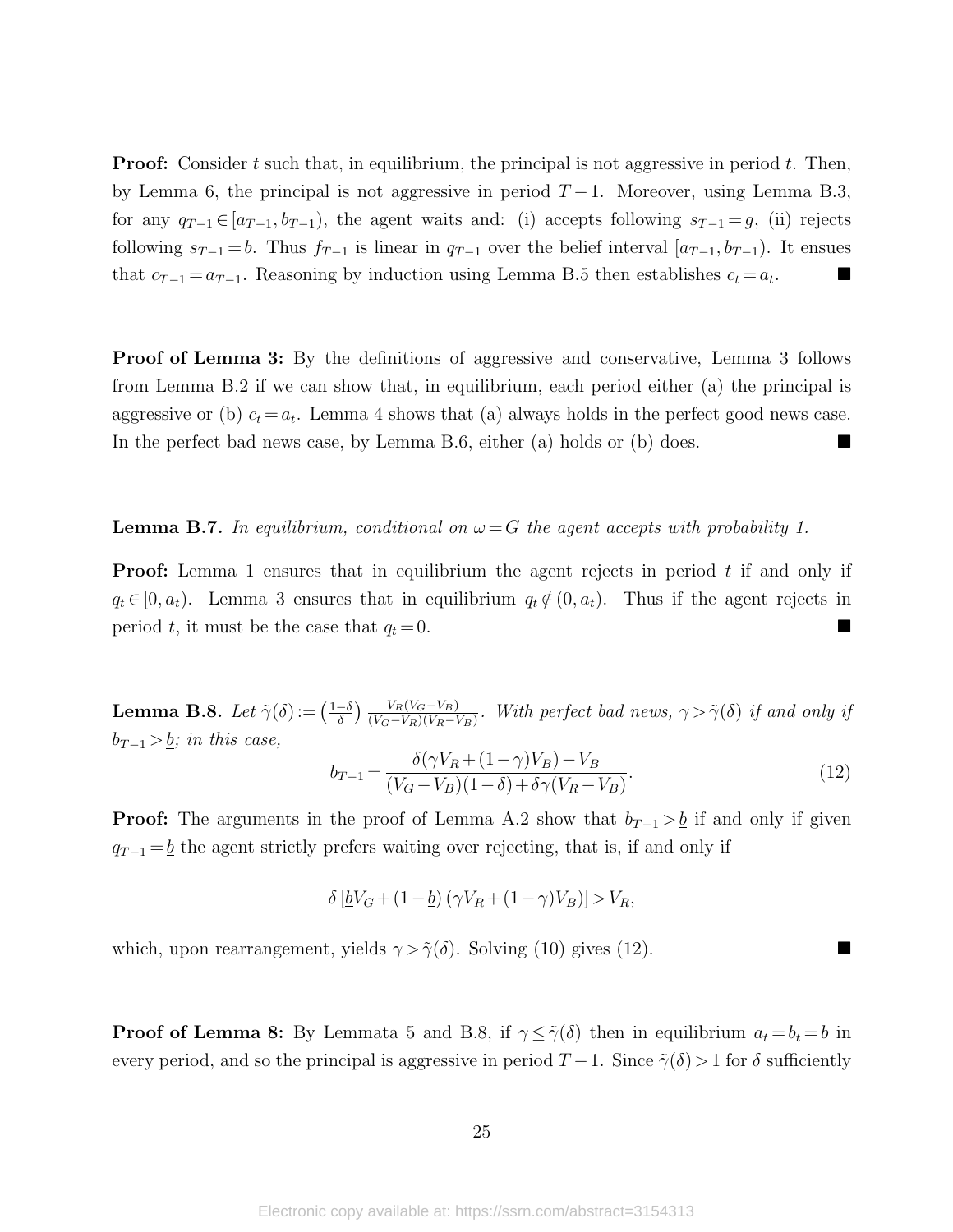**Proof:** Consider $t$ such that, in equilibrium, the principal is not aggressive in period $t$. Then, by Lemma 6, the principal is not aggressive in period $T-1$. Moreover, using Lemma B.3, for any $q_{T-1} \in [a_{T-1}, b_{T-1})$, the agent waits and: (i) accepts following $s_{T-1} = g$, (ii) rejects following $s_{T-1} = b$. Thus $f_{T-1}$ is linear in $q_{T-1}$ over the belief interval $[a_{T-1}, b_{T-1})$. It ensues that $c_{T-1} = a_{T-1}$. Reasoning by induction using Lemma B.5 then establishes $c_t = a_t$. ■

**Proof of Lemma 3:** By the definitions of aggressive and conservative, Lemma 3 follows from Lemma B.2 if we can show that, in equilibrium, each period either (a) the principal is aggressive or (b) $c_t = a_t$. Lemma 4 shows that (a) always holds in the perfect good news case. In the perfect bad news case, by Lemma B.6, either (a) holds or (b) does. ■

**Lemma B.7.** *In equilibrium, conditional on $\omega = G$ the agent accepts with probability 1.*

**Proof:** Lemma 1 ensures that in equilibrium the agent rejects in period $t$ if and only if $q_t \in [0, a_t)$. Lemma 3 ensures that in equilibrium $q_t \notin (0, a_t)$. Thus if the agent rejects in period $t$, it must be the case that $q_t = 0$. ■

**Lemma B.8.** *Let $\tilde{\gamma}(\delta) := \left(\frac{1-\delta}{\delta}\right) \frac{V_R(V_G - V_B)}{(V_G - V_R)(V_R - V_B)}$. With perfect bad news, $\gamma > \tilde{\gamma}(\delta)$ if and only if $b_{T-1} > \underline{b}$; in this case,*

$$b_{T-1} = \frac{\delta(\gamma V_R + (1-\gamma)V_B) - V_B}{(V_G - V_B)(1-\delta) + \delta\gamma(V_R - V_B)}. \tag{12}$$

**Proof:** The arguments in the proof of Lemma A.2 show that $b_{T-1} > \underline{b}$ if and only if given $q_{T-1} = \underline{b}$ the agent strictly prefers waiting over rejecting, that is, if and only if

$$\delta \left[\underline{b} V_G + (1 - \underline{b}) \left(\gamma V_R + (1-\gamma) V_B\right)\right] > V_R,$$

which, upon rearrangement, yields $\gamma > \tilde{\gamma}(\delta)$. Solving (10) gives (12). ■

**Proof of Lemma 8:** By Lemmata 5 and B.8, if $\gamma \leq \tilde{\gamma}(\delta)$ then in equilibrium $a_t = b_t = \underline{b}$ in every period, and so the principal is aggressive in period $T-1$. Since $\tilde{\gamma}(\delta) > 1$ for $\delta$ sufficiently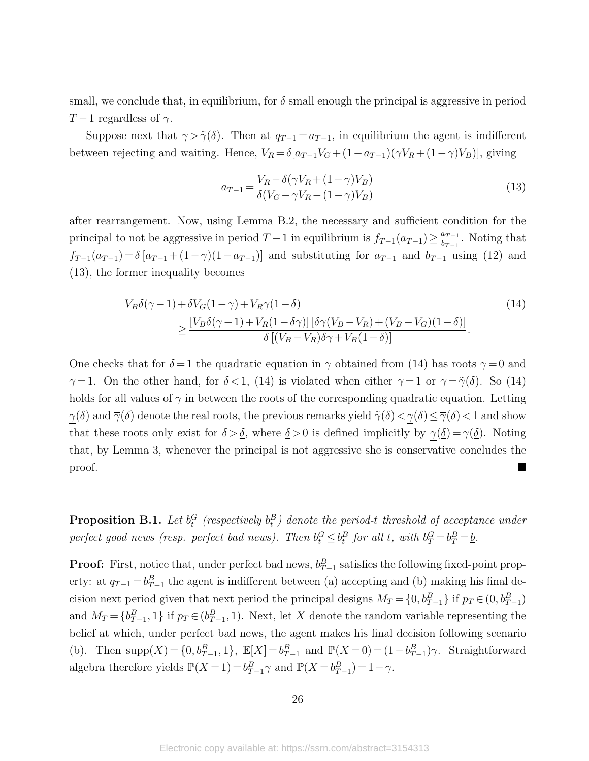small, we conclude that, in equilibrium, for $\delta$ small enough the principal is aggressive in period $T-1$ regardless of $\gamma$.

Suppose next that $\gamma > \tilde{\gamma}(\delta)$. Then at $q_{T-1} = a_{T-1}$, in equilibrium the agent is indifferent between rejecting and waiting. Hence, $V_R = \delta[a_{T-1}V_G + (1-a_{T-1})(\gamma V_R + (1-\gamma)V_B)]$, giving

$$a_{T-1} = \frac{V_R - \delta(\gamma V_R + (1-\gamma)V_B)}{\delta(V_G - \gamma V_R - (1-\gamma)V_B)} \tag{13}$$

after rearrangement. Now, using Lemma B.2, the necessary and sufficient condition for the principal to not be aggressive in period $T-1$ in equilibrium is $f_{T-1}(a_{T-1}) \geq \frac{a_{T-1}}{b_{T-1}}$. Noting that $f_{T-1}(a_{T-1}) = \delta\left[a_{T-1} + (1-\gamma)(1-a_{T-1})\right]$ and substituting for $a_{T-1}$ and $b_{T-1}$ using (12) and (13), the former inequality becomes

$$\begin{aligned} &V_B\delta(\gamma-1) + \delta V_G(1-\gamma) + V_R\gamma(1-\delta) \\ &\qquad \geq \frac{\left[V_B\delta(\gamma-1) + V_R(1-\delta\gamma)\right]\left[\delta\gamma(V_B - V_R) + (V_B - V_G)(1-\delta)\right]}{\delta\left[(V_B - V_R)\delta\gamma + V_B(1-\delta)\right]}. \end{aligned} \tag{14}$$

One checks that for $\delta = 1$ the quadratic equation in $\gamma$ obtained from (14) has roots $\gamma = 0$ and $\gamma = 1$. On the other hand, for $\delta < 1$, (14) is violated when either $\gamma = 1$ or $\gamma = \tilde{\gamma}(\delta)$. So (14) holds for all values of $\gamma$ in between the roots of the corresponding quadratic equation. Letting $\underline{\gamma}(\delta)$ and $\overline{\gamma}(\delta)$ denote the real roots, the previous remarks yield $\tilde{\gamma}(\delta) < \underline{\gamma}(\delta) \leq \overline{\gamma}(\delta) < 1$ and show that these roots only exist for $\delta > \underline{\delta}$, where $\underline{\delta} > 0$ is defined implicitly by $\underline{\gamma}(\underline{\delta}) = \overline{\gamma}(\underline{\delta})$. Noting that, by Lemma 3, whenever the principal is not aggressive she is conservative concludes the proof. ∎

**Proposition B.1.** *Let $b_t^G$ (respectively $b_t^B$) denote the period-$t$ threshold of acceptance under perfect good news (resp. perfect bad news). Then $b_t^G \leq b_t^B$ for all $t$, with $b_T^G = b_T^B = \underline{b}$.*

**Proof:** First, notice that, under perfect bad news, $b_{T-1}^B$ satisfies the following fixed-point property: at $q_{T-1} = b_{T-1}^B$ the agent is indifferent between (a) accepting and (b) making his final decision next period given that next period the principal designs $M_T = \{0, b_{T-1}^B\}$ if $p_T \in (0, b_{T-1}^B)$ and $M_T = \{b_{T-1}^B, 1\}$ if $p_T \in (b_{T-1}^B, 1)$. Next, let $X$ denote the random variable representing the belief at which, under perfect bad news, the agent makes his final decision following scenario (b). Then $\text{supp}(X) = \{0, b_{T-1}^B, 1\}$, $\mathbb{E}[X] = b_{T-1}^B$ and $\mathbb{P}(X=0) = (1-b_{T-1}^B)\gamma$. Straightforward algebra therefore yields $\mathbb{P}(X=1) = b_{T-1}^B\gamma$ and $\mathbb{P}(X = b_{T-1}^B) = 1-\gamma$.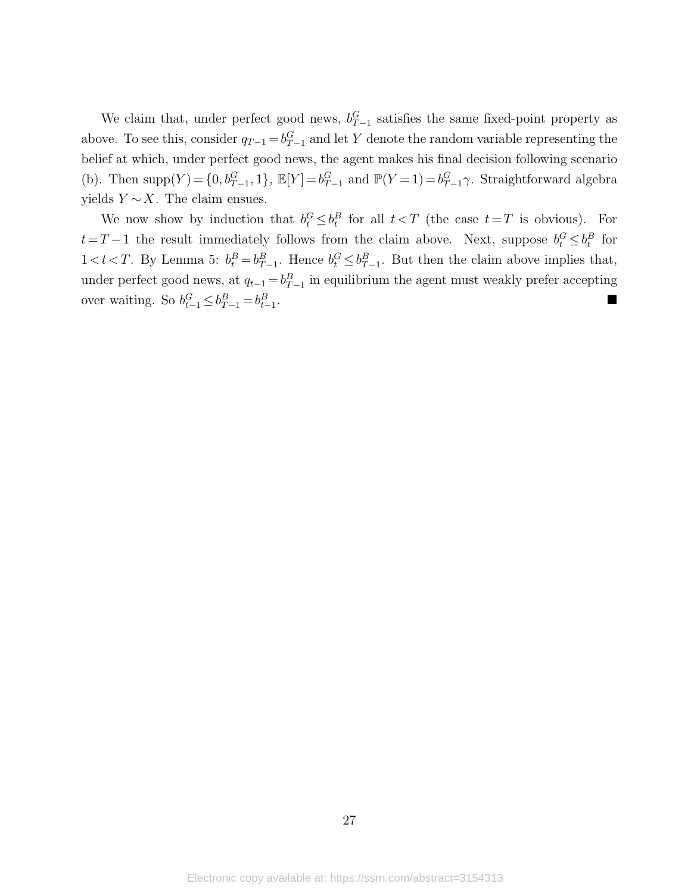We claim that, under perfect good news, $b^G_{T-1}$ satisfies the same fixed-point property as above. To see this, consider $q_{T-1} = b^G_{T-1}$ and let $Y$ denote the random variable representing the belief at which, under perfect good news, the agent makes his final decision following scenario (b). Then $\text{supp}(Y) = \{0, b^G_{T-1}, 1\}$, $\mathbb{E}[Y] = b^G_{T-1}$ and $\mathbb{P}(Y = 1) = b^G_{T-1}\gamma$. Straightforward algebra yields $Y \sim X$. The claim ensues.

We now show by induction that $b^G_t \leq b^B_t$ for all $t < T$ (the case $t = T$ is obvious). For $t = T-1$ the result immediately follows from the claim above. Next, suppose $b^G_t \leq b^B_t$ for $1 < t < T$. By Lemma 5: $b^B_t = b^B_{T-1}$. Hence $b^G_t \leq b^B_{T-1}$. But then the claim above implies that, under perfect good news, at $q_{t-1} = b^B_{T-1}$ in equilibrium the agent must weakly prefer accepting over waiting. So $b^G_{t-1} \leq b^B_{T-1} = b^B_{t-1}$. ∎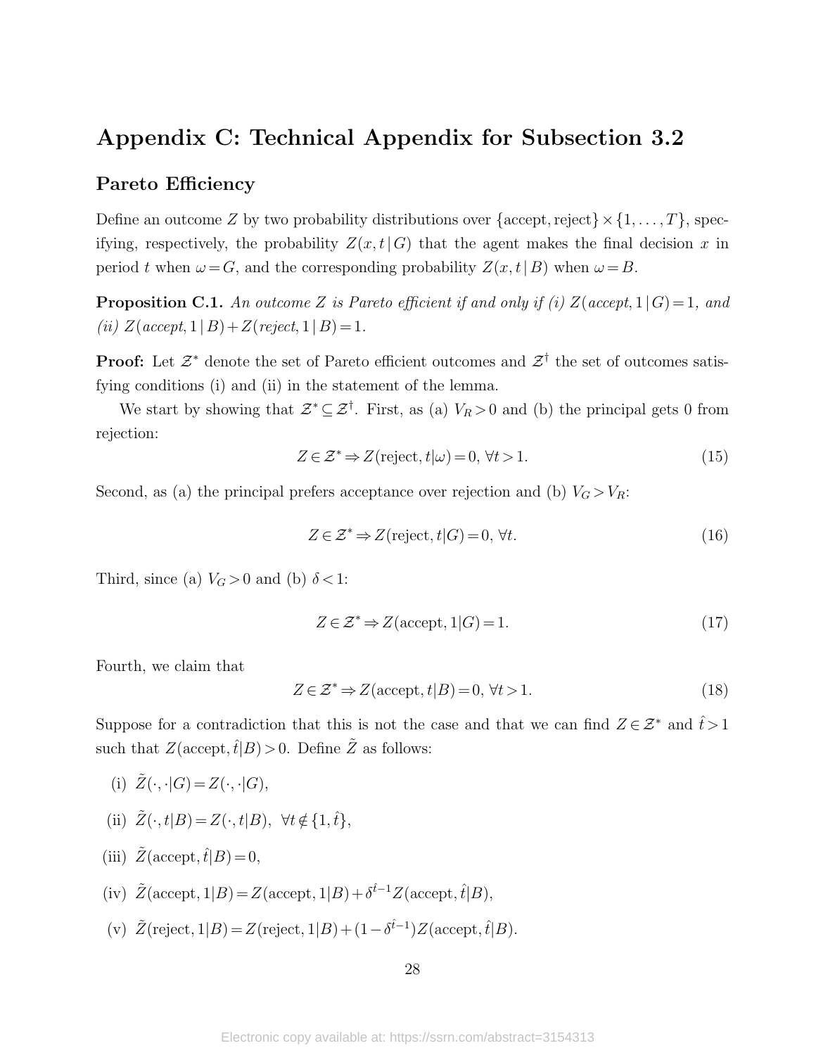# Appendix C: Technical Appendix for Subsection 3.2

## Pareto Efficiency

Define an outcome $Z$ by two probability distributions over $\{\text{accept}, \text{reject}\} \times \{1, \ldots, T\}$, specifying, respectively, the probability $Z(x, t \mid G)$ that the agent makes the final decision $x$ in period $t$ when $\omega = G$, and the corresponding probability $Z(x, t \mid B)$ when $\omega = B$.

**Proposition C.1.** *An outcome $Z$ is Pareto efficient if and only if (i) $Z(\textit{accept}, 1 \mid G) = 1$, and (ii) $Z(\textit{accept}, 1 \mid B) + Z(\textit{reject}, 1 \mid B) = 1$.*

**Proof:** Let $\mathcal{Z}^*$ denote the set of Pareto efficient outcomes and $\mathcal{Z}^\dagger$ the set of outcomes satisfying conditions (i) and (ii) in the statement of the lemma.

We start by showing that $\mathcal{Z}^* \subseteq \mathcal{Z}^\dagger$. First, as (a) $V_R > 0$ and (b) the principal gets 0 from rejection:

$$Z \in \mathcal{Z}^* \Rightarrow Z(\text{reject}, t|\omega) = 0, \; \forall t > 1. \tag{15}$$

Second, as (a) the principal prefers acceptance over rejection and (b) $V_G > V_R$:

$$Z \in \mathcal{Z}^* \Rightarrow Z(\text{reject}, t|G) = 0, \; \forall t. \tag{16}$$

Third, since (a) $V_G > 0$ and (b) $\delta < 1$:

$$Z \in \mathcal{Z}^* \Rightarrow Z(\text{accept}, 1|G) = 1. \tag{17}$$

Fourth, we claim that

$$Z \in \mathcal{Z}^* \Rightarrow Z(\text{accept}, t|B) = 0, \; \forall t > 1. \tag{18}$$

Suppose for a contradiction that this is not the case and that we can find $Z \in \mathcal{Z}^*$ and $\hat{t} > 1$ such that $Z(\text{accept}, \hat{t}|B) > 0$. Define $\tilde{Z}$ as follows:

(i) $\tilde{Z}(\cdot, \cdot|G) = Z(\cdot, \cdot|G)$,

(ii) $\tilde{Z}(\cdot, t|B) = Z(\cdot, t|B), \;\; \forall t \notin \{1, \hat{t}\}$,

(iii) $\tilde{Z}(\text{accept}, \hat{t}|B) = 0$,

(iv) $\tilde{Z}(\text{accept}, 1|B) = Z(\text{accept}, 1|B) + \delta^{\hat{t}-1} Z(\text{accept}, \hat{t}|B)$,

(v) $\tilde{Z}(\text{reject}, 1|B) = Z(\text{reject}, 1|B) + (1 - \delta^{\hat{t}-1}) Z(\text{accept}, \hat{t}|B)$.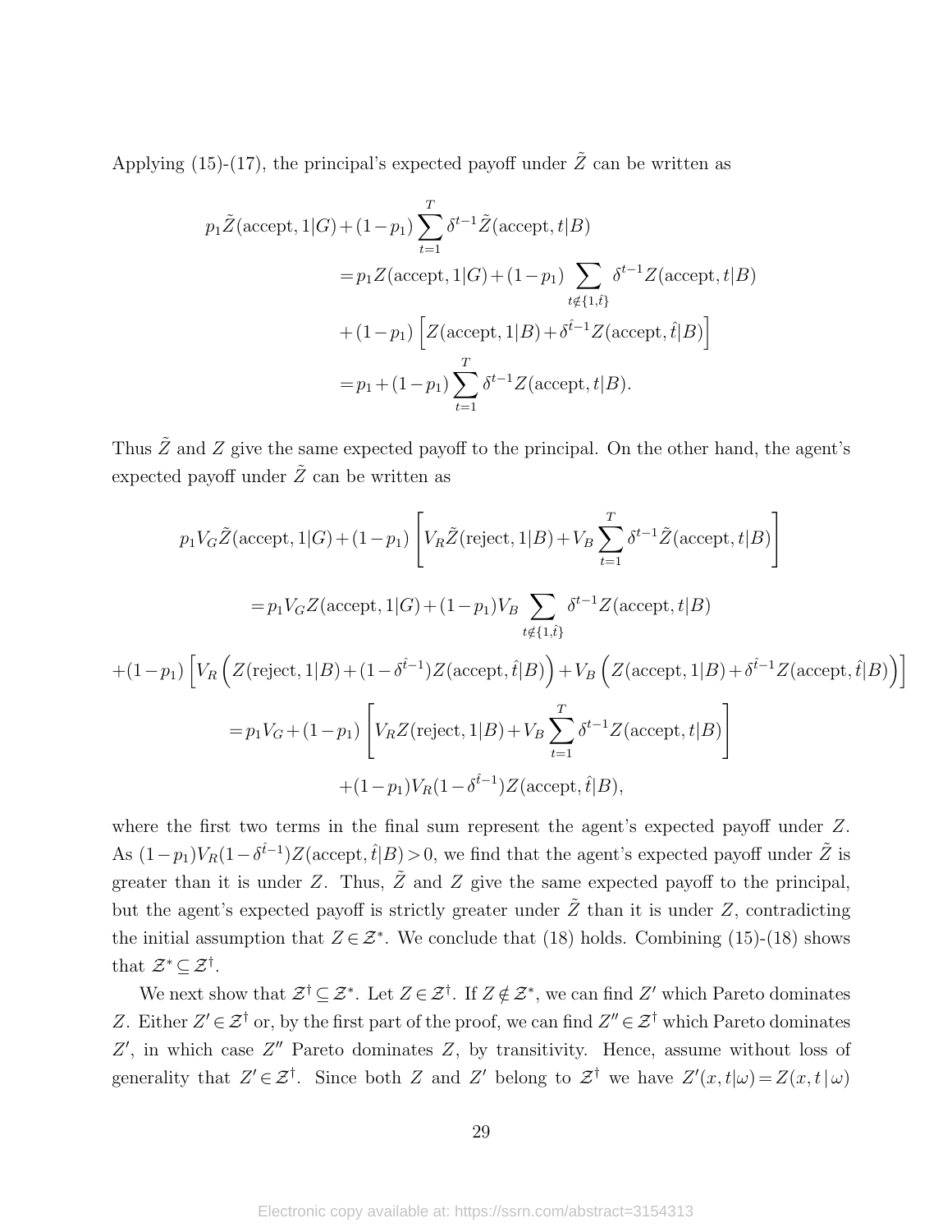Applying (15)-(17), the principal's expected payoff under $\tilde{Z}$ can be written as

$$
\begin{aligned}
p_1\tilde{Z}(\text{accept},1|G)+(1-p_1)\sum_{t=1}^{T}\delta^{t-1}\tilde{Z}(\text{accept},t|B)&\\
&=p_1 Z(\text{accept},1|G)+(1-p_1)\sum_{t\notin\{1,\hat{t}\}}\delta^{t-1}Z(\text{accept},t|B)\\
&\quad+(1-p_1)\left[Z(\text{accept},1|B)+\delta^{\hat{t}-1}Z(\text{accept},\hat{t}|B)\right]\\
&=p_1+(1-p_1)\sum_{t=1}^{T}\delta^{t-1}Z(\text{accept},t|B).
\end{aligned}
$$

Thus $\tilde{Z}$ and $Z$ give the same expected payoff to the principal. On the other hand, the agent's expected payoff under $\tilde{Z}$ can be written as

$$
p_1 V_G\tilde{Z}(\text{accept},1|G)+(1-p_1)\left[V_R\tilde{Z}(\text{reject},1|B)+V_B\sum_{t=1}^{T}\delta^{t-1}\tilde{Z}(\text{accept},t|B)\right]
$$

$$
=p_1 V_G Z(\text{accept},1|G)+(1-p_1)V_B\sum_{t\notin\{1,\hat{t}\}}\delta^{t-1}Z(\text{accept},t|B)
$$

$$
+(1-p_1)\left[V_R\left(Z(\text{reject},1|B)+(1-\delta^{\hat{t}-1})Z(\text{accept},\hat{t}|B)\right)+V_B\left(Z(\text{accept},1|B)+\delta^{\hat{t}-1}Z(\text{accept},\hat{t}|B)\right)\right]
$$

$$
=p_1 V_G+(1-p_1)\left[V_R Z(\text{reject},1|B)+V_B\sum_{t=1}^{T}\delta^{t-1}Z(\text{accept},t|B)\right]
$$

$$
+(1-p_1)V_R(1-\delta^{\hat{t}-1})Z(\text{accept},\hat{t}|B),
$$

where the first two terms in the final sum represent the agent's expected payoff under $Z$. As $(1-p_1)V_R(1-\delta^{\hat{t}-1})Z(\text{accept},\hat{t}|B)>0$, we find that the agent's expected payoff under $\tilde{Z}$ is greater than it is under $Z$. Thus, $\tilde{Z}$ and $Z$ give the same expected payoff to the principal, but the agent's expected payoff is strictly greater under $\tilde{Z}$ than it is under $Z$, contradicting the initial assumption that $Z\in\mathcal{Z}^*$. We conclude that (18) holds. Combining (15)-(18) shows that $\mathcal{Z}^*\subseteq\mathcal{Z}^\dagger$.

We next show that $\mathcal{Z}^\dagger\subseteq\mathcal{Z}^*$. Let $Z\in\mathcal{Z}^\dagger$. If $Z\notin\mathcal{Z}^*$, we can find $Z'$ which Pareto dominates $Z$. Either $Z'\in\mathcal{Z}^\dagger$ or, by the first part of the proof, we can find $Z''\in\mathcal{Z}^\dagger$ which Pareto dominates $Z'$, in which case $Z''$ Pareto dominates $Z$, by transitivity. Hence, assume without loss of generality that $Z'\in\mathcal{Z}^\dagger$. Since both $Z$ and $Z'$ belong to $\mathcal{Z}^\dagger$ we have $Z'(x,t|\omega)=Z(x,t\,|\,\omega)$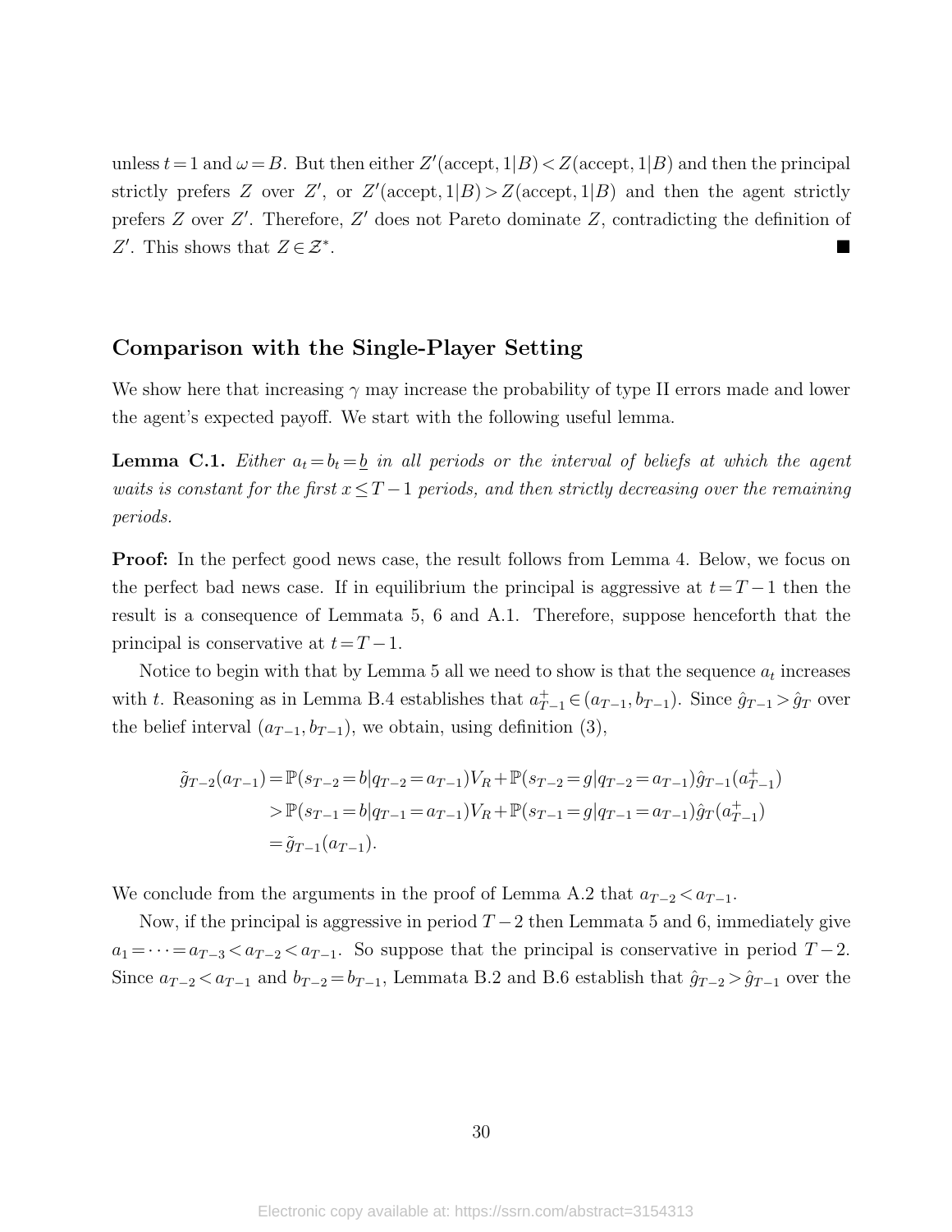unless $t=1$ and $\omega=B$. But then either $Z'(\text{accept},1|B)<Z(\text{accept},1|B)$ and then the principal strictly prefers $Z$ over $Z'$, or $Z'(\text{accept},1|B)>Z(\text{accept},1|B)$ and then the agent strictly prefers $Z$ over $Z'$. Therefore, $Z'$ does not Pareto dominate $Z$, contradicting the definition of $Z'$. This shows that $Z\in\mathcal{Z}^*$. ■

## Comparison with the Single-Player Setting

We show here that increasing $\gamma$ may increase the probability of type II errors made and lower the agent's expected payoff. We start with the following useful lemma.

**Lemma C.1.** *Either $a_t=b_t=\underline{b}$ in all periods or the interval of beliefs at which the agent waits is constant for the first $x\leq T-1$ periods, and then strictly decreasing over the remaining periods.*

**Proof:** In the perfect good news case, the result follows from Lemma 4. Below, we focus on the perfect bad news case. If in equilibrium the principal is aggressive at $t=T-1$ then the result is a consequence of Lemmata 5, 6 and A.1. Therefore, suppose henceforth that the principal is conservative at $t=T-1$.

Notice to begin with that by Lemma 5 all we need to show is that the sequence $a_t$ increases with $t$. Reasoning as in Lemma B.4 establishes that $a^+_{T-1}\in(a_{T-1},b_{T-1})$. Since $\hat{g}_{T-1}>\hat{g}_T$ over the belief interval $(a_{T-1},b_{T-1})$, we obtain, using definition (3),

$$
\begin{aligned}
\tilde{g}_{T-2}(a_{T-1}) &= \mathbb{P}(s_{T-2}=b|q_{T-2}=a_{T-1})V_R+\mathbb{P}(s_{T-2}=g|q_{T-2}=a_{T-1})\hat{g}_{T-1}(a^+_{T-1})\\
&> \mathbb{P}(s_{T-1}=b|q_{T-1}=a_{T-1})V_R+\mathbb{P}(s_{T-1}=g|q_{T-1}=a_{T-1})\hat{g}_T(a^+_{T-1})\\
&= \tilde{g}_{T-1}(a_{T-1}).
\end{aligned}
$$

We conclude from the arguments in the proof of Lemma A.2 that $a_{T-2}<a_{T-1}$.

Now, if the principal is aggressive in period $T-2$ then Lemmata 5 and 6, immediately give $a_1=\cdots=a_{T-3}<a_{T-2}<a_{T-1}$. So suppose that the principal is conservative in period $T-2$. Since $a_{T-2}<a_{T-1}$ and $b_{T-2}=b_{T-1}$, Lemmata B.2 and B.6 establish that $\hat{g}_{T-2}>\hat{g}_{T-1}$ over the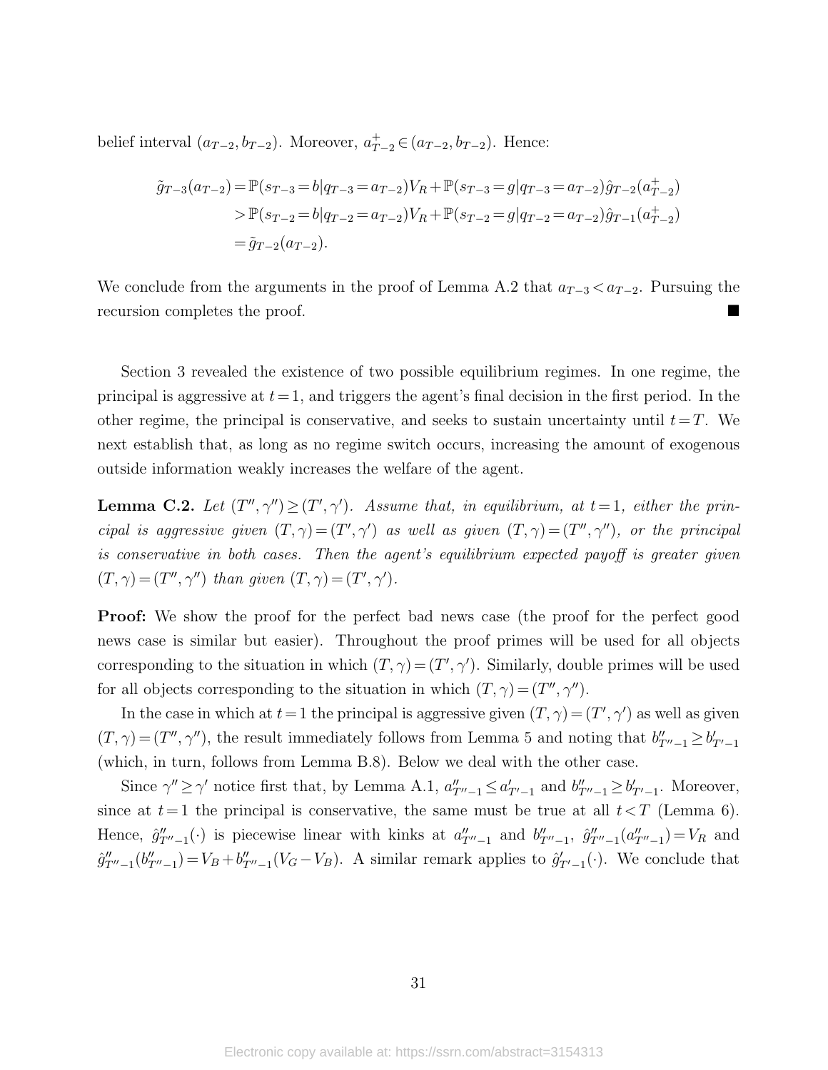belief interval $(a_{T-2}, b_{T-2})$. Moreover, $a^+_{T-2} \in (a_{T-2}, b_{T-2})$. Hence:

$$
\begin{aligned}
\tilde{g}_{T-3}(a_{T-2}) &= \mathbb{P}(s_{T-3} = b | q_{T-3} = a_{T-2}) V_R + \mathbb{P}(s_{T-3} = g | q_{T-3} = a_{T-2}) \hat{g}_{T-2}(a^+_{T-2}) \\
&> \mathbb{P}(s_{T-2} = b | q_{T-2} = a_{T-2}) V_R + \mathbb{P}(s_{T-2} = g | q_{T-2} = a_{T-2}) \hat{g}_{T-1}(a^+_{T-2}) \\
&= \tilde{g}_{T-2}(a_{T-2}).
\end{aligned}
$$

We conclude from the arguments in the proof of Lemma A.2 that $a_{T-3} < a_{T-2}$. Pursuing the recursion completes the proof. ■

Section 3 revealed the existence of two possible equilibrium regimes. In one regime, the principal is aggressive at $t=1$, and triggers the agent's final decision in the first period. In the other regime, the principal is conservative, and seeks to sustain uncertainty until $t=T$. We next establish that, as long as no regime switch occurs, increasing the amount of exogenous outside information weakly increases the welfare of the agent.

**Lemma C.2.** *Let $(T'', \gamma'') \geq (T', \gamma')$. Assume that, in equilibrium, at $t=1$, either the principal is aggressive given $(T, \gamma) = (T', \gamma')$ as well as given $(T, \gamma) = (T'', \gamma'')$, or the principal is conservative in both cases. Then the agent's equilibrium expected payoff is greater given $(T, \gamma) = (T'', \gamma'')$ than given $(T, \gamma) = (T', \gamma')$.*

**Proof:** We show the proof for the perfect bad news case (the proof for the perfect good news case is similar but easier). Throughout the proof primes will be used for all objects corresponding to the situation in which $(T, \gamma) = (T', \gamma')$. Similarly, double primes will be used for all objects corresponding to the situation in which $(T, \gamma) = (T'', \gamma'')$.

In the case in which at $t=1$ the principal is aggressive given $(T, \gamma) = (T', \gamma')$ as well as given $(T, \gamma) = (T'', \gamma'')$, the result immediately follows from Lemma 5 and noting that $b''_{T''-1} \geq b'_{T'-1}$ (which, in turn, follows from Lemma B.8). Below we deal with the other case.

Since $\gamma'' \geq \gamma'$ notice first that, by Lemma A.1, $a''_{T''-1} \leq a'_{T'-1}$ and $b''_{T''-1} \geq b'_{T'-1}$. Moreover, since at $t=1$ the principal is conservative, the same must be true at all $t < T$ (Lemma 6). Hence, $\hat{g}''_{T''-1}(\cdot)$ is piecewise linear with kinks at $a''_{T''-1}$ and $b''_{T''-1}$, $\hat{g}''_{T''-1}(a''_{T''-1}) = V_R$ and $\hat{g}''_{T''-1}(b''_{T''-1}) = V_B + b''_{T''-1}(V_G - V_B)$. A similar remark applies to $\hat{g}'_{T'-1}(\cdot)$. We conclude that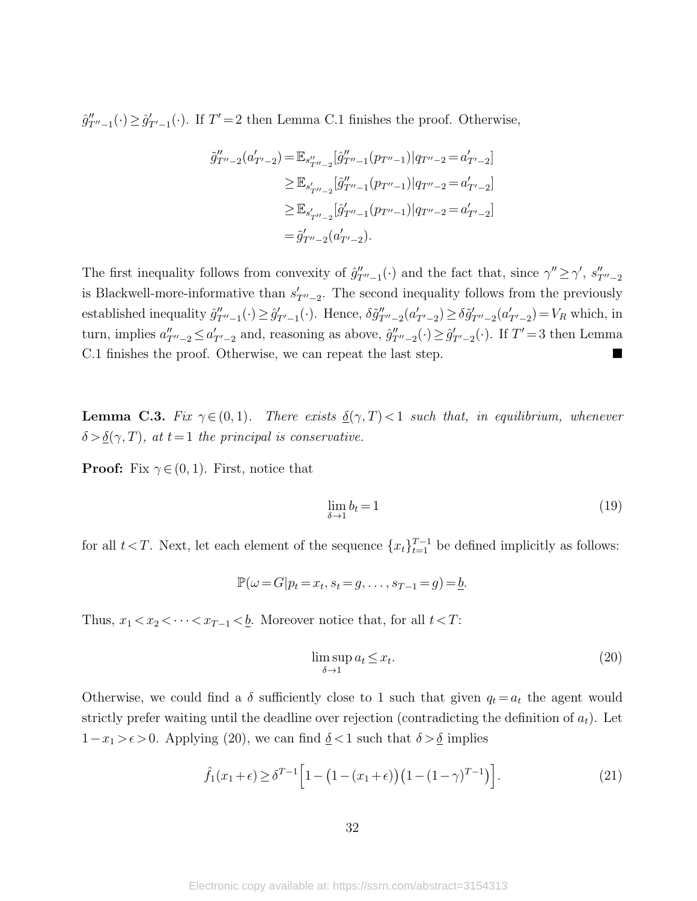$\hat{g}''_{T''-1}(\cdot) \geq \hat{g}'_{T'-1}(\cdot)$. If $T'=2$ then Lemma C.1 finishes the proof. Otherwise,

$$\begin{aligned}
\tilde{g}''_{T''-2}(a'_{T'-2}) &= \mathbb{E}_{s''_{T''-2}}[\hat{g}''_{T''-1}(p_{T''-1})|q_{T''-2} = a'_{T'-2}] \\
&\geq \mathbb{E}_{s'_{T''-2}}[\hat{g}''_{T''-1}(p_{T''-1})|q_{T''-2} = a'_{T'-2}] \\
&\geq \mathbb{E}_{s'_{T''-2}}[\hat{g}'_{T''-1}(p_{T''-1})|q_{T''-2} = a'_{T'-2}] \\
&= \tilde{g}'_{T''-2}(a'_{T'-2}).
\end{aligned}$$

The first inequality follows from convexity of $\hat{g}''_{T''-1}(\cdot)$ and the fact that, since $\gamma'' \geq \gamma'$, $s''_{T''-2}$ is Blackwell-more-informative than $s'_{T''-2}$. The second inequality follows from the previously established inequality $\hat{g}''_{T''-1}(\cdot) \geq \hat{g}'_{T'-1}(\cdot)$. Hence, $\delta\tilde{g}''_{T''-2}(a'_{T'-2}) \geq \delta\tilde{g}'_{T''-2}(a'_{T'-2}) = V_R$ which, in turn, implies $a''_{T''-2} \leq a'_{T'-2}$ and, reasoning as above, $\hat{g}''_{T''-2}(\cdot) \geq \hat{g}'_{T'-2}(\cdot)$. If $T'=3$ then Lemma C.1 finishes the proof. Otherwise, we can repeat the last step. ■

**Lemma C.3.** *Fix $\gamma \in (0,1)$. There exists $\underline{\delta}(\gamma, T) < 1$ such that, in equilibrium, whenever $\delta > \underline{\delta}(\gamma, T)$, at $t=1$ the principal is conservative.*

**Proof:** Fix $\gamma \in (0,1)$. First, notice that

$$\lim_{\delta \to 1} b_t = 1 \tag{19}$$

for all $t < T$. Next, let each element of the sequence $\{x_t\}_{t=1}^{T-1}$ be defined implicitly as follows:

$$\mathbb{P}(\omega = G | p_t = x_t, s_t = g, \ldots, s_{T-1} = g) = \underline{b}.$$

Thus, $x_1 < x_2 < \cdots < x_{T-1} < \underline{b}$. Moreover notice that, for all $t < T$:

$$\limsup_{\delta \to 1} a_t \leq x_t. \tag{20}$$

Otherwise, we could find a $\delta$ sufficiently close to 1 such that given $q_t = a_t$ the agent would strictly prefer waiting until the deadline over rejection (contradicting the definition of $a_t$). Let $1 - x_1 > \epsilon > 0$. Applying (20), we can find $\underline{\delta} < 1$ such that $\delta > \underline{\delta}$ implies

$$\hat{f}_1(x_1 + \epsilon) \geq \delta^{T-1}\Big[1 - \big(1 - (x_1 + \epsilon)\big)\big(1 - (1-\gamma)^{T-1}\big)\Big]. \tag{21}$$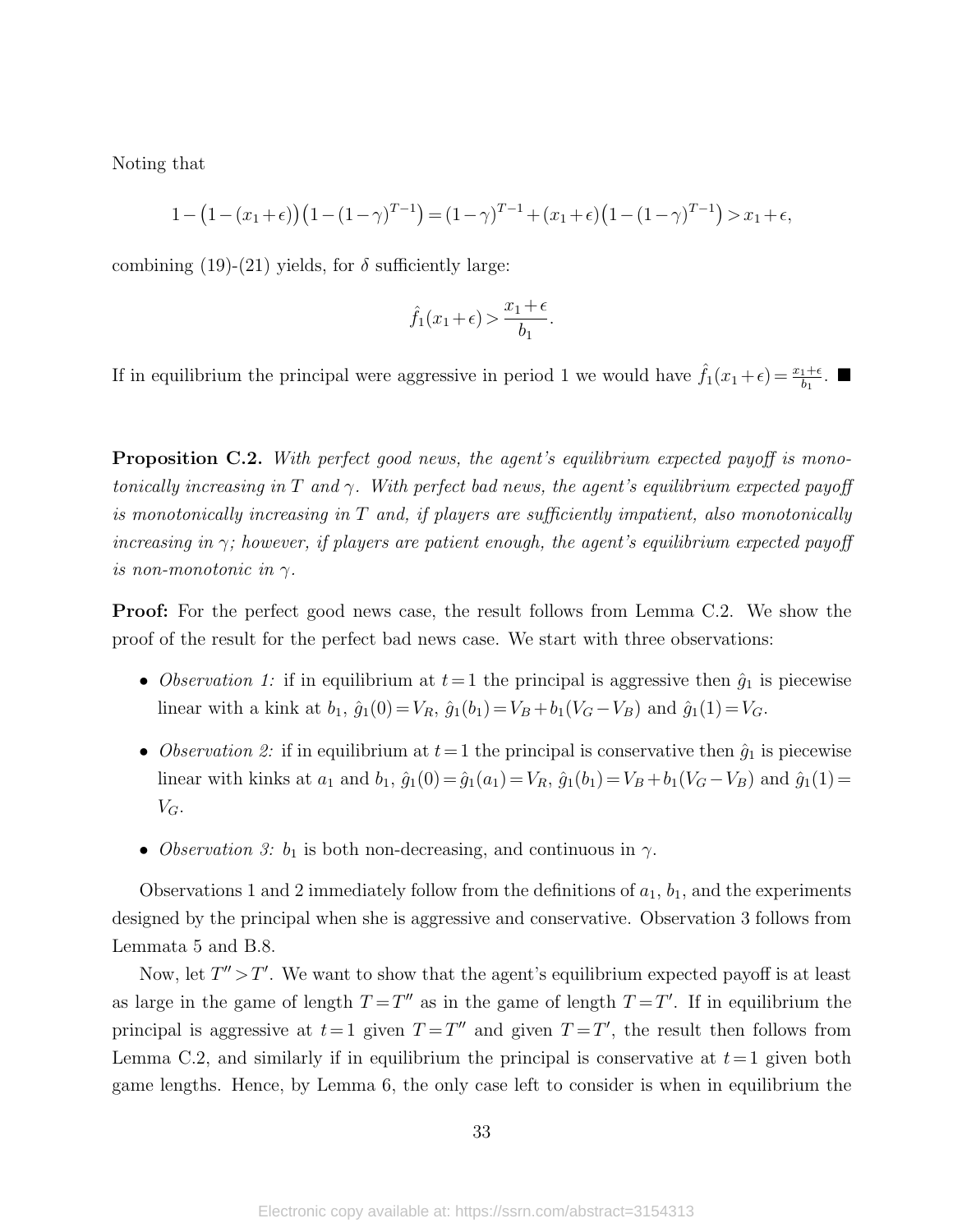Noting that

$$1-\big(1-(x_1+\epsilon)\big)\big(1-(1-\gamma)^{T-1}\big)=(1-\gamma)^{T-1}+(x_1+\epsilon)\big(1-(1-\gamma)^{T-1}\big)>x_1+\epsilon,$$

combining (19)-(21) yields, for $\delta$ sufficiently large:

$$\hat{f}_1(x_1+\epsilon)>\frac{x_1+\epsilon}{b_1}.$$

If in equilibrium the principal were aggressive in period 1 we would have $\hat{f}_1(x_1+\epsilon)=\frac{x_1+\epsilon}{b_1}$. ■

**Proposition C.2.** *With perfect good news, the agent's equilibrium expected payoff is monotonically increasing in $T$ and $\gamma$. With perfect bad news, the agent's equilibrium expected payoff is monotonically increasing in $T$ and, if players are sufficiently impatient, also monotonically increasing in $\gamma$; however, if players are patient enough, the agent's equilibrium expected payoff is non-monotonic in $\gamma$.*

**Proof:** For the perfect good news case, the result follows from Lemma C.2. We show the proof of the result for the perfect bad news case. We start with three observations:

- *Observation 1:* if in equilibrium at $t=1$ the principal is aggressive then $\hat{g}_1$ is piecewise linear with a kink at $b_1$, $\hat{g}_1(0)=V_R$, $\hat{g}_1(b_1)=V_B+b_1(V_G-V_B)$ and $\hat{g}_1(1)=V_G$.
- *Observation 2:* if in equilibrium at $t=1$ the principal is conservative then $\hat{g}_1$ is piecewise linear with kinks at $a_1$ and $b_1$, $\hat{g}_1(0)=\hat{g}_1(a_1)=V_R$, $\hat{g}_1(b_1)=V_B+b_1(V_G-V_B)$ and $\hat{g}_1(1)=V_G$.
- *Observation 3:* $b_1$ is both non-decreasing, and continuous in $\gamma$.

Observations 1 and 2 immediately follow from the definitions of $a_1$, $b_1$, and the experiments designed by the principal when she is aggressive and conservative. Observation 3 follows from Lemmata 5 and B.8.

Now, let $T''>T'$. We want to show that the agent's equilibrium expected payoff is at least as large in the game of length $T=T''$ as in the game of length $T=T'$. If in equilibrium the principal is aggressive at $t=1$ given $T=T''$ and given $T=T'$, the result then follows from Lemma C.2, and similarly if in equilibrium the principal is conservative at $t=1$ given both game lengths. Hence, by Lemma 6, the only case left to consider is when in equilibrium the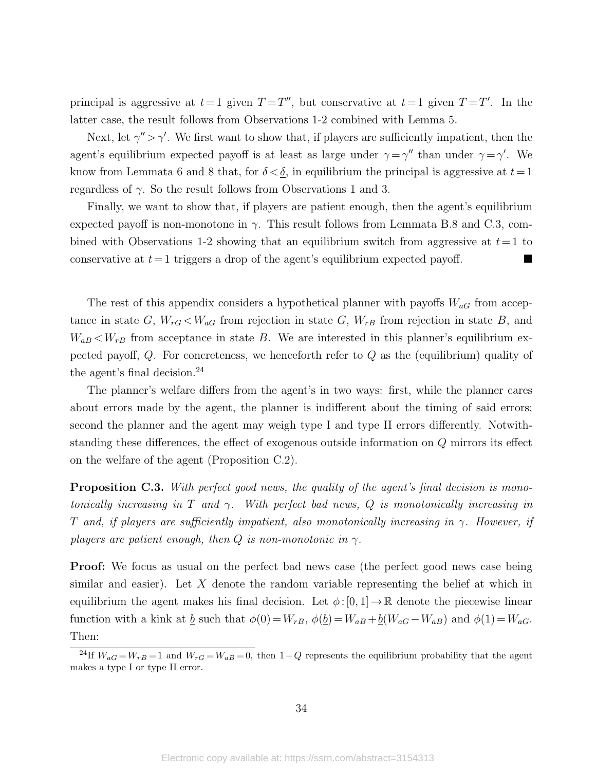principal is aggressive at $t=1$ given $T=T''$, but conservative at $t=1$ given $T=T'$. In the latter case, the result follows from Observations 1-2 combined with Lemma 5.

Next, let $\gamma'' > \gamma'$. We first want to show that, if players are sufficiently impatient, then the agent's equilibrium expected payoff is at least as large under $\gamma = \gamma''$ than under $\gamma = \gamma'$. We know from Lemmata 6 and 8 that, for $\delta < \underline{\delta}$, in equilibrium the principal is aggressive at $t=1$ regardless of $\gamma$. So the result follows from Observations 1 and 3.

Finally, we want to show that, if players are patient enough, then the agent's equilibrium expected payoff is non-monotone in $\gamma$. This result follows from Lemmata B.8 and C.3, combined with Observations 1-2 showing that an equilibrium switch from aggressive at $t=1$ to conservative at $t=1$ triggers a drop of the agent's equilibrium expected payoff. ■

The rest of this appendix considers a hypothetical planner with payoffs $W_{aG}$ from acceptance in state $G$, $W_{rG} < W_{aG}$ from rejection in state $G$, $W_{rB}$ from rejection in state $B$, and $W_{aB} < W_{rB}$ from acceptance in state $B$. We are interested in this planner's equilibrium expected payoff, $Q$. For concreteness, we henceforth refer to $Q$ as the (equilibrium) quality of the agent's final decision.[24]

The planner's welfare differs from the agent's in two ways: first, while the planner cares about errors made by the agent, the planner is indifferent about the timing of said errors; second the planner and the agent may weigh type I and type II errors differently. Notwithstanding these differences, the effect of exogenous outside information on $Q$ mirrors its effect on the welfare of the agent (Proposition C.2).

**Proposition C.3.** *With perfect good news, the quality of the agent's final decision is monotonically increasing in $T$ and $\gamma$. With perfect bad news, $Q$ is monotonically increasing in $T$ and, if players are sufficiently impatient, also monotonically increasing in $\gamma$. However, if players are patient enough, then $Q$ is non-monotonic in $\gamma$.*

**Proof:** We focus as usual on the perfect bad news case (the perfect good news case being similar and easier). Let $X$ denote the random variable representing the belief at which in equilibrium the agent makes his final decision. Let $\phi : [0,1] \to \mathbb{R}$ denote the piecewise linear function with a kink at $\underline{b}$ such that $\phi(0) = W_{rB}$, $\phi(\underline{b}) = W_{aB} + \underline{b}(W_{aG} - W_{aB})$ and $\phi(1) = W_{aG}$. Then:

[24]If $W_{aG} = W_{rB} = 1$ and $W_{rG} = W_{aB} = 0$, then $1 - Q$ represents the equilibrium probability that the agent makes a type I or type II error.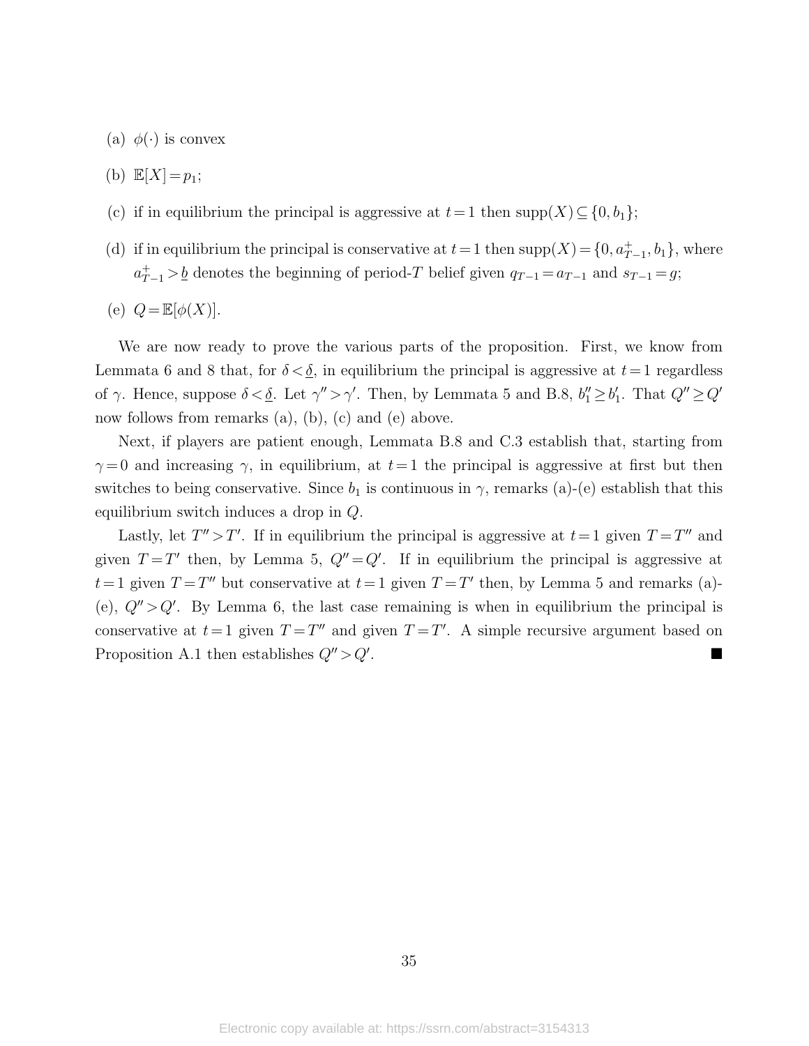(a) $\phi(\cdot)$ is convex

(b) $\mathbb{E}[X]=p_1$;

(c) if in equilibrium the principal is aggressive at $t=1$ then $\text{supp}(X)\subseteq\{0,b_1\}$;

(d) if in equilibrium the principal is conservative at $t=1$ then $\text{supp}(X)=\{0,a^+_{T-1},b_1\}$, where $a^+_{T-1}>\underline{b}$ denotes the beginning of period-$T$ belief given $q_{T-1}=a_{T-1}$ and $s_{T-1}=g$;

(e) $Q=\mathbb{E}[\phi(X)]$.

We are now ready to prove the various parts of the proposition. First, we know from Lemmata 6 and 8 that, for $\delta<\underline{\delta}$, in equilibrium the principal is aggressive at $t=1$ regardless of $\gamma$. Hence, suppose $\delta<\underline{\delta}$. Let $\gamma''>\gamma'$. Then, by Lemmata 5 and B.8, $b_1''\geq b_1'$. That $Q''\geq Q'$ now follows from remarks (a), (b), (c) and (e) above.

Next, if players are patient enough, Lemmata B.8 and C.3 establish that, starting from $\gamma=0$ and increasing $\gamma$, in equilibrium, at $t=1$ the principal is aggressive at first but then switches to being conservative. Since $b_1$ is continuous in $\gamma$, remarks (a)-(e) establish that this equilibrium switch induces a drop in $Q$.

Lastly, let $T''>T'$. If in equilibrium the principal is aggressive at $t=1$ given $T=T''$ and given $T=T'$ then, by Lemma 5, $Q''=Q'$. If in equilibrium the principal is aggressive at $t=1$ given $T=T''$ but conservative at $t=1$ given $T=T'$ then, by Lemma 5 and remarks (a)-(e), $Q''>Q'$. By Lemma 6, the last case remaining is when in equilibrium the principal is conservative at $t=1$ given $T=T''$ and given $T=T'$. A simple recursive argument based on Proposition A.1 then establishes $Q''>Q'$. ■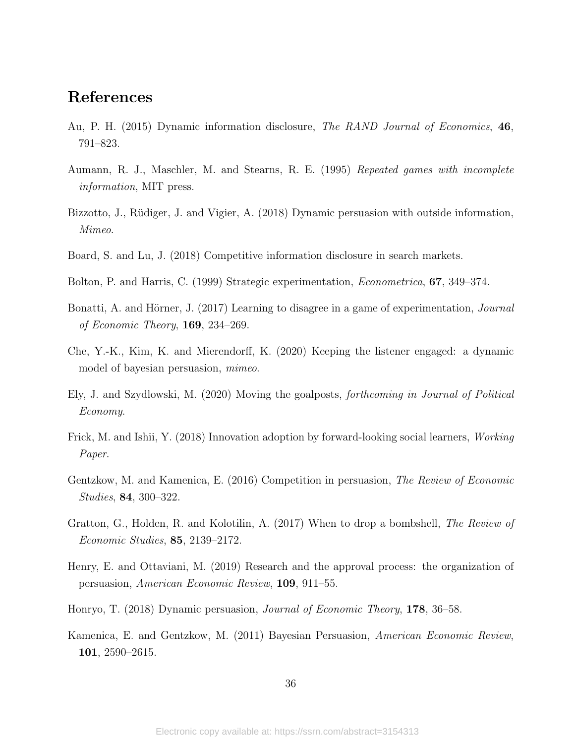# References

Au, P. H. (2015) Dynamic information disclosure, *The RAND Journal of Economics*, **46**, 791–823.

Aumann, R. J., Maschler, M. and Stearns, R. E. (1995) *Repeated games with incomplete information*, MIT press.

Bizzotto, J., Rüdiger, J. and Vigier, A. (2018) Dynamic persuasion with outside information, *Mimeo*.

Board, S. and Lu, J. (2018) Competitive information disclosure in search markets.

Bolton, P. and Harris, C. (1999) Strategic experimentation, *Econometrica*, **67**, 349–374.

Bonatti, A. and Hörner, J. (2017) Learning to disagree in a game of experimentation, *Journal of Economic Theory*, **169**, 234–269.

Che, Y.-K., Kim, K. and Mierendorff, K. (2020) Keeping the listener engaged: a dynamic model of bayesian persuasion, *mimeo*.

Ely, J. and Szydlowski, M. (2020) Moving the goalposts, *forthcoming in Journal of Political Economy*.

Frick, M. and Ishii, Y. (2018) Innovation adoption by forward-looking social learners, *Working Paper*.

Gentzkow, M. and Kamenica, E. (2016) Competition in persuasion, *The Review of Economic Studies*, **84**, 300–322.

Gratton, G., Holden, R. and Kolotilin, A. (2017) When to drop a bombshell, *The Review of Economic Studies*, **85**, 2139–2172.

Henry, E. and Ottaviani, M. (2019) Research and the approval process: the organization of persuasion, *American Economic Review*, **109**, 911–55.

Honryo, T. (2018) Dynamic persuasion, *Journal of Economic Theory*, **178**, 36–58.

Kamenica, E. and Gentzkow, M. (2011) Bayesian Persuasion, *American Economic Review*, **101**, 2590–2615.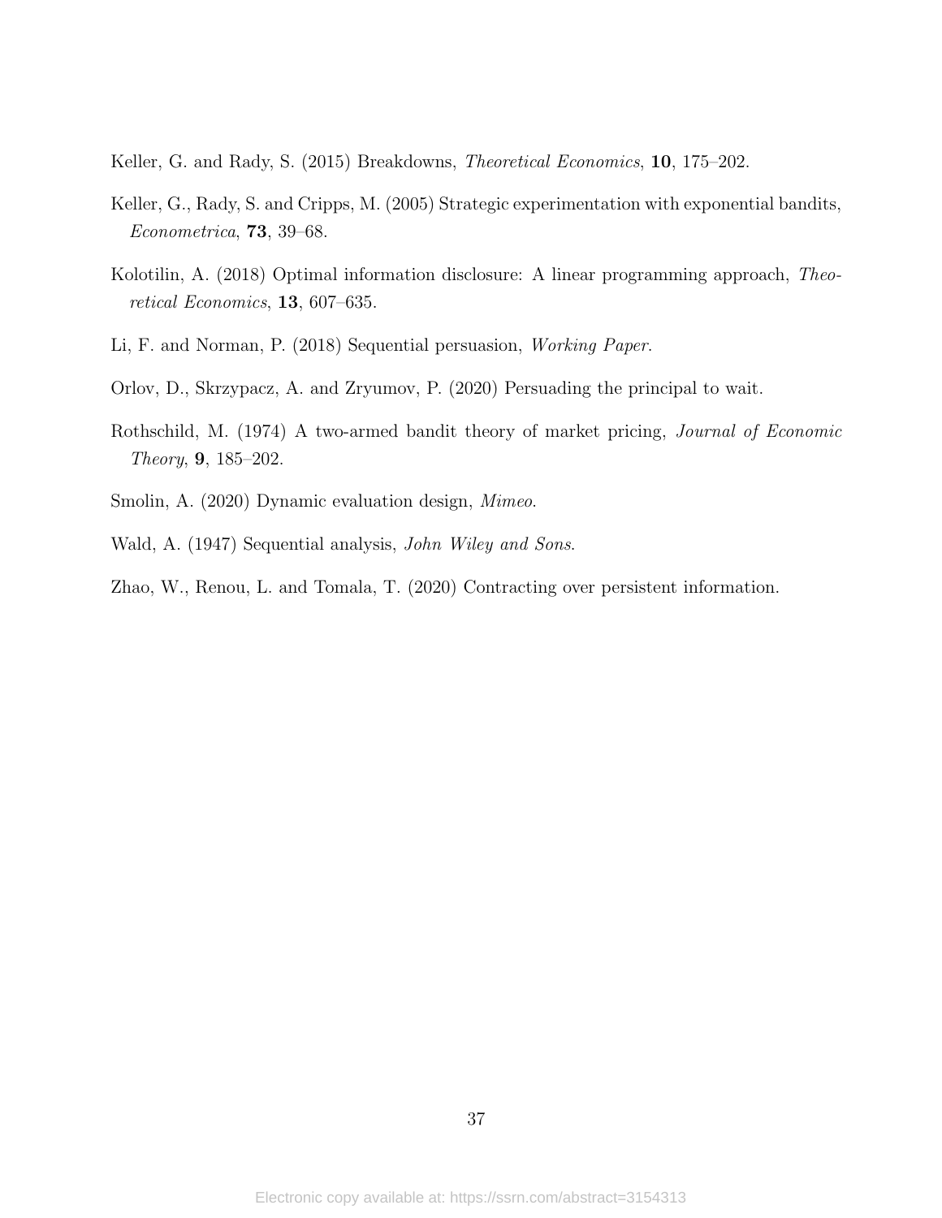Keller, G. and Rady, S. (2015) Breakdowns, *Theoretical Economics*, **10**, 175–202.

Keller, G., Rady, S. and Cripps, M. (2005) Strategic experimentation with exponential bandits, *Econometrica*, **73**, 39–68.

Kolotilin, A. (2018) Optimal information disclosure: A linear programming approach, *Theoretical Economics*, **13**, 607–635.

Li, F. and Norman, P. (2018) Sequential persuasion, *Working Paper*.

Orlov, D., Skrzypacz, A. and Zryumov, P. (2020) Persuading the principal to wait.

Rothschild, M. (1974) A two-armed bandit theory of market pricing, *Journal of Economic Theory*, **9**, 185–202.

Smolin, A. (2020) Dynamic evaluation design, *Mimeo*.

Wald, A. (1947) Sequential analysis, *John Wiley and Sons*.

Zhao, W., Renou, L. and Tomala, T. (2020) Contracting over persistent information.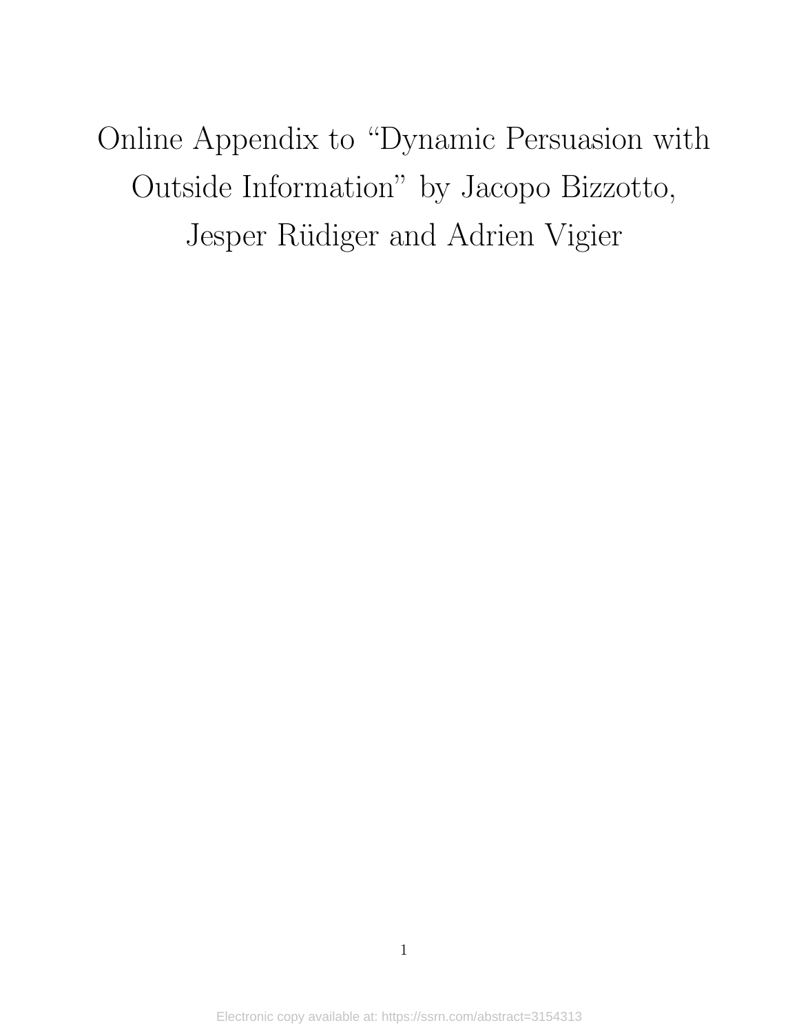# Online Appendix to "Dynamic Persuasion with Outside Information" by Jacopo Bizzotto, Jesper Rüdiger and Adrien Vigier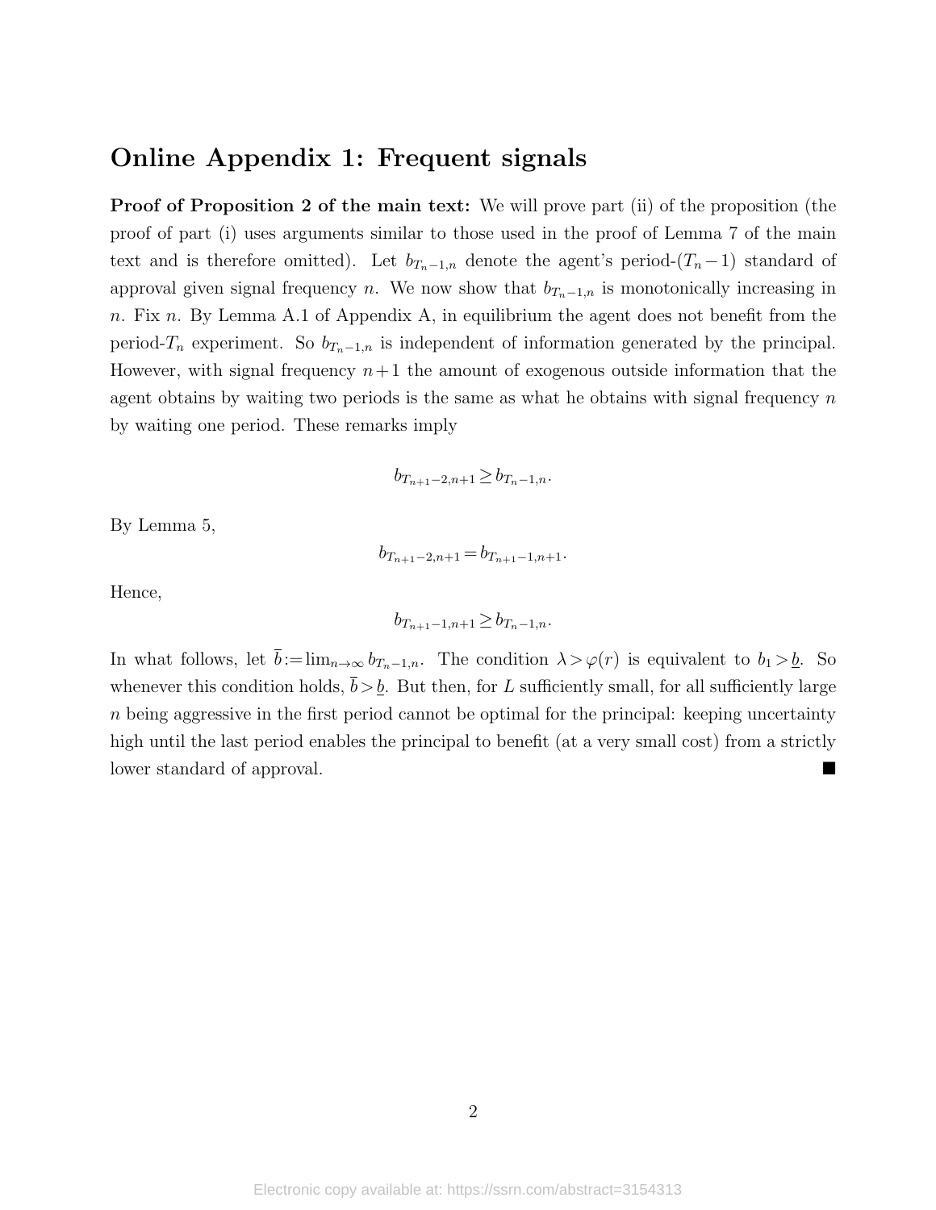# Online Appendix 1: Frequent signals

**Proof of Proposition 2 of the main text:** We will prove part (ii) of the proposition (the proof of part (i) uses arguments similar to those used in the proof of Lemma 7 of the main text and is therefore omitted). Let $b_{T_n-1,n}$ denote the agent's period-$(T_n-1)$ standard of approval given signal frequency $n$. We now show that $b_{T_n-1,n}$ is monotonically increasing in $n$. Fix $n$. By Lemma A.1 of Appendix A, in equilibrium the agent does not benefit from the period-$T_n$ experiment. So $b_{T_n-1,n}$ is independent of information generated by the principal. However, with signal frequency $n+1$ the amount of exogenous outside information that the agent obtains by waiting two periods is the same as what he obtains with signal frequency $n$ by waiting one period. These remarks imply

$$b_{T_{n+1}-2,n+1} \geq b_{T_n-1,n}.$$

By Lemma 5,

$$b_{T_{n+1}-2,n+1} = b_{T_{n+1}-1,n+1}.$$

Hence,

$$b_{T_{n+1}-1,n+1} \geq b_{T_n-1,n}.$$

In what follows, let $\overline{b} := \lim_{n\to\infty} b_{T_n-1,n}$. The condition $\lambda > \varphi(r)$ is equivalent to $b_1 > \underline{b}$. So whenever this condition holds, $\overline{b} > \underline{b}$. But then, for $L$ sufficiently small, for all sufficiently large $n$ being aggressive in the first period cannot be optimal for the principal: keeping uncertainty high until the last period enables the principal to benefit (at a very small cost) from a strictly lower standard of approval. ■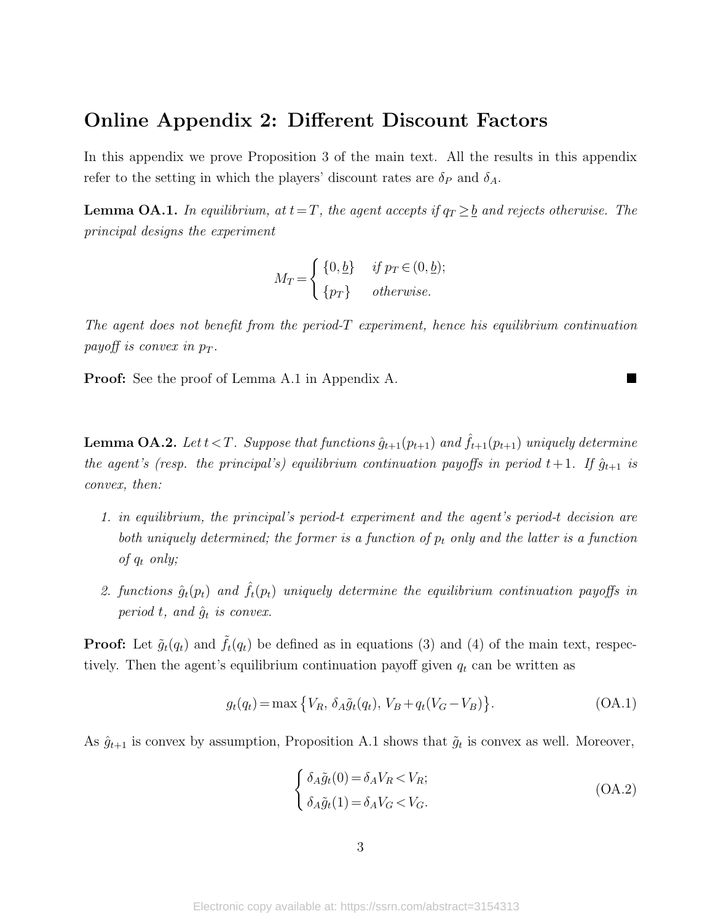# Online Appendix 2: Different Discount Factors

In this appendix we prove Proposition 3 of the main text. All the results in this appendix refer to the setting in which the players' discount rates are $\delta_P$ and $\delta_A$.

**Lemma OA.1.** *In equilibrium, at $t = T$, the agent accepts if $q_T \geq \underline{b}$ and rejects otherwise. The principal designs the experiment*

$$M_T = \begin{cases} \{0, \underline{b}\} & \text{if } p_T \in (0, \underline{b}); \\ \{p_T\} & \text{otherwise.} \end{cases}$$

*The agent does not benefit from the period-$T$ experiment, hence his equilibrium continuation payoff is convex in $p_T$.*

**Proof:** See the proof of Lemma A.1 in Appendix A. ■

**Lemma OA.2.** *Let $t < T$. Suppose that functions $\hat{g}_{t+1}(p_{t+1})$ and $\hat{f}_{t+1}(p_{t+1})$ uniquely determine the agent's (resp. the principal's) equilibrium continuation payoffs in period $t+1$. If $\hat{g}_{t+1}$ is convex, then:*

1. *in equilibrium, the principal's period-$t$ experiment and the agent's period-$t$ decision are both uniquely determined; the former is a function of $p_t$ only and the latter is a function of $q_t$ only;*
2. *functions $\hat{g}_t(p_t)$ and $\hat{f}_t(p_t)$ uniquely determine the equilibrium continuation payoffs in period $t$, and $\hat{g}_t$ is convex.*

**Proof:** Let $\tilde{g}_t(q_t)$ and $\tilde{f}_t(q_t)$ be defined as in equations (3) and (4) of the main text, respectively. Then the agent's equilibrium continuation payoff given $q_t$ can be written as

$$g_t(q_t) = \max\left\{V_R,\, \delta_A \tilde{g}_t(q_t),\, V_B + q_t(V_G - V_B)\right\}. \tag{OA.1}$$

As $\hat{g}_{t+1}$ is convex by assumption, Proposition A.1 shows that $\tilde{g}_t$ is convex as well. Moreover,

$$\begin{cases} \delta_A \tilde{g}_t(0) = \delta_A V_R < V_R; \\ \delta_A \tilde{g}_t(1) = \delta_A V_G < V_G. \end{cases} \tag{OA.2}$$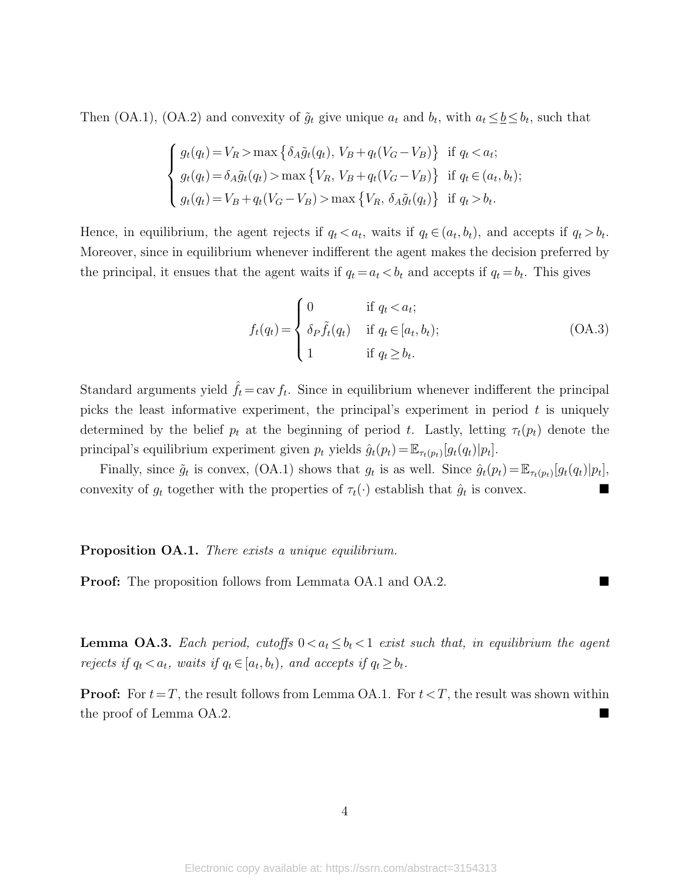Then (OA.1), (OA.2) and convexity of $\tilde{g}_t$ give unique $a_t$ and $b_t$, with $a_t \leq \underline{b} \leq b_t$, such that

$$\begin{cases} g_t(q_t) = V_R > \max\left\{\delta_A \tilde{g}_t(q_t),\ V_B + q_t(V_G - V_B)\right\} & \text{if } q_t < a_t; \\ g_t(q_t) = \delta_A \tilde{g}_t(q_t) > \max\left\{V_R,\ V_B + q_t(V_G - V_B)\right\} & \text{if } q_t \in (a_t, b_t); \\ g_t(q_t) = V_B + q_t(V_G - V_B) > \max\left\{V_R,\ \delta_A \tilde{g}_t(q_t)\right\} & \text{if } q_t > b_t. \end{cases}$$

Hence, in equilibrium, the agent rejects if $q_t < a_t$, waits if $q_t \in (a_t, b_t)$, and accepts if $q_t > b_t$. Moreover, since in equilibrium whenever indifferent the agent makes the decision preferred by the principal, it ensues that the agent waits if $q_t = a_t < b_t$ and accepts if $q_t = b_t$. This gives

$$f_t(q_t) = \begin{cases} 0 & \text{if } q_t < a_t; \\ \delta_P \tilde{f}_t(q_t) & \text{if } q_t \in [a_t, b_t); \\ 1 & \text{if } q_t \geq b_t. \end{cases} \tag{OA.3}$$

Standard arguments yield $\hat{f}_t = \operatorname{cav} f_t$. Since in equilibrium whenever indifferent the principal picks the least informative experiment, the principal's experiment in period $t$ is uniquely determined by the belief $p_t$ at the beginning of period $t$. Lastly, letting $\tau_t(p_t)$ denote the principal's equilibrium experiment given $p_t$ yields $\hat{g}_t(p_t) = \mathbb{E}_{\tau_t(p_t)}[g_t(q_t)|p_t]$.

Finally, since $\tilde{g}_t$ is convex, (OA.1) shows that $g_t$ is as well. Since $\hat{g}_t(p_t) = \mathbb{E}_{\tau_t(p_t)}[g_t(q_t)|p_t]$, convexity of $g_t$ together with the properties of $\tau_t(\cdot)$ establish that $\hat{g}_t$ is convex. ■

**Proposition OA.1.** *There exists a unique equilibrium.*

**Proof:** The proposition follows from Lemmata OA.1 and OA.2. ■

**Lemma OA.3.** *Each period, cutoffs $0 < a_t \leq b_t < 1$ exist such that, in equilibrium the agent rejects if $q_t < a_t$, waits if $q_t \in [a_t, b_t)$, and accepts if $q_t \geq b_t$.*

**Proof:** For $t = T$, the result follows from Lemma OA.1. For $t < T$, the result was shown within the proof of Lemma OA.2. ■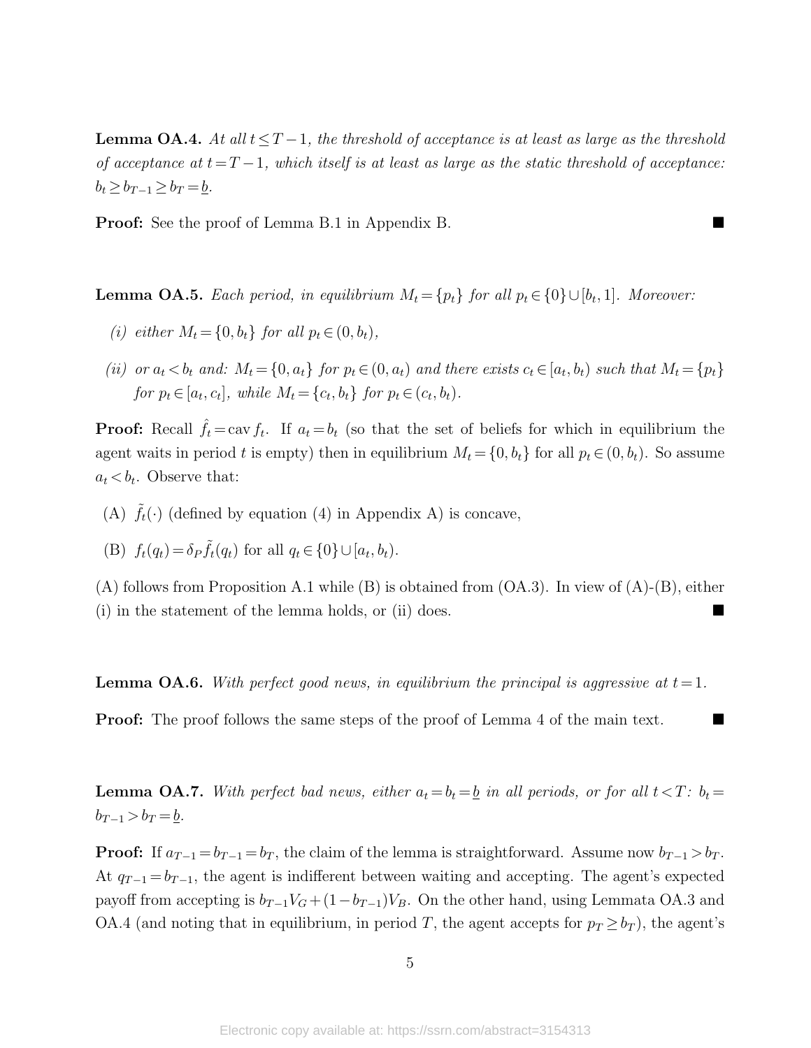**Lemma OA.4.** *At all $t \leq T-1$, the threshold of acceptance is at least as large as the threshold of acceptance at $t = T-1$, which itself is at least as large as the static threshold of acceptance: $b_t \geq b_{T-1} \geq b_T = \underline{b}$.*

**Proof:** See the proof of Lemma B.1 in Appendix B. ■

**Lemma OA.5.** *Each period, in equilibrium $M_t = \{p_t\}$ for all $p_t \in \{0\} \cup [b_t, 1]$. Moreover:*

*(i) either $M_t = \{0, b_t\}$ for all $p_t \in (0, b_t)$,*

*(ii) or $a_t < b_t$ and: $M_t = \{0, a_t\}$ for $p_t \in (0, a_t)$ and there exists $c_t \in [a_t, b_t)$ such that $M_t = \{p_t\}$ for $p_t \in [a_t, c_t]$, while $M_t = \{c_t, b_t\}$ for $p_t \in (c_t, b_t)$.*

**Proof:** Recall $\hat{f}_t = \text{cav}\, f_t$. If $a_t = b_t$ (so that the set of beliefs for which in equilibrium the agent waits in period $t$ is empty) then in equilibrium $M_t = \{0, b_t\}$ for all $p_t \in (0, b_t)$. So assume $a_t < b_t$. Observe that:

(A) $\tilde{f}_t(\cdot)$ (defined by equation (4) in Appendix A) is concave,

(B) $f_t(q_t) = \delta_P \tilde{f}_t(q_t)$ for all $q_t \in \{0\} \cup [a_t, b_t)$.

(A) follows from Proposition A.1 while (B) is obtained from (OA.3). In view of (A)-(B), either (i) in the statement of the lemma holds, or (ii) does. ■

**Lemma OA.6.** *With perfect good news, in equilibrium the principal is aggressive at $t = 1$.*

**Proof:** The proof follows the same steps of the proof of Lemma 4 of the main text. ■

**Lemma OA.7.** *With perfect bad news, either $a_t = b_t = \underline{b}$ in all periods, or for all $t < T$: $b_t = b_{T-1} > b_T = \underline{b}$.*

**Proof:** If $a_{T-1} = b_{T-1} = b_T$, the claim of the lemma is straightforward. Assume now $b_{T-1} > b_T$. At $q_{T-1} = b_{T-1}$, the agent is indifferent between waiting and accepting. The agent's expected payoff from accepting is $b_{T-1} V_G + (1 - b_{T-1}) V_B$. On the other hand, using Lemmata OA.3 and OA.4 (and noting that in equilibrium, in period $T$, the agent accepts for $p_T \geq b_T$), the agent's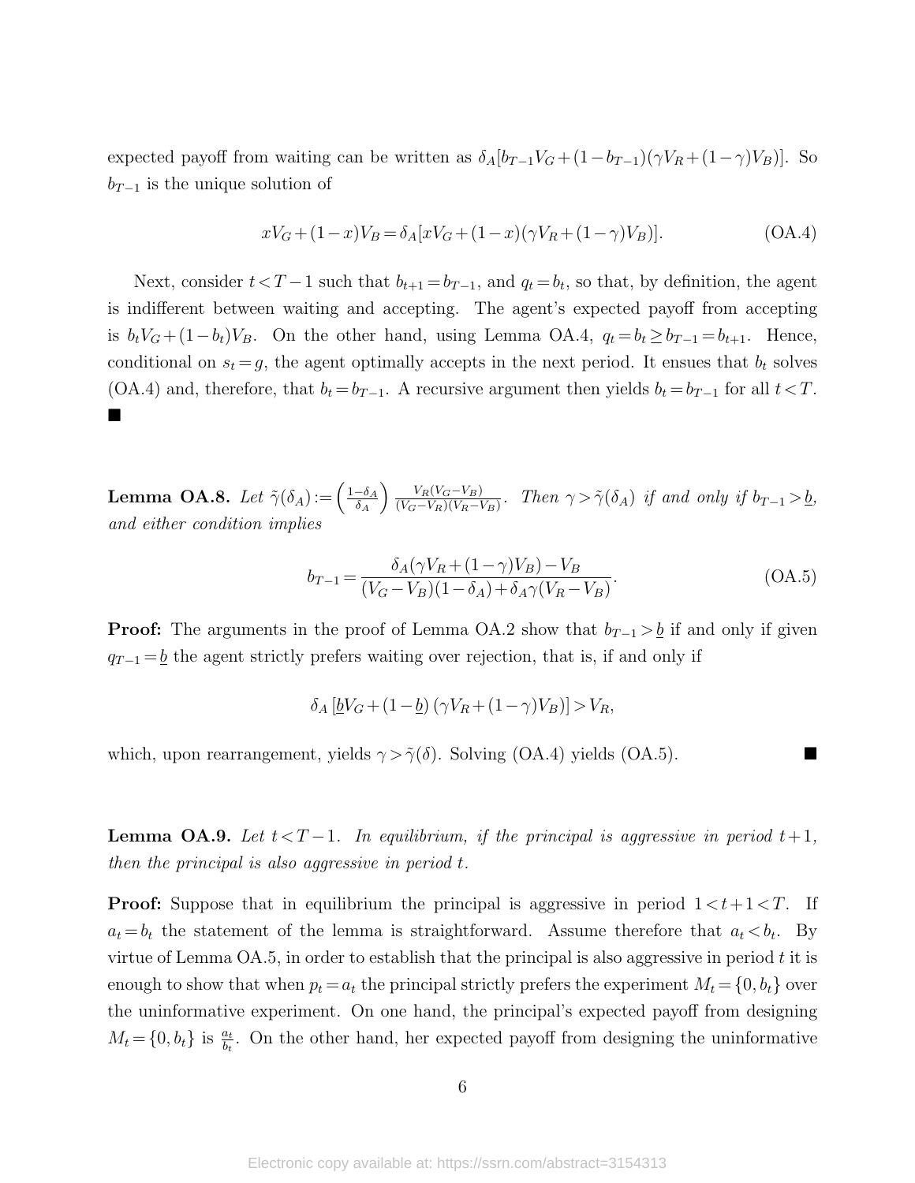expected payoff from waiting can be written as $\delta_A[b_{T-1}V_G+(1-b_{T-1})(\gamma V_R+(1-\gamma)V_B)]$. So $b_{T-1}$ is the unique solution of

$$xV_G+(1-x)V_B=\delta_A[xV_G+(1-x)(\gamma V_R+(1-\gamma)V_B)]. \tag{OA.4}$$

Next, consider $t<T-1$ such that $b_{t+1}=b_{T-1}$, and $q_t=b_t$, so that, by definition, the agent is indifferent between waiting and accepting. The agent's expected payoff from accepting is $b_tV_G+(1-b_t)V_B$. On the other hand, using Lemma OA.4, $q_t=b_t\geq b_{T-1}=b_{t+1}$. Hence, conditional on $s_t=g$, the agent optimally accepts in the next period. It ensues that $b_t$ solves (OA.4) and, therefore, that $b_t=b_{T-1}$. A recursive argument then yields $b_t=b_{T-1}$ for all $t<T$. ■

**Lemma OA.8.** *Let $\tilde{\gamma}(\delta_A):=\left(\frac{1-\delta_A}{\delta_A}\right)\frac{V_R(V_G-V_B)}{(V_G-V_R)(V_R-V_B)}$. Then $\gamma>\tilde{\gamma}(\delta_A)$ if and only if $b_{T-1}>\underline{b}$, and either condition implies*

$$b_{T-1}=\frac{\delta_A(\gamma V_R+(1-\gamma)V_B)-V_B}{(V_G-V_B)(1-\delta_A)+\delta_A\gamma(V_R-V_B)}. \tag{OA.5}$$

**Proof:** The arguments in the proof of Lemma OA.2 show that $b_{T-1}>\underline{b}$ if and only if given $q_{T-1}=\underline{b}$ the agent strictly prefers waiting over rejection, that is, if and only if

$$\delta_A\left[\underline{b}V_G+(1-\underline{b})\left(\gamma V_R+(1-\gamma)V_B\right)\right]>V_R,$$

which, upon rearrangement, yields $\gamma>\tilde{\gamma}(\delta)$. Solving (OA.4) yields (OA.5). ■

**Lemma OA.9.** *Let $t<T-1$. In equilibrium, if the principal is aggressive in period $t+1$, then the principal is also aggressive in period $t$.*

**Proof:** Suppose that in equilibrium the principal is aggressive in period $1<t+1<T$. If $a_t=b_t$ the statement of the lemma is straightforward. Assume therefore that $a_t<b_t$. By virtue of Lemma OA.5, in order to establish that the principal is also aggressive in period $t$ it is enough to show that when $p_t=a_t$ the principal strictly prefers the experiment $M_t=\{0,b_t\}$ over the uninformative experiment. On one hand, the principal's expected payoff from designing $M_t=\{0,b_t\}$ is $\frac{a_t}{b_t}$. On the other hand, her expected payoff from designing the uninformative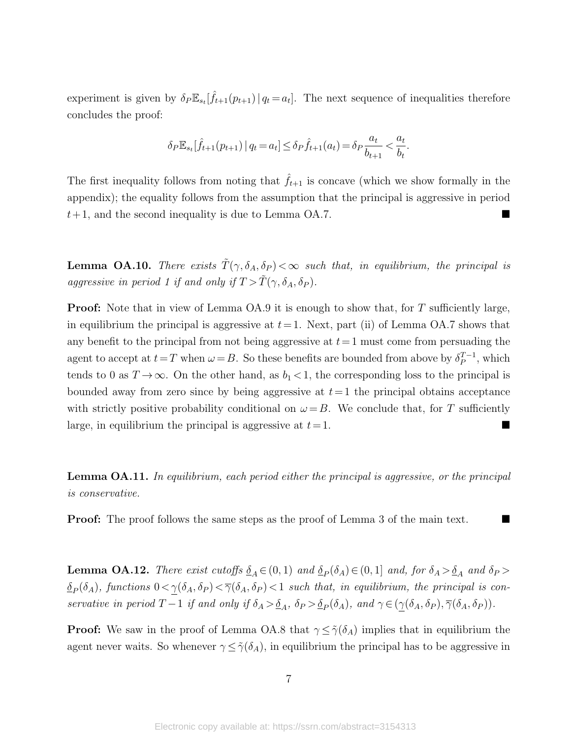experiment is given by $\delta_P \mathbb{E}_{s_t}[\hat{f}_{t+1}(p_{t+1}) \,|\, q_t = a_t]$. The next sequence of inequalities therefore concludes the proof:

$$\delta_P \mathbb{E}_{s_t}[\hat{f}_{t+1}(p_{t+1}) \,|\, q_t = a_t] \leq \delta_P \hat{f}_{t+1}(a_t) = \delta_P \frac{a_t}{b_{t+1}} < \frac{a_t}{b_t}.$$

The first inequality follows from noting that $\hat{f}_{t+1}$ is concave (which we show formally in the appendix); the equality follows from the assumption that the principal is aggressive in period $t+1$, and the second inequality is due to Lemma OA.7. ■

**Lemma OA.10.** *There exists $\tilde{T}(\gamma, \delta_A, \delta_P) < \infty$ such that, in equilibrium, the principal is aggressive in period 1 if and only if $T > \tilde{T}(\gamma, \delta_A, \delta_P)$.*

**Proof:** Note that in view of Lemma OA.9 it is enough to show that, for $T$ sufficiently large, in equilibrium the principal is aggressive at $t = 1$. Next, part (ii) of Lemma OA.7 shows that any benefit to the principal from not being aggressive at $t = 1$ must come from persuading the agent to accept at $t = T$ when $\omega = B$. So these benefits are bounded from above by $\delta_P^{T-1}$, which tends to 0 as $T \to \infty$. On the other hand, as $b_1 < 1$, the corresponding loss to the principal is bounded away from zero since by being aggressive at $t = 1$ the principal obtains acceptance with strictly positive probability conditional on $\omega = B$. We conclude that, for $T$ sufficiently large, in equilibrium the principal is aggressive at $t = 1$. ■

**Lemma OA.11.** *In equilibrium, each period either the principal is aggressive, or the principal is conservative.*

**Proof:** The proof follows the same steps as the proof of Lemma 3 of the main text. ■

**Lemma OA.12.** *There exist cutoffs $\underline{\delta}_A \in (0,1)$ and $\underline{\delta}_P(\delta_A) \in (0,1]$ and, for $\delta_A > \underline{\delta}_A$ and $\delta_P > \underline{\delta}_P(\delta_A)$, functions $0 < \underline{\gamma}(\delta_A, \delta_P) < \overline{\gamma}(\delta_A, \delta_P) < 1$ such that, in equilibrium, the principal is conservative in period $T-1$ if and only if $\delta_A > \underline{\delta}_A$, $\delta_P > \underline{\delta}_P(\delta_A)$, and $\gamma \in (\underline{\gamma}(\delta_A, \delta_P), \overline{\gamma}(\delta_A, \delta_P))$.*

**Proof:** We saw in the proof of Lemma OA.8 that $\gamma \leq \tilde{\gamma}(\delta_A)$ implies that in equilibrium the agent never waits. So whenever $\gamma \leq \tilde{\gamma}(\delta_A)$, in equilibrium the principal has to be aggressive in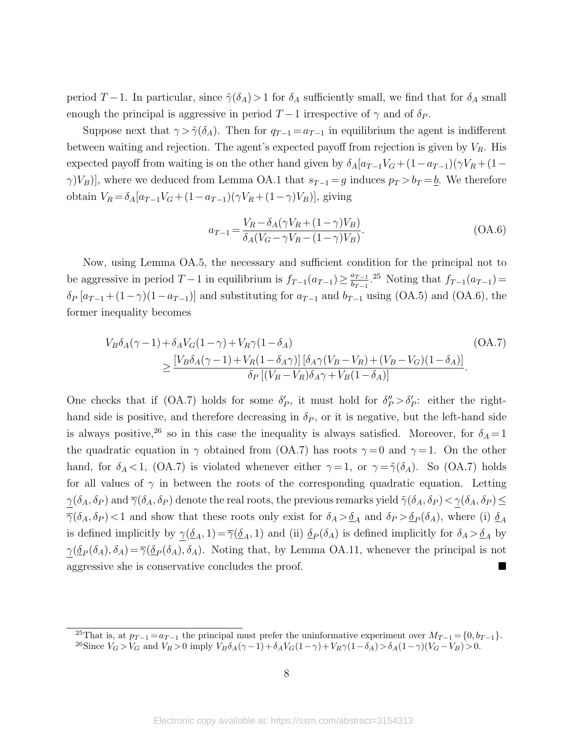period $T-1$. In particular, since $\tilde{\gamma}(\delta_A) > 1$ for $\delta_A$ sufficiently small, we find that for $\delta_A$ small enough the principal is aggressive in period $T-1$ irrespective of $\gamma$ and of $\delta_P$.

Suppose next that $\gamma > \tilde{\gamma}(\delta_A)$. Then for $q_{T-1} = a_{T-1}$ in equilibrium the agent is indifferent between waiting and rejection. The agent's expected payoff from rejection is given by $V_R$. His expected payoff from waiting is on the other hand given by $\delta_A[a_{T-1}V_G + (1-a_{T-1})(\gamma V_R + (1-\gamma)V_B)]$, where we deduced from Lemma OA.1 that $s_{T-1} = g$ induces $p_T > b_T = \underline{b}$. We therefore obtain $V_R = \delta_A[a_{T-1}V_G + (1-a_{T-1})(\gamma V_R + (1-\gamma)V_B)]$, giving

$$a_{T-1} = \frac{V_R - \delta_A(\gamma V_R + (1-\gamma)V_B)}{\delta_A(V_G - \gamma V_R - (1-\gamma)V_B)}. \tag{OA.6}$$

Now, using Lemma OA.5, the necessary and sufficient condition for the principal not to be aggressive in period $T-1$ in equilibrium is $f_{T-1}(a_{T-1}) \geq \frac{a_{T-1}}{b_{T-1}}$.[25] Noting that $f_{T-1}(a_{T-1}) = \delta_P\left[a_{T-1} + (1-\gamma)(1-a_{T-1})\right]$ and substituting for $a_{T-1}$ and $b_{T-1}$ using (OA.5) and (OA.6), the former inequality becomes

$$\begin{aligned} &V_B\delta_A(\gamma-1) + \delta_A V_G(1-\gamma) + V_R\gamma(1-\delta_A) \\ &\qquad \geq \frac{\left[V_B\delta_A(\gamma-1) + V_R(1-\delta_A\gamma)\right]\left[\delta_A\gamma(V_B - V_R) + (V_B - V_G)(1-\delta_A)\right]}{\delta_P\left[(V_B - V_R)\delta_A\gamma + V_B(1-\delta_A)\right]}. \end{aligned} \tag{OA.7}$$

One checks that if (OA.7) holds for some $\delta'_P$, it must hold for $\delta''_P > \delta'_P$: either the right-hand side is positive, and therefore decreasing in $\delta_P$, or it is negative, but the left-hand side is always positive,[26] so in this case the inequality is always satisfied. Moreover, for $\delta_A = 1$ the quadratic equation in $\gamma$ obtained from (OA.7) has roots $\gamma = 0$ and $\gamma = 1$. On the other hand, for $\delta_A < 1$, (OA.7) is violated whenever either $\gamma = 1$, or $\gamma = \tilde{\gamma}(\delta_A)$. So (OA.7) holds for all values of $\gamma$ in between the roots of the corresponding quadratic equation. Letting $\underline{\gamma}(\delta_A, \delta_P)$ and $\overline{\gamma}(\delta_A, \delta_P)$ denote the real roots, the previous remarks yield $\tilde{\gamma}(\delta_A, \delta_P) < \underline{\gamma}(\delta_A, \delta_P) \leq \overline{\gamma}(\delta_A, \delta_P) < 1$ and show that these roots only exist for $\delta_A > \underline{\delta}_A$ and $\delta_P > \underline{\delta}_P(\delta_A)$, where (i) $\underline{\delta}_A$ is defined implicitly by $\underline{\gamma}(\underline{\delta}_A, 1) = \overline{\gamma}(\underline{\delta}_A, 1)$ and (ii) $\underline{\delta}_P(\delta_A)$ is defined implicitly for $\delta_A > \underline{\delta}_A$ by $\underline{\gamma}(\underline{\delta}_P(\delta_A), \delta_A) = \overline{\gamma}(\underline{\delta}_P(\delta_A), \delta_A)$. Noting that, by Lemma OA.11, whenever the principal is not aggressive she is conservative concludes the proof. ■

---

[25] That is, at $p_{T-1} = a_{T-1}$ the principal must prefer the uninformative experiment over $M_{T-1} = \{0, b_{T-1}\}$.

[26] Since $V_G > V_G$ and $V_R > 0$ imply $V_B\delta_A(\gamma-1) + \delta_A V_G(1-\gamma) + V_R\gamma(1-\delta_A) > \delta_A(1-\gamma)(V_G - V_B) > 0$.